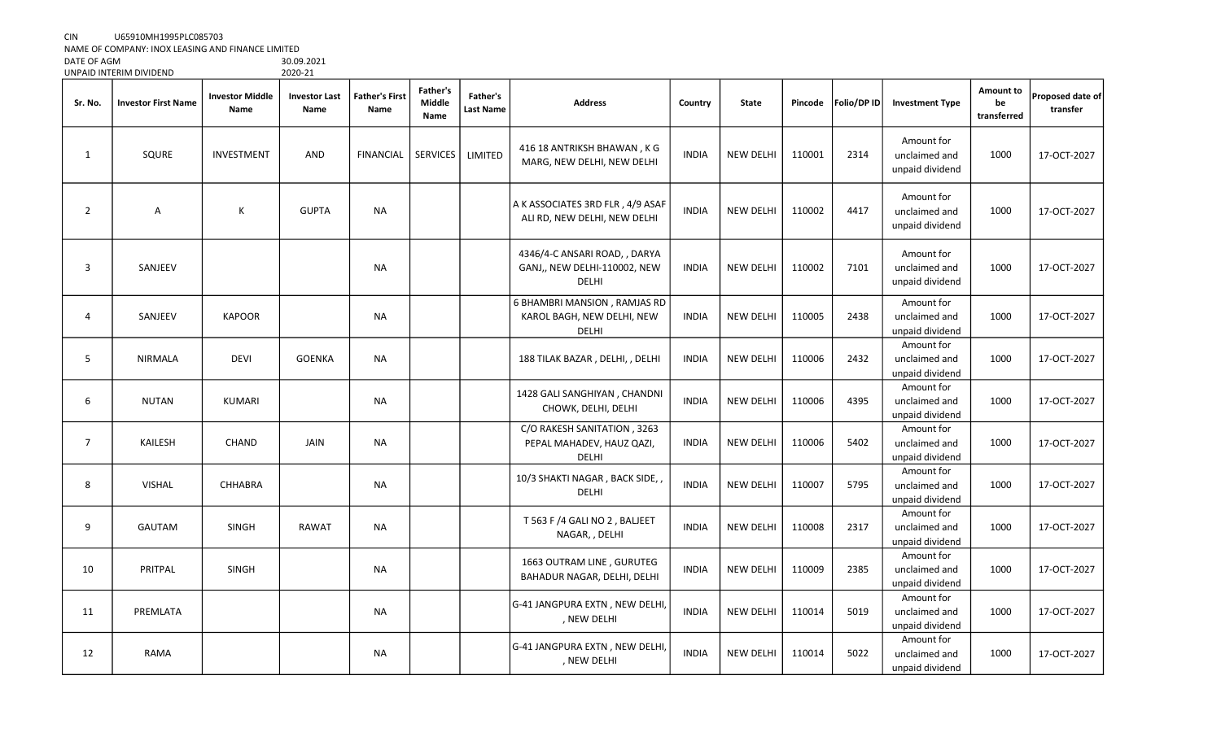CIN U65910MH1995PLC085703
NAME OF COMPANY: INOX LEASING AND FINANCE LIMITED
DATE OF AGM 30.09.2021
UNPAID INTERIM DIVIDEND 2020-21

| Sr. No. | Investor First Name | Investor Middle Name | Investor Last Name | Father's First Name | Father's Middle Name | Father's Last Name | Address | Country | State | Pincode | Folio/DP ID | Investment Type | Amount to be transferred | Proposed date of transfer |
|---|---|---|---|---|---|---|---|---|---|---|---|---|---|---|
| 1 | SQURE | INVESTMENT | AND | FINANCIAL | SERVICES | LIMITED | 416 18 ANTRIKSH BHAWAN , K G MARG, NEW DELHI, NEW DELHI | INDIA | NEW DELHI | 110001 | 2314 | Amount for unclaimed and unpaid dividend | 1000 | 17-OCT-2027 |
| 2 | A | K | GUPTA | NA | | | A K ASSOCIATES 3RD FLR , 4/9 ASAF ALI RD, NEW DELHI, NEW DELHI | INDIA | NEW DELHI | 110002 | 4417 | Amount for unclaimed and unpaid dividend | 1000 | 17-OCT-2027 |
| 3 | SANJEEV | | | NA | | | 4346/4-C ANSARI ROAD, , DARYA GANJ,, NEW DELHI-110002, NEW DELHI | INDIA | NEW DELHI | 110002 | 7101 | Amount for unclaimed and unpaid dividend | 1000 | 17-OCT-2027 |
| 4 | SANJEEV | KAPOOR | | NA | | | 6 BHAMBRI MANSION , RAMJAS RD KAROL BAGH, NEW DELHI, NEW DELHI | INDIA | NEW DELHI | 110005 | 2438 | Amount for unclaimed and unpaid dividend | 1000 | 17-OCT-2027 |
| 5 | NIRMALA | DEVI | GOENKA | NA | | | 188 TILAK BAZAR , DELHI, , DELHI | INDIA | NEW DELHI | 110006 | 2432 | Amount for unclaimed and unpaid dividend | 1000 | 17-OCT-2027 |
| 6 | NUTAN | KUMARI | | NA | | | 1428 GALI SANGHIYAN , CHANDNI CHOWK, DELHI, DELHI | INDIA | NEW DELHI | 110006 | 4395 | Amount for unclaimed and unpaid dividend | 1000 | 17-OCT-2027 |
| 7 | KAILESH | CHAND | JAIN | NA | | | C/O RAKESH SANITATION , 3263 PEPAL MAHADEV, HAUZ QAZI, DELHI | INDIA | NEW DELHI | 110006 | 5402 | Amount for unclaimed and unpaid dividend | 1000 | 17-OCT-2027 |
| 8 | VISHAL | CHHABRA | | NA | | | 10/3 SHAKTI NAGAR , BACK SIDE, , DELHI | INDIA | NEW DELHI | 110007 | 5795 | Amount for unclaimed and unpaid dividend | 1000 | 17-OCT-2027 |
| 9 | GAUTAM | SINGH | RAWAT | NA | | | T 563 F /4 GALI NO 2 , BALJEET NAGAR, , DELHI | INDIA | NEW DELHI | 110008 | 2317 | Amount for unclaimed and unpaid dividend | 1000 | 17-OCT-2027 |
| 10 | PRITPAL | SINGH | | NA | | | 1663 OUTRAM LINE , GURUTEG BAHADUR NAGAR, DELHI, DELHI | INDIA | NEW DELHI | 110009 | 2385 | Amount for unclaimed and unpaid dividend | 1000 | 17-OCT-2027 |
| 11 | PREMLATA | | | NA | | | G-41 JANGPURA EXTN , NEW DELHI, , NEW DELHI | INDIA | NEW DELHI | 110014 | 5019 | Amount for unclaimed and unpaid dividend | 1000 | 17-OCT-2027 |
| 12 | RAMA | | | NA | | | G-41 JANGPURA EXTN , NEW DELHI, , NEW DELHI | INDIA | NEW DELHI | 110014 | 5022 | Amount for unclaimed and unpaid dividend | 1000 | 17-OCT-2027 |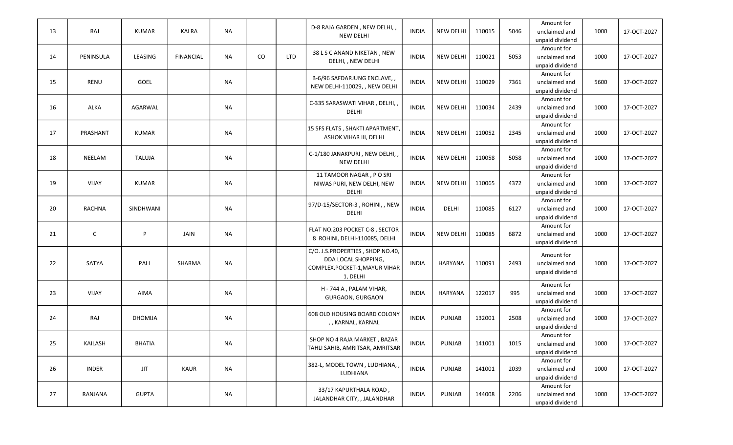| 13 | RAJ | KUMAR | KALRA | NA | | | D-8 RAJA GARDEN , NEW DELHI, , NEW DELHI | INDIA | NEW DELHI | 110015 | 5046 | Amount for unclaimed and unpaid dividend | 1000 | 17-OCT-2027 |
|---|---|---|---|---|---|---|---|---|---|---|---|---|---|---|
| 14 | PENINSULA | LEASING | FINANCIAL | NA | CO | LTD | 38 L S C ANAND NIKETAN , NEW DELHI, , NEW DELHI | INDIA | NEW DELHI | 110021 | 5053 | Amount for unclaimed and unpaid dividend | 1000 | 17-OCT-2027 |
| 15 | RENU | GOEL | | NA | | | B-6/96 SAFDARJUNG ENCLAVE, , NEW DELHI-110029, , NEW DELHI | INDIA | NEW DELHI | 110029 | 7361 | Amount for unclaimed and unpaid dividend | 5600 | 17-OCT-2027 |
| 16 | ALKA | AGARWAL | | NA | | | C-335 SARASWATI VIHAR , DELHI, , DELHI | INDIA | NEW DELHI | 110034 | 2439 | Amount for unclaimed and unpaid dividend | 1000 | 17-OCT-2027 |
| 17 | PRASHANT | KUMAR | | NA | | | 15 SFS FLATS , SHAKTI APARTMENT, ASHOK VIHAR III, DELHI | INDIA | NEW DELHI | 110052 | 2345 | Amount for unclaimed and unpaid dividend | 1000 | 17-OCT-2027 |
| 18 | NEELAM | TALUJA | | NA | | | C-1/180 JANAKPURI , NEW DELHI, , NEW DELHI | INDIA | NEW DELHI | 110058 | 5058 | Amount for unclaimed and unpaid dividend | 1000 | 17-OCT-2027 |
| 19 | VIJAY | KUMAR | | NA | | | 11 TAMOOR NAGAR , P O SRI NIWAS PURI, NEW DELHI, NEW DELHI | INDIA | NEW DELHI | 110065 | 4372 | Amount for unclaimed and unpaid dividend | 1000 | 17-OCT-2027 |
| 20 | RACHNA | SINDHWANI | | NA | | | 97/D-15/SECTOR-3 , ROHINI, , NEW DELHI | INDIA | DELHI | 110085 | 6127 | Amount for unclaimed and unpaid dividend | 1000 | 17-OCT-2027 |
| 21 | C | P | JAIN | NA | | | FLAT NO.203 POCKET C-8 , SECTOR 8 ROHINI, DELHI-110085, DELHI | INDIA | NEW DELHI | 110085 | 6872 | Amount for unclaimed and unpaid dividend | 1000 | 17-OCT-2027 |
| 22 | SATYA | PALL | SHARMA | NA | | | C/O. J.S.PROPERTIES , SHOP NO.40, DDA LOCAL SHOPPING, COMPLEX,POCKET-1,MAYUR VIHAR 1, DELHI | INDIA | HARYANA | 110091 | 2493 | Amount for unclaimed and unpaid dividend | 1000 | 17-OCT-2027 |
| 23 | VIJAY | AIMA | | NA | | | H - 744 A , PALAM VIHAR, GURGAON, GURGAON | INDIA | HARYANA | 122017 | 995 | Amount for unclaimed and unpaid dividend | 1000 | 17-OCT-2027 |
| 24 | RAJ | DHOMIJA | | NA | | | 608 OLD HOUSING BOARD COLONY , , KARNAL, KARNAL | INDIA | PUNJAB | 132001 | 2508 | Amount for unclaimed and unpaid dividend | 1000 | 17-OCT-2027 |
| 25 | KAILASH | BHATIA | | NA | | | SHOP NO 4 RAJA MARKET , BAZAR TAHLI SAHIB, AMRITSAR, AMRITSAR | INDIA | PUNJAB | 141001 | 1015 | Amount for unclaimed and unpaid dividend | 1000 | 17-OCT-2027 |
| 26 | INDER | JIT | KAUR | NA | | | 382-L, MODEL TOWN , LUDHIANA, , LUDHIANA | INDIA | PUNJAB | 141001 | 2039 | Amount for unclaimed and unpaid dividend | 1000 | 17-OCT-2027 |
| 27 | RANJANA | GUPTA | | NA | | | 33/17 KAPURTHALA ROAD , JALANDHAR CITY, , JALANDHAR | INDIA | PUNJAB | 144008 | 2206 | Amount for unclaimed and unpaid dividend | 1000 | 17-OCT-2027 |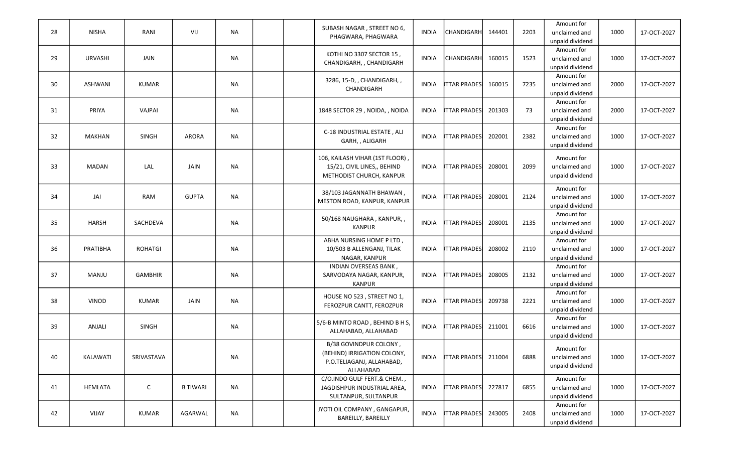| | | | | | | | | | | | | | | |
|---|---|---|---|---|---|---|---|---|---|---|---|---|---|---|
| 28 | NISHA | RANI | VIJ | NA | | | SUBASH NAGAR , STREET NO 6, PHAGWARA, PHAGWARA | INDIA | CHANDIGARH | 144401 | 2203 | Amount for unclaimed and unpaid dividend | 1000 | 17-OCT-2027 |
| 29 | URVASHI | JAIN | | NA | | | KOTHI NO 3307 SECTOR 15 , CHANDIGARH, , CHANDIGARH | INDIA | CHANDIGARH | 160015 | 1523 | Amount for unclaimed and unpaid dividend | 1000 | 17-OCT-2027 |
| 30 | ASHWANI | KUMAR | | NA | | | 3286, 15-D, , CHANDIGARH, , CHANDIGARH | INDIA | ITTAR PRADES | 160015 | 7235 | Amount for unclaimed and unpaid dividend | 2000 | 17-OCT-2027 |
| 31 | PRIYA | VAJPAI | | NA | | | 1848 SECTOR 29 , NOIDA, , NOIDA | INDIA | ITTAR PRADES | 201303 | 73 | Amount for unclaimed and unpaid dividend | 2000 | 17-OCT-2027 |
| 32 | MAKHAN | SINGH | ARORA | NA | | | C-18 INDUSTRIAL ESTATE , ALI GARH, , ALIGARH | INDIA | ITTAR PRADES | 202001 | 2382 | Amount for unclaimed and unpaid dividend | 1000 | 17-OCT-2027 |
| 33 | MADAN | LAL | JAIN | NA | | | 106, KAILASH VIHAR (1ST FLOOR) , 15/21, CIVIL LINES,, BEHIND METHODIST CHURCH, KANPUR | INDIA | ITTAR PRADES | 208001 | 2099 | Amount for unclaimed and unpaid dividend | 1000 | 17-OCT-2027 |
| 34 | JAI | RAM | GUPTA | NA | | | 38/103 JAGANNATH BHAWAN , MESTON ROAD, KANPUR, KANPUR | INDIA | ITTAR PRADES | 208001 | 2124 | Amount for unclaimed and unpaid dividend | 1000 | 17-OCT-2027 |
| 35 | HARSH | SACHDEVA | | NA | | | 50/168 NAUGHARA , KANPUR, , KANPUR | INDIA | ITTAR PRADES | 208001 | 2135 | Amount for unclaimed and unpaid dividend | 1000 | 17-OCT-2027 |
| 36 | PRATIBHA | ROHATGI | | NA | | | ABHA NURSING HOME P LTD , 10/503 B ALLENGANJ, TILAK NAGAR, KANPUR | INDIA | ITTAR PRADES | 208002 | 2110 | Amount for unclaimed and unpaid dividend | 1000 | 17-OCT-2027 |
| 37 | MANJU | GAMBHIR | | NA | | | INDIAN OVERSEAS BANK , SARVODAYA NAGAR, KANPUR, KANPUR | INDIA | ITTAR PRADES | 208005 | 2132 | Amount for unclaimed and unpaid dividend | 1000 | 17-OCT-2027 |
| 38 | VINOD | KUMAR | JAIN | NA | | | HOUSE NO 523 , STREET NO 1, FEROZPUR CANTT, FEROZPUR | INDIA | ITTAR PRADES | 209738 | 2221 | Amount for unclaimed and unpaid dividend | 1000 | 17-OCT-2027 |
| 39 | ANJALI | SINGH | | NA | | | 5/6-B MINTO ROAD , BEHIND B H S, ALLAHABAD, ALLAHABAD | INDIA | ITTAR PRADES | 211001 | 6616 | Amount for unclaimed and unpaid dividend | 1000 | 17-OCT-2027 |
| 40 | KALAWATI | SRIVASTAVA | | NA | | | B/38 GOVINDPUR COLONY , (BEHIND) IRRIGATION COLONY, P.O.TELIAGANJ, ALLAHABAD, ALLAHABAD | INDIA | ITTAR PRADES | 211004 | 6888 | Amount for unclaimed and unpaid dividend | 1000 | 17-OCT-2027 |
| 41 | HEMLATA | C | B TIWARI | NA | | | C/O.INDO GULF FERT.& CHEM. , JAGDISHPUR INDUSTRIAL AREA, SULTANPUR, SULTANPUR | INDIA | ITTAR PRADES | 227817 | 6855 | Amount for unclaimed and unpaid dividend | 1000 | 17-OCT-2027 |
| 42 | VIJAY | KUMAR | AGARWAL | NA | | | JYOTI OIL COMPANY , GANGAPUR, BAREILLY, BAREILLY | INDIA | ITTAR PRADES | 243005 | 2408 | Amount for unclaimed and unpaid dividend | 1000 | 17-OCT-2027 |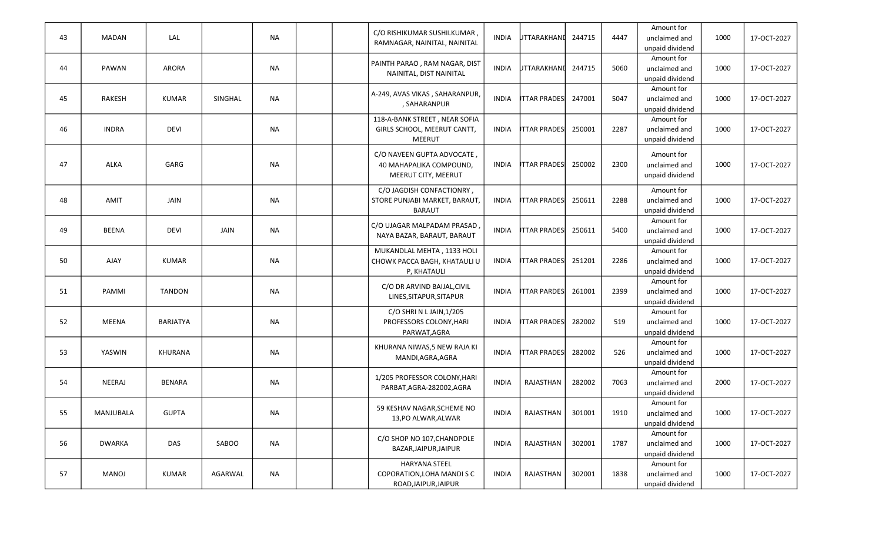| | | | | | | | | | | | | | | |
|---|---|---|---|---|---|---|---|---|---|---|---|---|---|---|
| 43 | MADAN | LAL | | NA | | | C/O RISHIKUMAR SUSHILKUMAR , RAMNAGAR, NAINITAL, NAINITAL | INDIA | UTTARAKHAND | 244715 | 4447 | Amount for unclaimed and unpaid dividend | 1000 | 17-OCT-2027 |
| 44 | PAWAN | ARORA | | NA | | | PAINTH PARAO , RAM NAGAR, DIST NAINITAL, DIST NAINITAL | INDIA | UTTARAKHAND | 244715 | 5060 | Amount for unclaimed and unpaid dividend | 1000 | 17-OCT-2027 |
| 45 | RAKESH | KUMAR | SINGHAL | NA | | | A-249, AVAS VIKAS , SAHARANPUR, , SAHARANPUR | INDIA | UTTAR PRADESH | 247001 | 5047 | Amount for unclaimed and unpaid dividend | 1000 | 17-OCT-2027 |
| 46 | INDRA | DEVI | | NA | | | 118-A-BANK STREET , NEAR SOFIA GIRLS SCHOOL, MEERUT CANTT, MEERUT | INDIA | UTTAR PRADESH | 250001 | 2287 | Amount for unclaimed and unpaid dividend | 1000 | 17-OCT-2027 |
| 47 | ALKA | GARG | | NA | | | C/O NAVEEN GUPTA ADVOCATE , 40 MAHAPALIKA COMPOUND, MEERUT CITY, MEERUT | INDIA | UTTAR PRADESH | 250002 | 2300 | Amount for unclaimed and unpaid dividend | 1000 | 17-OCT-2027 |
| 48 | AMIT | JAIN | | NA | | | C/O JAGDISH CONFACTIONRY , STORE PUNJABI MARKET, BARAUT, BARAUT | INDIA | UTTAR PRADESH | 250611 | 2288 | Amount for unclaimed and unpaid dividend | 1000 | 17-OCT-2027 |
| 49 | BEENA | DEVI | JAIN | NA | | | C/O UJAGAR MALPADAM PRASAD , NAYA BAZAR, BARAUT, BARAUT | INDIA | UTTAR PRADESH | 250611 | 5400 | Amount for unclaimed and unpaid dividend | 1000 | 17-OCT-2027 |
| 50 | AJAY | KUMAR | | NA | | | MUKANDLAL MEHTA , 1133 HOLI CHOWK PACCA BAGH, KHATAULI U P, KHATAULI | INDIA | UTTAR PRADESH | 251201 | 2286 | Amount for unclaimed and unpaid dividend | 1000 | 17-OCT-2027 |
| 51 | PAMMI | TANDON | | NA | | | C/O DR ARVIND BAIJAL,CIVIL LINES,SITAPUR,SITAPUR | INDIA | UTTAR PARDESH | 261001 | 2399 | Amount for unclaimed and unpaid dividend | 1000 | 17-OCT-2027 |
| 52 | MEENA | BARJATYA | | NA | | | C/O SHRI N L JAIN,1/205 PROFESSORS COLONY,HARI PARWAT,AGRA | INDIA | UTTAR PRADESH | 282002 | 519 | Amount for unclaimed and unpaid dividend | 1000 | 17-OCT-2027 |
| 53 | YASWIN | KHURANA | | NA | | | KHURANA NIWAS,5 NEW RAJA KI MANDI,AGRA,AGRA | INDIA | UTTAR PRADESH | 282002 | 526 | Amount for unclaimed and unpaid dividend | 1000 | 17-OCT-2027 |
| 54 | NEERAJ | BENARA | | NA | | | 1/205 PROFESSOR COLONY,HARI PARBAT,AGRA-282002,AGRA | INDIA | RAJASTHAN | 282002 | 7063 | Amount for unclaimed and unpaid dividend | 2000 | 17-OCT-2027 |
| 55 | MANJUBALA | GUPTA | | NA | | | 59 KESHAV NAGAR,SCHEME NO 13,PO ALWAR,ALWAR | INDIA | RAJASTHAN | 301001 | 1910 | Amount for unclaimed and unpaid dividend | 1000 | 17-OCT-2027 |
| 56 | DWARKA | DAS | SABOO | NA | | | C/O SHOP NO 107,CHANDPOLE BAZAR,JAIPUR,JAIPUR | INDIA | RAJASTHAN | 302001 | 1787 | Amount for unclaimed and unpaid dividend | 1000 | 17-OCT-2027 |
| 57 | MANOJ | KUMAR | AGARWAL | NA | | | HARYANA STEEL COPORATION,LOHA MANDI S C ROAD,JAIPUR,JAIPUR | INDIA | RAJASTHAN | 302001 | 1838 | Amount for unclaimed and unpaid dividend | 1000 | 17-OCT-2027 |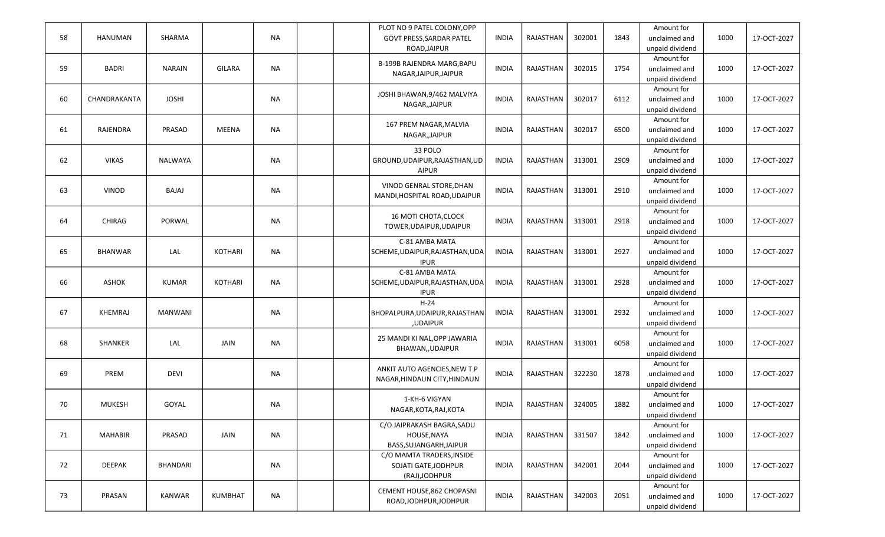| | | | | | | | | | | | | | | |
|---|---|---|---|---|---|---|---|---|---|---|---|---|---|---|
| 58 | HANUMAN | SHARMA | | NA | | | PLOT NO 9 PATEL COLONY,OPP GOVT PRESS,SARDAR PATEL ROAD,JAIPUR | INDIA | RAJASTHAN | 302001 | 1843 | Amount for unclaimed and unpaid dividend | 1000 | 17-OCT-2027 |
| 59 | BADRI | NARAIN | GILARA | NA | | | B-199B RAJENDRA MARG,BAPU NAGAR,JAIPUR,JAIPUR | INDIA | RAJASTHAN | 302015 | 1754 | Amount for unclaimed and unpaid dividend | 1000 | 17-OCT-2027 |
| 60 | CHANDRAKANTA | JOSHI | | NA | | | JOSHI BHAWAN,9/462 MALVIYA NAGAR,,JAIPUR | INDIA | RAJASTHAN | 302017 | 6112 | Amount for unclaimed and unpaid dividend | 1000 | 17-OCT-2027 |
| 61 | RAJENDRA | PRASAD | MEENA | NA | | | 167 PREM NAGAR,MALVIA NAGAR,,JAIPUR | INDIA | RAJASTHAN | 302017 | 6500 | Amount for unclaimed and unpaid dividend | 1000 | 17-OCT-2027 |
| 62 | VIKAS | NALWAYA | | NA | | | 33 POLO GROUND,UDAIPUR,RAJASTHAN,UDAIPUR | INDIA | RAJASTHAN | 313001 | 2909 | Amount for unclaimed and unpaid dividend | 1000 | 17-OCT-2027 |
| 63 | VINOD | BAJAJ | | NA | | | VINOD GENRAL STORE,DHAN MANDI,HOSPITAL ROAD,UDAIPUR | INDIA | RAJASTHAN | 313001 | 2910 | Amount for unclaimed and unpaid dividend | 1000 | 17-OCT-2027 |
| 64 | CHIRAG | PORWAL | | NA | | | 16 MOTI CHOTA,CLOCK TOWER,UDAIPUR,UDAIPUR | INDIA | RAJASTHAN | 313001 | 2918 | Amount for unclaimed and unpaid dividend | 1000 | 17-OCT-2027 |
| 65 | BHANWAR | LAL | KOTHARI | NA | | | C-81 AMBA MATA SCHEME,UDAIPUR,RAJASTHAN,UDAIPUR | INDIA | RAJASTHAN | 313001 | 2927 | Amount for unclaimed and unpaid dividend | 1000 | 17-OCT-2027 |
| 66 | ASHOK | KUMAR | KOTHARI | NA | | | C-81 AMBA MATA SCHEME,UDAIPUR,RAJASTHAN,UDAIPUR | INDIA | RAJASTHAN | 313001 | 2928 | Amount for unclaimed and unpaid dividend | 1000 | 17-OCT-2027 |
| 67 | KHEMRAJ | MANWANI | | NA | | | H-24 BHOPALPURA,UDAIPUR,RAJASTHAN,UDAIPUR | INDIA | RAJASTHAN | 313001 | 2932 | Amount for unclaimed and unpaid dividend | 1000 | 17-OCT-2027 |
| 68 | SHANKER | LAL | JAIN | NA | | | 25 MANDI KI NAL,OPP JAWARIA BHAWAN,,UDAIPUR | INDIA | RAJASTHAN | 313001 | 6058 | Amount for unclaimed and unpaid dividend | 1000 | 17-OCT-2027 |
| 69 | PREM | DEVI | | NA | | | ANKIT AUTO AGENCIES,NEW T P NAGAR,HINDAUN CITY,HINDAUN | INDIA | RAJASTHAN | 322230 | 1878 | Amount for unclaimed and unpaid dividend | 1000 | 17-OCT-2027 |
| 70 | MUKESH | GOYAL | | NA | | | 1-KH-6 VIGYAN NAGAR,KOTA,RAJ,KOTA | INDIA | RAJASTHAN | 324005 | 1882 | Amount for unclaimed and unpaid dividend | 1000 | 17-OCT-2027 |
| 71 | MAHABIR | PRASAD | JAIN | NA | | | C/O JAIPRAKASH BAGRA,SADU HOUSE,NAYA BASS,SUJANGARH,JAIPUR | INDIA | RAJASTHAN | 331507 | 1842 | Amount for unclaimed and unpaid dividend | 1000 | 17-OCT-2027 |
| 72 | DEEPAK | BHANDARI | | NA | | | C/O MAMTA TRADERS,INSIDE SOJATI GATE,JODHPUR (RAJ),JODHPUR | INDIA | RAJASTHAN | 342001 | 2044 | Amount for unclaimed and unpaid dividend | 1000 | 17-OCT-2027 |
| 73 | PRASAN | KANWAR | KUMBHAT | NA | | | CEMENT HOUSE,862 CHOPASNI ROAD,JODHPUR,JODHPUR | INDIA | RAJASTHAN | 342003 | 2051 | Amount for unclaimed and unpaid dividend | 1000 | 17-OCT-2027 |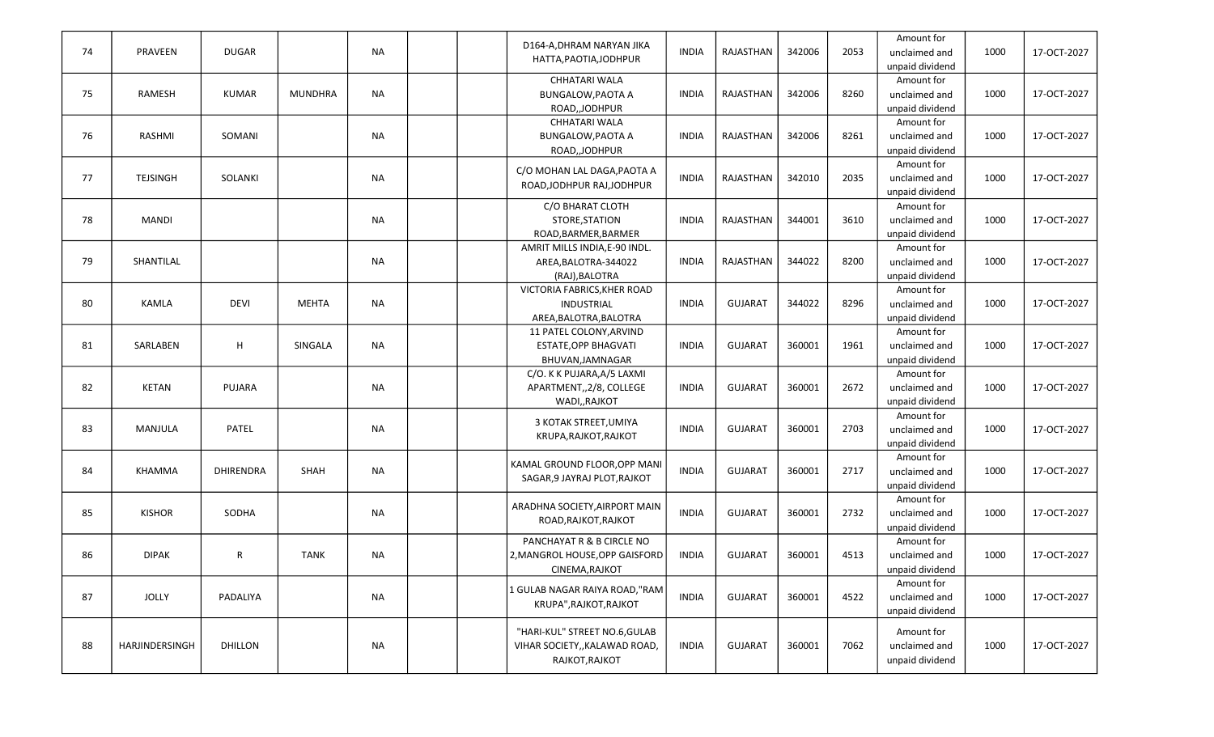| 74 | PRAVEEN | DUGAR | | NA | | | D164-A,DHRAM NARYAN JIKA HATTA,PAOTIA,JODHPUR | INDIA | RAJASTHAN | 342006 | 2053 | Amount for unclaimed and unpaid dividend | 1000 | 17-OCT-2027 |
|---|---|---|---|---|---|---|---|---|---|---|---|---|---|---|
| 75 | RAMESH | KUMAR | MUNDHRA | NA | | | CHHATARI WALA BUNGALOW,PAOTA A ROAD,,JODHPUR | INDIA | RAJASTHAN | 342006 | 8260 | Amount for unclaimed and unpaid dividend | 1000 | 17-OCT-2027 |
| 76 | RASHMI | SOMANI | | NA | | | CHHATARI WALA BUNGALOW,PAOTA A ROAD,,JODHPUR | INDIA | RAJASTHAN | 342006 | 8261 | Amount for unclaimed and unpaid dividend | 1000 | 17-OCT-2027 |
| 77 | TEJSINGH | SOLANKI | | NA | | | C/O MOHAN LAL DAGA,PAOTA A ROAD,JODHPUR RAJ,JODHPUR | INDIA | RAJASTHAN | 342010 | 2035 | Amount for unclaimed and unpaid dividend | 1000 | 17-OCT-2027 |
| 78 | MANDI | | | NA | | | C/O BHARAT CLOTH STORE,STATION ROAD,BARMER,BARMER | INDIA | RAJASTHAN | 344001 | 3610 | Amount for unclaimed and unpaid dividend | 1000 | 17-OCT-2027 |
| 79 | SHANTILAL | | | NA | | | AMRIT MILLS INDIA,E-90 INDL. AREA,BALOTRA-344022 (RAJ),BALOTRA | INDIA | RAJASTHAN | 344022 | 8200 | Amount for unclaimed and unpaid dividend | 1000 | 17-OCT-2027 |
| 80 | KAMLA | DEVI | MEHTA | NA | | | VICTORIA FABRICS,KHER ROAD INDUSTRIAL AREA,BALOTRA,BALOTRA | INDIA | GUJARAT | 344022 | 8296 | Amount for unclaimed and unpaid dividend | 1000 | 17-OCT-2027 |
| 81 | SARLABEN | H | SINGALA | NA | | | 11 PATEL COLONY,ARVIND ESTATE,OPP BHAGVATI BHUVAN,JAMNAGAR | INDIA | GUJARAT | 360001 | 1961 | Amount for unclaimed and unpaid dividend | 1000 | 17-OCT-2027 |
| 82 | KETAN | PUJARA | | NA | | | C/O. K K PUJARA,A/5 LAXMI APARTMENT,,2/8, COLLEGE WADI,,RAJKOT | INDIA | GUJARAT | 360001 | 2672 | Amount for unclaimed and unpaid dividend | 1000 | 17-OCT-2027 |
| 83 | MANJULA | PATEL | | NA | | | 3 KOTAK STREET,UMIYA KRUPA,RAJKOT,RAJKOT | INDIA | GUJARAT | 360001 | 2703 | Amount for unclaimed and unpaid dividend | 1000 | 17-OCT-2027 |
| 84 | KHAMMA | DHIRENDRA | SHAH | NA | | | KAMAL GROUND FLOOR,OPP MANI SAGAR,9 JAYRAJ PLOT,RAJKOT | INDIA | GUJARAT | 360001 | 2717 | Amount for unclaimed and unpaid dividend | 1000 | 17-OCT-2027 |
| 85 | KISHOR | SODHA | | NA | | | ARADHNA SOCIETY,AIRPORT MAIN ROAD,RAJKOT,RAJKOT | INDIA | GUJARAT | 360001 | 2732 | Amount for unclaimed and unpaid dividend | 1000 | 17-OCT-2027 |
| 86 | DIPAK | R | TANK | NA | | | PANCHAYAT R & B CIRCLE NO 2,MANGROL HOUSE,OPP GAISFORD CINEMA,RAJKOT | INDIA | GUJARAT | 360001 | 4513 | Amount for unclaimed and unpaid dividend | 1000 | 17-OCT-2027 |
| 87 | JOLLY | PADALIYA | | NA | | | 1 GULAB NAGAR RAIYA ROAD,"RAM KRUPA",RAJKOT,RAJKOT | INDIA | GUJARAT | 360001 | 4522 | Amount for unclaimed and unpaid dividend | 1000 | 17-OCT-2027 |
| 88 | HARJINDERSINGH | DHILLON | | NA | | | "HARI-KUL" STREET NO.6,GULAB VIHAR SOCIETY,,KALAWAD ROAD, RAJKOT,RAJKOT | INDIA | GUJARAT | 360001 | 7062 | Amount for unclaimed and unpaid dividend | 1000 | 17-OCT-2027 |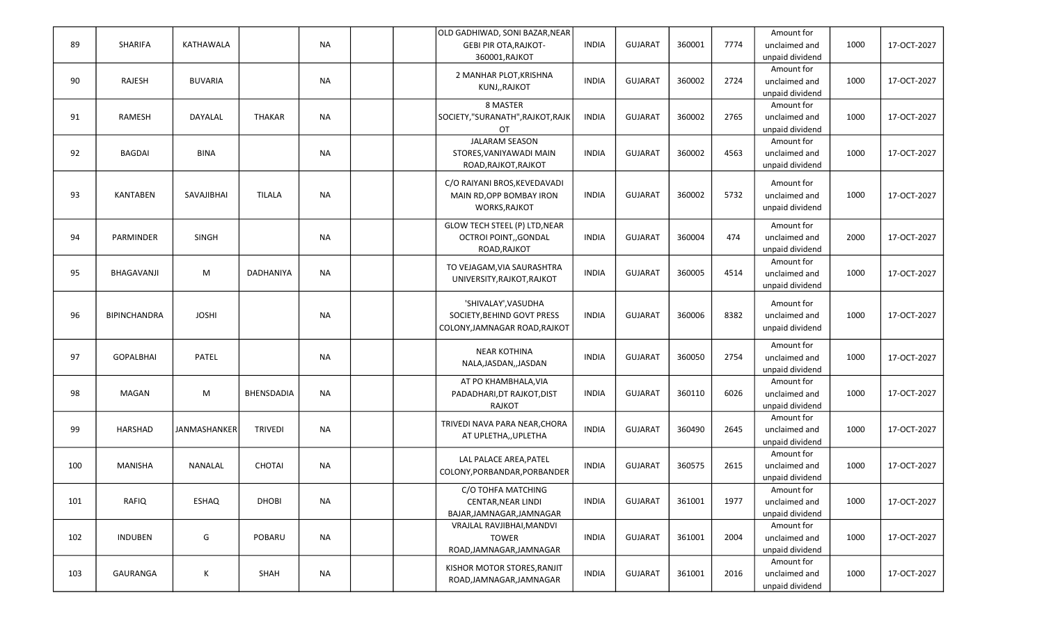| | | | | | | | | | | | | | |
|---|---|---|---|---|---|---|---|---|---|---|---|---|---|
| 89 | SHARIFA | KATHAWALA | | NA | | | OLD GADHIWAD, SONI BAZAR,NEAR GEBI PIR OTA,RAJKOT-360001,RAJKOT | INDIA | GUJARAT | 360001 | 7774 | Amount for unclaimed and unpaid dividend | 1000 | 17-OCT-2027 |
| 90 | RAJESH | BUVARIA | | NA | | | 2 MANHAR PLOT,KRISHNA KUNJ,,RAJKOT | INDIA | GUJARAT | 360002 | 2724 | Amount for unclaimed and unpaid dividend | 1000 | 17-OCT-2027 |
| 91 | RAMESH | DAYALAL | THAKAR | NA | | | 8 MASTER SOCIETY,"SURANATH",RAJKOT,RAJKOT | INDIA | GUJARAT | 360002 | 2765 | Amount for unclaimed and unpaid dividend | 1000 | 17-OCT-2027 |
| 92 | BAGDAI | BINA | | NA | | | JALARAM SEASON STORES,VANIYAWADI MAIN ROAD,RAJKOT,RAJKOT | INDIA | GUJARAT | 360002 | 4563 | Amount for unclaimed and unpaid dividend | 1000 | 17-OCT-2027 |
| 93 | KANTABEN | SAVAJIBHAI | TILALA | NA | | | C/O RAIYANI BROS,KEVEDAVADI MAIN RD,OPP BOMBAY IRON WORKS,RAJKOT | INDIA | GUJARAT | 360002 | 5732 | Amount for unclaimed and unpaid dividend | 1000 | 17-OCT-2027 |
| 94 | PARMINDER | SINGH | | NA | | | GLOW TECH STEEL (P) LTD,NEAR OCTROI POINT,,GONDAL ROAD,RAJKOT | INDIA | GUJARAT | 360004 | 474 | Amount for unclaimed and unpaid dividend | 2000 | 17-OCT-2027 |
| 95 | BHAGAVANJI | M | DADHANIYA | NA | | | TO VEJAGAM,VIA SAURASHTRA UNIVERSITY,RAJKOT,RAJKOT | INDIA | GUJARAT | 360005 | 4514 | Amount for unclaimed and unpaid dividend | 1000 | 17-OCT-2027 |
| 96 | BIPINCHANDRA | JOSHI | | NA | | | 'SHIVALAY',VASUDHA SOCIETY,BEHIND GOVT PRESS COLONY,JAMNAGAR ROAD,RAJKOT | INDIA | GUJARAT | 360006 | 8382 | Amount for unclaimed and unpaid dividend | 1000 | 17-OCT-2027 |
| 97 | GOPALBHAI | PATEL | | NA | | | NEAR KOTHINA NALA,JASDAN,,JASDAN | INDIA | GUJARAT | 360050 | 2754 | Amount for unclaimed and unpaid dividend | 1000 | 17-OCT-2027 |
| 98 | MAGAN | M | BHENSDADIA | NA | | | AT PO KHAMBHALA,VIA PADADHARI,DT RAJKOT,DIST RAJKOT | INDIA | GUJARAT | 360110 | 6026 | Amount for unclaimed and unpaid dividend | 1000 | 17-OCT-2027 |
| 99 | HARSHAD | JANMASHANKER | TRIVEDI | NA | | | TRIVEDI NAVA PARA NEAR,CHORA AT UPLETHA,,UPLETHA | INDIA | GUJARAT | 360490 | 2645 | Amount for unclaimed and unpaid dividend | 1000 | 17-OCT-2027 |
| 100 | MANISHA | NANALAL | CHOTAI | NA | | | LAL PALACE AREA,PATEL COLONY,PORBANDAR,PORBANDER | INDIA | GUJARAT | 360575 | 2615 | Amount for unclaimed and unpaid dividend | 1000 | 17-OCT-2027 |
| 101 | RAFIQ | ESHAQ | DHOBI | NA | | | C/O TOHFA MATCHING CENTAR,NEAR LINDI BAJAR,JAMNAGAR,JAMNAGAR | INDIA | GUJARAT | 361001 | 1977 | Amount for unclaimed and unpaid dividend | 1000 | 17-OCT-2027 |
| 102 | INDUBEN | G | POBARU | NA | | | VRAJLAL RAVJIBHAI,MANDVI TOWER ROAD,JAMNAGAR,JAMNAGAR | INDIA | GUJARAT | 361001 | 2004 | Amount for unclaimed and unpaid dividend | 1000 | 17-OCT-2027 |
| 103 | GAURANGA | K | SHAH | NA | | | KISHOR MOTOR STORES,RANJIT ROAD,JAMNAGAR,JAMNAGAR | INDIA | GUJARAT | 361001 | 2016 | Amount for unclaimed and unpaid dividend | 1000 | 17-OCT-2027 |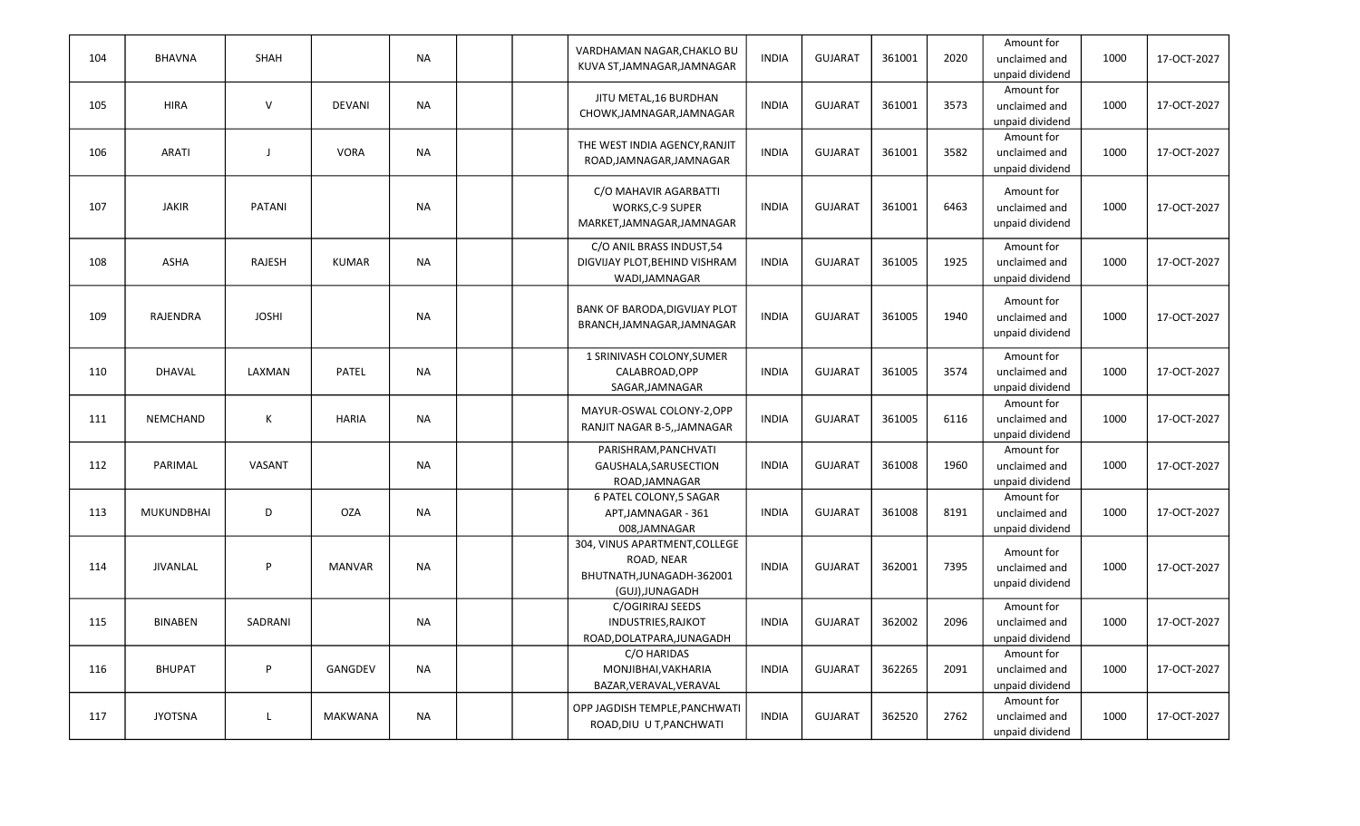| 104 | BHAVNA | SHAH | | NA | | | VARDHAMAN NAGAR,CHAKLO BU KUVA ST,JAMNAGAR,JAMNAGAR | INDIA | GUJARAT | 361001 | 2020 | Amount for unclaimed and unpaid dividend | 1000 | 17-OCT-2027 |
|---|---|---|---|---|---|---|---|---|---|---|---|---|---|---|
| 105 | HIRA | V | DEVANI | NA | | | JITU METAL,16 BURDHAN CHOWK,JAMNAGAR,JAMNAGAR | INDIA | GUJARAT | 361001 | 3573 | Amount for unclaimed and unpaid dividend | 1000 | 17-OCT-2027 |
| 106 | ARATI | J | VORA | NA | | | THE WEST INDIA AGENCY,RANJIT ROAD,JAMNAGAR,JAMNAGAR | INDIA | GUJARAT | 361001 | 3582 | Amount for unclaimed and unpaid dividend | 1000 | 17-OCT-2027 |
| 107 | JAKIR | PATANI | | NA | | | C/O MAHAVIR AGARBATTI WORKS,C-9 SUPER MARKET,JAMNAGAR,JAMNAGAR | INDIA | GUJARAT | 361001 | 6463 | Amount for unclaimed and unpaid dividend | 1000 | 17-OCT-2027 |
| 108 | ASHA | RAJESH | KUMAR | NA | | | C/O ANIL BRASS INDUST,54 DIGVIJAY PLOT,BEHIND VISHRAM WADI,JAMNAGAR | INDIA | GUJARAT | 361005 | 1925 | Amount for unclaimed and unpaid dividend | 1000 | 17-OCT-2027 |
| 109 | RAJENDRA | JOSHI | | NA | | | BANK OF BARODA,DIGVIJAY PLOT BRANCH,JAMNAGAR,JAMNAGAR | INDIA | GUJARAT | 361005 | 1940 | Amount for unclaimed and unpaid dividend | 1000 | 17-OCT-2027 |
| 110 | DHAVAL | LAXMAN | PATEL | NA | | | 1 SRINIVASH COLONY,SUMER CALABROAD,OPP SAGAR,JAMNAGAR | INDIA | GUJARAT | 361005 | 3574 | Amount for unclaimed and unpaid dividend | 1000 | 17-OCT-2027 |
| 111 | NEMCHAND | K | HARIA | NA | | | MAYUR-OSWAL COLONY-2,OPP RANJIT NAGAR B-5,,JAMNAGAR | INDIA | GUJARAT | 361005 | 6116 | Amount for unclaimed and unpaid dividend | 1000 | 17-OCT-2027 |
| 112 | PARIMAL | VASANT | | NA | | | PARISHRAM,PANCHVATI GAUSHALA,SARUSECTION ROAD,JAMNAGAR | INDIA | GUJARAT | 361008 | 1960 | Amount for unclaimed and unpaid dividend | 1000 | 17-OCT-2027 |
| 113 | MUKUNDBHAI | D | OZA | NA | | | 6 PATEL COLONY,5 SAGAR APT,JAMNAGAR - 361 008,JAMNAGAR | INDIA | GUJARAT | 361008 | 8191 | Amount for unclaimed and unpaid dividend | 1000 | 17-OCT-2027 |
| 114 | JIVANLAL | P | MANVAR | NA | | | 304, VINUS APARTMENT,COLLEGE ROAD, NEAR BHUTNATH,JUNAGADH-362001 (GUJ),JUNAGADH | INDIA | GUJARAT | 362001 | 7395 | Amount for unclaimed and unpaid dividend | 1000 | 17-OCT-2027 |
| 115 | BINABEN | SADRANI | | NA | | | C/OGIRIRAJ SEEDS INDUSTRIES,RAJKOT ROAD,DOLATPARA,JUNAGADH | INDIA | GUJARAT | 362002 | 2096 | Amount for unclaimed and unpaid dividend | 1000 | 17-OCT-2027 |
| 116 | BHUPAT | P | GANGDEV | NA | | | C/O HARIDAS MONJIBHAI,VAKHARIA BAZAR,VERAVAL,VERAVAL | INDIA | GUJARAT | 362265 | 2091 | Amount for unclaimed and unpaid dividend | 1000 | 17-OCT-2027 |
| 117 | JYOTSNA | L | MAKWANA | NA | | | OPP JAGDISH TEMPLE,PANCHWATI ROAD,DIU U T,PANCHWATI | INDIA | GUJARAT | 362520 | 2762 | Amount for unclaimed and unpaid dividend | 1000 | 17-OCT-2027 |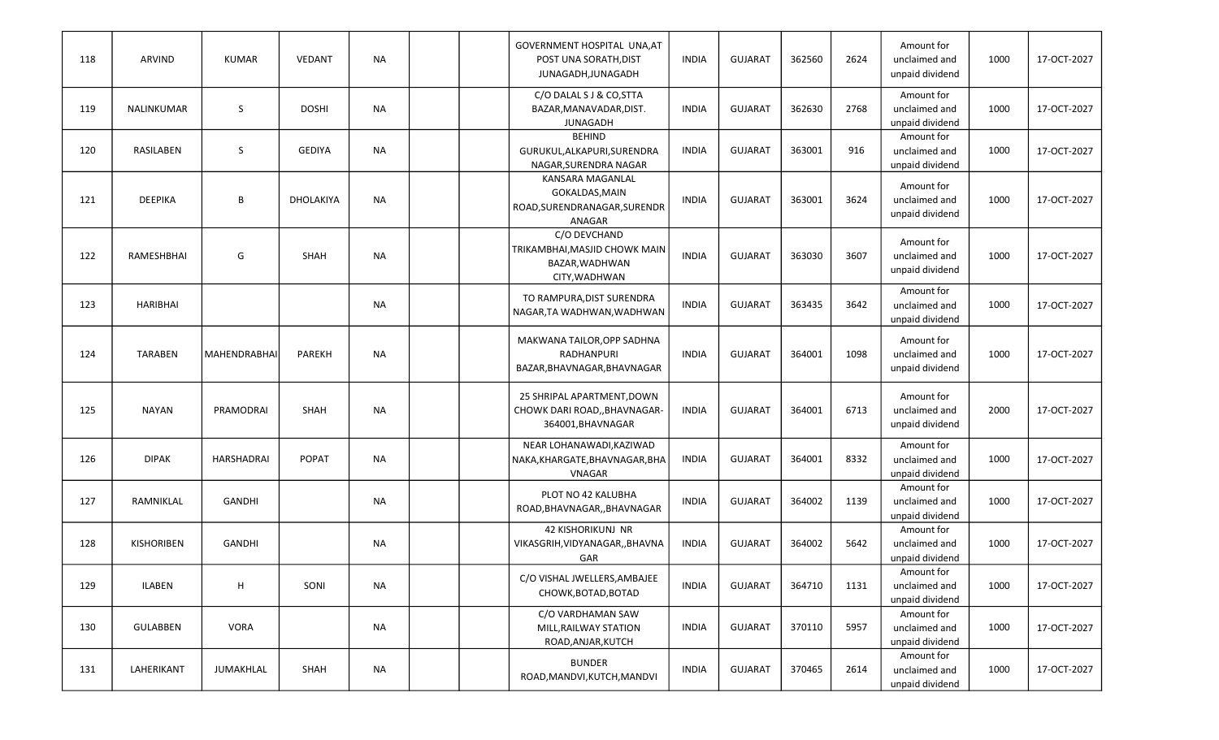| 118 | ARVIND | KUMAR | VEDANT | NA | | | GOVERNMENT HOSPITAL UNA,AT POST UNA SORATH,DIST JUNAGADH,JUNAGADH | INDIA | GUJARAT | 362560 | 2624 | Amount for unclaimed and unpaid dividend | 1000 | 17-OCT-2027 |
|---|---|---|---|---|---|---|---|---|---|---|---|---|---|---|
| 119 | NALINKUMAR | S | DOSHI | NA | | | C/O DALAL S J & CO,STTA BAZAR,MANAVADAR,DIST. JUNAGADH | INDIA | GUJARAT | 362630 | 2768 | Amount for unclaimed and unpaid dividend | 1000 | 17-OCT-2027 |
| 120 | RASILABEN | S | GEDIYA | NA | | | BEHIND GURUKUL,ALKAPURI,SURENDRA NAGAR,SURENDRA NAGAR | INDIA | GUJARAT | 363001 | 916 | Amount for unclaimed and unpaid dividend | 1000 | 17-OCT-2027 |
| 121 | DEEPIKA | B | DHOLAKIYA | NA | | | KANSARA MAGANLAL GOKALDAS,MAIN ROAD,SURENDRANAGAR,SURENDRANAGAR | INDIA | GUJARAT | 363001 | 3624 | Amount for unclaimed and unpaid dividend | 1000 | 17-OCT-2027 |
| 122 | RAMESHBHAI | G | SHAH | NA | | | C/O DEVCHAND TRIKAMBHAI,MASJID CHOWK MAIN BAZAR,WADHWAN CITY,WADHWAN | INDIA | GUJARAT | 363030 | 3607 | Amount for unclaimed and unpaid dividend | 1000 | 17-OCT-2027 |
| 123 | HARIBHAI | | | NA | | | TO RAMPURA,DIST SURENDRA NAGAR,TA WADHWAN,WADHWAN | INDIA | GUJARAT | 363435 | 3642 | Amount for unclaimed and unpaid dividend | 1000 | 17-OCT-2027 |
| 124 | TARABEN | MAHENDRABHAI | PAREKH | NA | | | MAKWANA TAILOR,OPP SADHNA RADHANPURI BAZAR,BHAVNAGAR,BHAVNAGAR | INDIA | GUJARAT | 364001 | 1098 | Amount for unclaimed and unpaid dividend | 1000 | 17-OCT-2027 |
| 125 | NAYAN | PRAMODRAI | SHAH | NA | | | 25 SHRIPAL APARTMENT,DOWN CHOWK DARI ROAD,,BHAVNAGAR-364001,BHAVNAGAR | INDIA | GUJARAT | 364001 | 6713 | Amount for unclaimed and unpaid dividend | 2000 | 17-OCT-2027 |
| 126 | DIPAK | HARSHADRAI | POPAT | NA | | | NEAR LOHANAWADI,KAZIWAD NAKA,KHARGATE,BHAVNAGAR,BHAVNAGAR | INDIA | GUJARAT | 364001 | 8332 | Amount for unclaimed and unpaid dividend | 1000 | 17-OCT-2027 |
| 127 | RAMNIKLAL | GANDHI | | NA | | | PLOT NO 42 KALUBHA ROAD,BHAVNAGAR,,BHAVNAGAR | INDIA | GUJARAT | 364002 | 1139 | Amount for unclaimed and unpaid dividend | 1000 | 17-OCT-2027 |
| 128 | KISHORIBEN | GANDHI | | NA | | | 42 KISHORIKUNJ NR VIKASGRIH,VIDYANAGAR,,BHAVNAGAR | INDIA | GUJARAT | 364002 | 5642 | Amount for unclaimed and unpaid dividend | 1000 | 17-OCT-2027 |
| 129 | ILABEN | H | SONI | NA | | | C/O VISHAL JWELLERS,AMBAJEE CHOWK,BOTAD,BOTAD | INDIA | GUJARAT | 364710 | 1131 | Amount for unclaimed and unpaid dividend | 1000 | 17-OCT-2027 |
| 130 | GULABBEN | VORA | | NA | | | C/O VARDHAMAN SAW MILL,RAILWAY STATION ROAD,ANJAR,KUTCH | INDIA | GUJARAT | 370110 | 5957 | Amount for unclaimed and unpaid dividend | 1000 | 17-OCT-2027 |
| 131 | LAHERIKANT | JUMAKHLAL | SHAH | NA | | | BUNDER ROAD,MANDVI,KUTCH,MANDVI | INDIA | GUJARAT | 370465 | 2614 | Amount for unclaimed and unpaid dividend | 1000 | 17-OCT-2027 |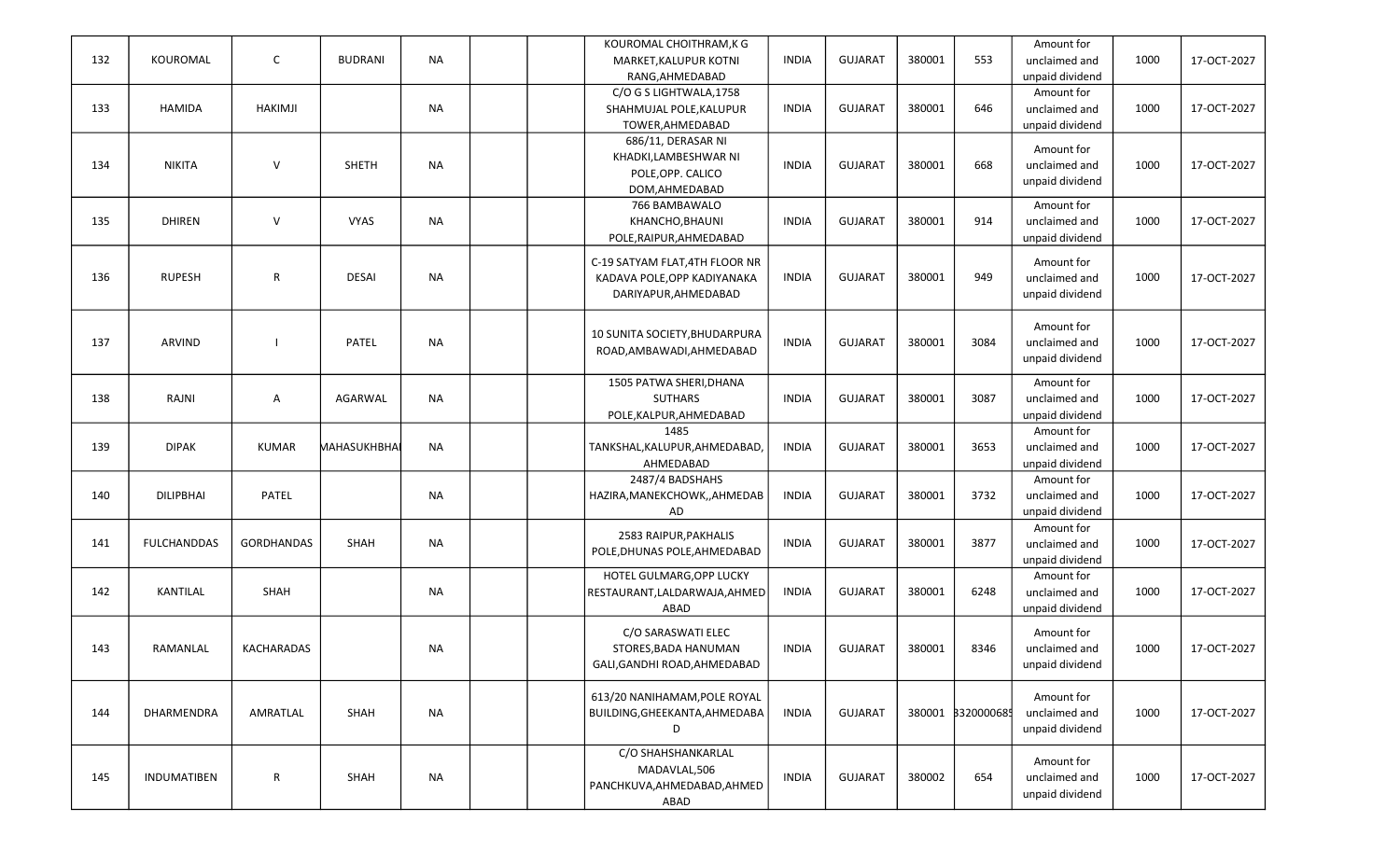| 132 | KOUROMAL | C | BUDRANI | NA | | | KOUROMAL CHOITHRAM,K G MARKET,KALUPUR KOTNI RANG,AHMEDABAD | INDIA | GUJARAT | 380001 | 553 | Amount for unclaimed and unpaid dividend | 1000 | 17-OCT-2027 |
|---|---|---|---|---|---|---|---|---|---|---|---|---|---|---|
| 133 | HAMIDA | HAKIMJI | | NA | | | C/O G S LIGHTWALA,1758 SHAHMUJAL POLE,KALUPUR TOWER,AHMEDABAD | INDIA | GUJARAT | 380001 | 646 | Amount for unclaimed and unpaid dividend | 1000 | 17-OCT-2027 |
| 134 | NIKITA | V | SHETH | NA | | | 686/11, DERASAR NI KHADKI,LAMBESHWAR NI POLE,OPP. CALICO DOM,AHMEDABAD | INDIA | GUJARAT | 380001 | 668 | Amount for unclaimed and unpaid dividend | 1000 | 17-OCT-2027 |
| 135 | DHIREN | V | VYAS | NA | | | 766 BAMBAWALO KHANCHO,BHAUNI POLE,RAIPUR,AHMEDABAD | INDIA | GUJARAT | 380001 | 914 | Amount for unclaimed and unpaid dividend | 1000 | 17-OCT-2027 |
| 136 | RUPESH | R | DESAI | NA | | | C-19 SATYAM FLAT,4TH FLOOR NR KADAVA POLE,OPP KADIYANAKA DARIYAPUR,AHMEDABAD | INDIA | GUJARAT | 380001 | 949 | Amount for unclaimed and unpaid dividend | 1000 | 17-OCT-2027 |
| 137 | ARVIND | I | PATEL | NA | | | 10 SUNITA SOCIETY,BHUDARPURA ROAD,AMBAWADI,AHMEDABAD | INDIA | GUJARAT | 380001 | 3084 | Amount for unclaimed and unpaid dividend | 1000 | 17-OCT-2027 |
| 138 | RAJNI | A | AGARWAL | NA | | | 1505 PATWA SHERI,DHANA SUTHARS POLE,KALPUR,AHMEDABAD | INDIA | GUJARAT | 380001 | 3087 | Amount for unclaimed and unpaid dividend | 1000 | 17-OCT-2027 |
| 139 | DIPAK | KUMAR | MAHASUKHBHAI | NA | | | 1485 TANKSHAL,KALUPUR,AHMEDABAD, AHMEDABAD | INDIA | GUJARAT | 380001 | 3653 | Amount for unclaimed and unpaid dividend | 1000 | 17-OCT-2027 |
| 140 | DILIPBHAI | PATEL | | NA | | | 2487/4 BADSHAHS HAZIRA,MANEKCHOWK,,AHMEDABAD | INDIA | GUJARAT | 380001 | 3732 | Amount for unclaimed and unpaid dividend | 1000 | 17-OCT-2027 |
| 141 | FULCHANDDAS | GORDHANDAS | SHAH | NA | | | 2583 RAIPUR,PAKHALIS POLE,DHUNAS POLE,AHMEDABAD | INDIA | GUJARAT | 380001 | 3877 | Amount for unclaimed and unpaid dividend | 1000 | 17-OCT-2027 |
| 142 | KANTILAL | SHAH | | NA | | | HOTEL GULMARG,OPP LUCKY RESTAURANT,LALDARWAJA,AHMEDABAD | INDIA | GUJARAT | 380001 | 6248 | Amount for unclaimed and unpaid dividend | 1000 | 17-OCT-2027 |
| 143 | RAMANLAL | KACHARADAS | | NA | | | C/O SARASWATI ELEC STORES,BADA HANUMAN GALI,GANDHI ROAD,AHMEDABAD | INDIA | GUJARAT | 380001 | 8346 | Amount for unclaimed and unpaid dividend | 1000 | 17-OCT-2027 |
| 144 | DHARMENDRA | AMRATLAL | SHAH | NA | | | 613/20 NANIHAMAM,POLE ROYAL BUILDING,GHEEKANTA,AHMEDABAD | INDIA | GUJARAT | 380001 | 3320000685 | Amount for unclaimed and unpaid dividend | 1000 | 17-OCT-2027 |
| 145 | INDUMATIBEN | R | SHAH | NA | | | C/O SHAHSHANKARLAL MADAVLAL,506 PANCHKUVA,AHMEDABAD,AHMEDABAD | INDIA | GUJARAT | 380002 | 654 | Amount for unclaimed and unpaid dividend | 1000 | 17-OCT-2027 |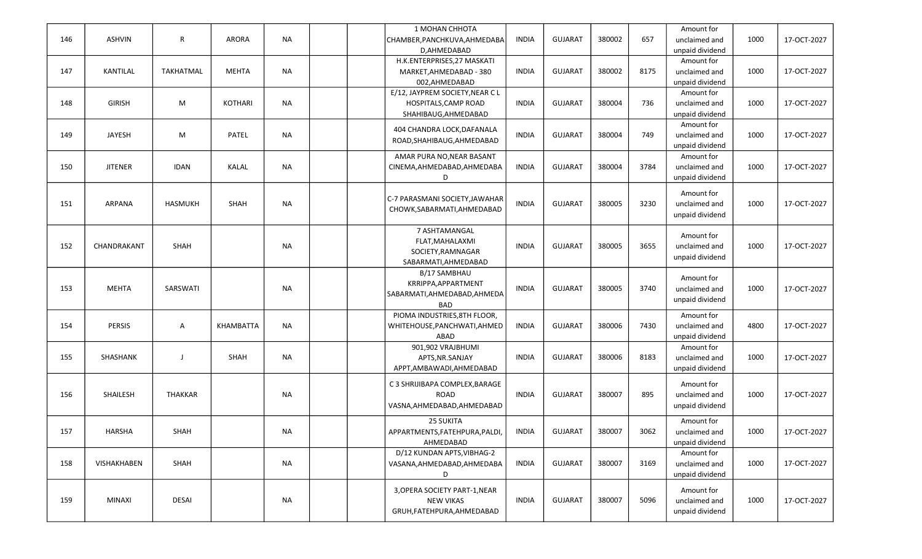| 146 | ASHVIN | R | ARORA | NA | | | 1 MOHAN CHHOTA CHAMBER,PANCHKUVA,AHMEDABAD,AHMEDABAD | INDIA | GUJARAT | 380002 | 657 | Amount for unclaimed and unpaid dividend | 1000 | 17-OCT-2027 |
|---|---|---|---|---|---|---|---|---|---|---|---|---|---|---|
| 147 | KANTILAL | TAKHATMAL | MEHTA | NA | | | H.K.ENTERPRISES,27 MASKATI MARKET,AHMEDABAD - 380 002,AHMEDABAD | INDIA | GUJARAT | 380002 | 8175 | Amount for unclaimed and unpaid dividend | 1000 | 17-OCT-2027 |
| 148 | GIRISH | M | KOTHARI | NA | | | E/12, JAYPREM SOCIETY,NEAR C L HOSPITALS,CAMP ROAD SHAHIBAUG,AHMEDABAD | INDIA | GUJARAT | 380004 | 736 | Amount for unclaimed and unpaid dividend | 1000 | 17-OCT-2027 |
| 149 | JAYESH | M | PATEL | NA | | | 404 CHANDRA LOCK,DAFANALA ROAD,SHAHIBAUG,AHMEDABAD | INDIA | GUJARAT | 380004 | 749 | Amount for unclaimed and unpaid dividend | 1000 | 17-OCT-2027 |
| 150 | JITENER | IDAN | KALAL | NA | | | AMAR PURA NO,NEAR BASANT CINEMA,AHMEDABAD,AHMEDABAD | INDIA | GUJARAT | 380004 | 3784 | Amount for unclaimed and unpaid dividend | 1000 | 17-OCT-2027 |
| 151 | ARPANA | HASMUKH | SHAH | NA | | | C-7 PARASMANI SOCIETY,JAWAHAR CHOWK,SABARMATI,AHMEDABAD | INDIA | GUJARAT | 380005 | 3230 | Amount for unclaimed and unpaid dividend | 1000 | 17-OCT-2027 |
| 152 | CHANDRAKANT | SHAH | | NA | | | 7 ASHTAMANGAL FLAT,MAHALAXMI SOCIETY,RAMNAGAR SABARMATI,AHMEDABAD | INDIA | GUJARAT | 380005 | 3655 | Amount for unclaimed and unpaid dividend | 1000 | 17-OCT-2027 |
| 153 | MEHTA | SARSWATI | | NA | | | B/17 SAMBHAU KRRIPPA,APPARTMENT SABARMATI,AHMEDABAD,AHMEDABAD | INDIA | GUJARAT | 380005 | 3740 | Amount for unclaimed and unpaid dividend | 1000 | 17-OCT-2027 |
| 154 | PERSIS | A | KHAMBATTA | NA | | | PIOMA INDUSTRIES,8TH FLOOR, WHITEHOUSE,PANCHWATI,AHMEDABAD | INDIA | GUJARAT | 380006 | 7430 | Amount for unclaimed and unpaid dividend | 4800 | 17-OCT-2027 |
| 155 | SHASHANK | J | SHAH | NA | | | 901,902 VRAJBHUMI APTS,NR.SANJAY APPT,AMBAWADI,AHMEDABAD | INDIA | GUJARAT | 380006 | 8183 | Amount for unclaimed and unpaid dividend | 1000 | 17-OCT-2027 |
| 156 | SHAILESH | THAKKAR | | NA | | | C 3 SHRIJIBAPA COMPLEX,BARAGE ROAD VASNA,AHMEDABAD,AHMEDABAD | INDIA | GUJARAT | 380007 | 895 | Amount for unclaimed and unpaid dividend | 1000 | 17-OCT-2027 |
| 157 | HARSHA | SHAH | | NA | | | 25 SUKITA APPARTMENTS,FATEHPURA,PALDI, AHMEDABAD | INDIA | GUJARAT | 380007 | 3062 | Amount for unclaimed and unpaid dividend | 1000 | 17-OCT-2027 |
| 158 | VISHAKHABEN | SHAH | | NA | | | D/12 KUNDAN APTS,VIBHAG-2 VASANA,AHMEDABAD,AHMEDABAD | INDIA | GUJARAT | 380007 | 3169 | Amount for unclaimed and unpaid dividend | 1000 | 17-OCT-2027 |
| 159 | MINAXI | DESAI | | NA | | | 3,OPERA SOCIETY PART-1,NEAR NEW VIKAS GRUH,FATEHPURA,AHMEDABAD | INDIA | GUJARAT | 380007 | 5096 | Amount for unclaimed and unpaid dividend | 1000 | 17-OCT-2027 |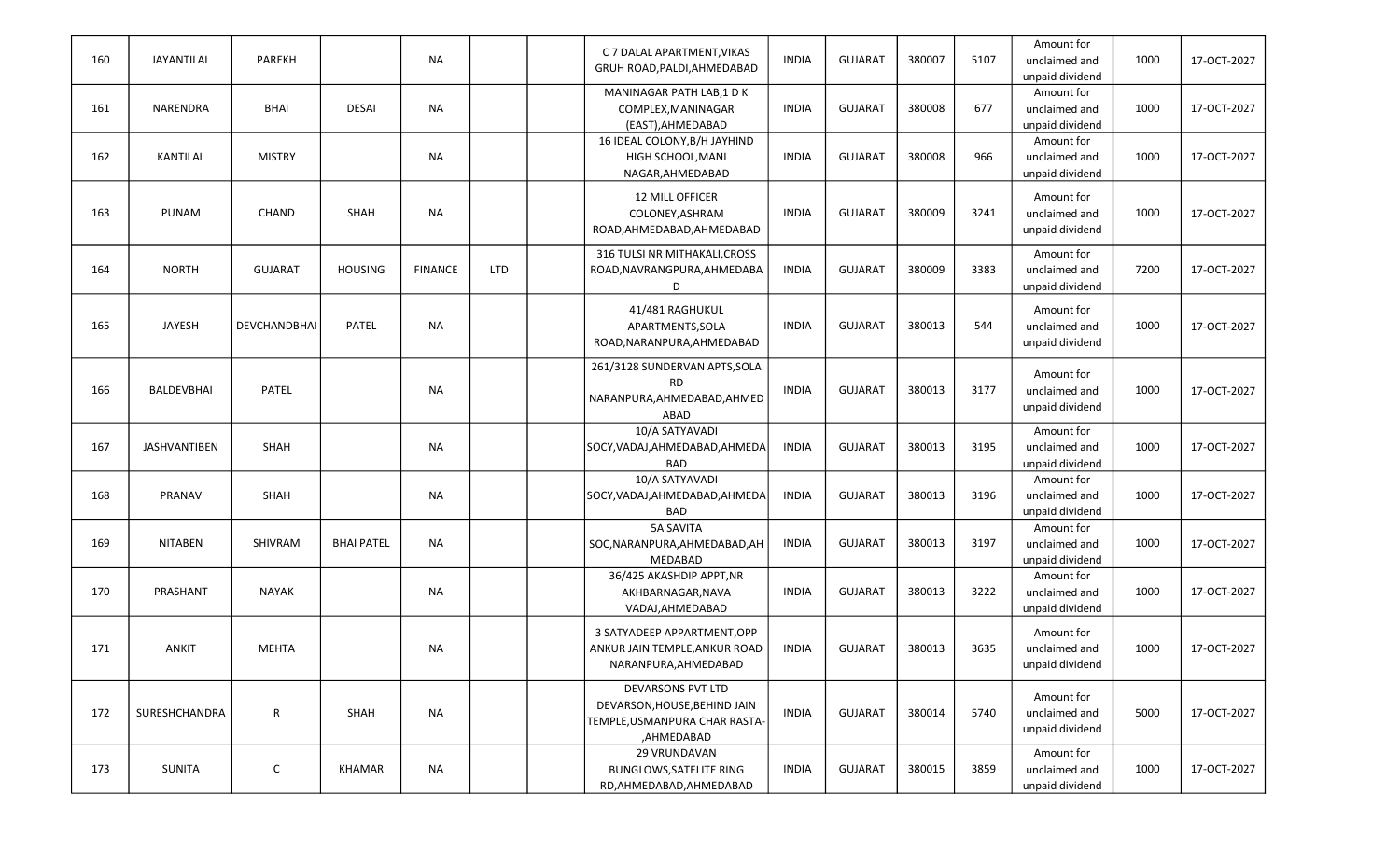| 160 | JAYANTILAL | PAREKH | | NA | | | C 7 DALAL APARTMENT,VIKAS GRUH ROAD,PALDI,AHMEDABAD | INDIA | GUJARAT | 380007 | 5107 | Amount for unclaimed and unpaid dividend | 1000 | 17-OCT-2027 |
|---|---|---|---|---|---|---|---|---|---|---|---|---|---|---|
| 161 | NARENDRA | BHAI | DESAI | NA | | | MANINAGAR PATH LAB,1 D K COMPLEX,MANINAGAR (EAST),AHMEDABAD | INDIA | GUJARAT | 380008 | 677 | Amount for unclaimed and unpaid dividend | 1000 | 17-OCT-2027 |
| 162 | KANTILAL | MISTRY | | NA | | | 16 IDEAL COLONY,B/H JAYHIND HIGH SCHOOL,MANI NAGAR,AHMEDABAD | INDIA | GUJARAT | 380008 | 966 | Amount for unclaimed and unpaid dividend | 1000 | 17-OCT-2027 |
| 163 | PUNAM | CHAND | SHAH | NA | | | 12 MILL OFFICER COLONEY,ASHRAM ROAD,AHMEDABAD,AHMEDABAD | INDIA | GUJARAT | 380009 | 3241 | Amount for unclaimed and unpaid dividend | 1000 | 17-OCT-2027 |
| 164 | NORTH | GUJARAT | HOUSING | FINANCE | LTD | | 316 TULSI NR MITHAKALI,CROSS ROAD,NAVRANGPURA,AHMEDABAD | INDIA | GUJARAT | 380009 | 3383 | Amount for unclaimed and unpaid dividend | 7200 | 17-OCT-2027 |
| 165 | JAYESH | DEVCHANDBHAI | PATEL | NA | | | 41/481 RAGHUKUL APARTMENTS,SOLA ROAD,NARANPURA,AHMEDABAD | INDIA | GUJARAT | 380013 | 544 | Amount for unclaimed and unpaid dividend | 1000 | 17-OCT-2027 |
| 166 | BALDEVBHAI | PATEL | | NA | | | 261/3128 SUNDERVAN APTS,SOLA RD NARANPURA,AHMEDABAD,AHMEDABAD | INDIA | GUJARAT | 380013 | 3177 | Amount for unclaimed and unpaid dividend | 1000 | 17-OCT-2027 |
| 167 | JASHVANTIBEN | SHAH | | NA | | | 10/A SATYAVADI SOCY,VADAJ,AHMEDABAD,AHMEDABAD | INDIA | GUJARAT | 380013 | 3195 | Amount for unclaimed and unpaid dividend | 1000 | 17-OCT-2027 |
| 168 | PRANAV | SHAH | | NA | | | 10/A SATYAVADI SOCY,VADAJ,AHMEDABAD,AHMEDABAD | INDIA | GUJARAT | 380013 | 3196 | Amount for unclaimed and unpaid dividend | 1000 | 17-OCT-2027 |
| 169 | NITABEN | SHIVRAM | BHAI PATEL | NA | | | 5A SAVITA SOC,NARANPURA,AHMEDABAD,AHMEDABAD | INDIA | GUJARAT | 380013 | 3197 | Amount for unclaimed and unpaid dividend | 1000 | 17-OCT-2027 |
| 170 | PRASHANT | NAYAK | | NA | | | 36/425 AKASHDIP APPT,NR AKHBARNAGAR,NAVA VADAJ,AHMEDABAD | INDIA | GUJARAT | 380013 | 3222 | Amount for unclaimed and unpaid dividend | 1000 | 17-OCT-2027 |
| 171 | ANKIT | MEHTA | | NA | | | 3 SATYADEEP APPARTMENT,OPP ANKUR JAIN TEMPLE,ANKUR ROAD NARANPURA,AHMEDABAD | INDIA | GUJARAT | 380013 | 3635 | Amount for unclaimed and unpaid dividend | 1000 | 17-OCT-2027 |
| 172 | SURESHCHANDRA | R | SHAH | NA | | | DEVARSONS PVT LTD DEVARSON,HOUSE,BEHIND JAIN TEMPLE,USMANPURA CHAR RASTA-,AHMEDABAD | INDIA | GUJARAT | 380014 | 5740 | Amount for unclaimed and unpaid dividend | 5000 | 17-OCT-2027 |
| 173 | SUNITA | C | KHAMAR | NA | | | 29 VRUNDAVAN BUNGLOWS,SATELITE RING RD,AHMEDABAD,AHMEDABAD | INDIA | GUJARAT | 380015 | 3859 | Amount for unclaimed and unpaid dividend | 1000 | 17-OCT-2027 |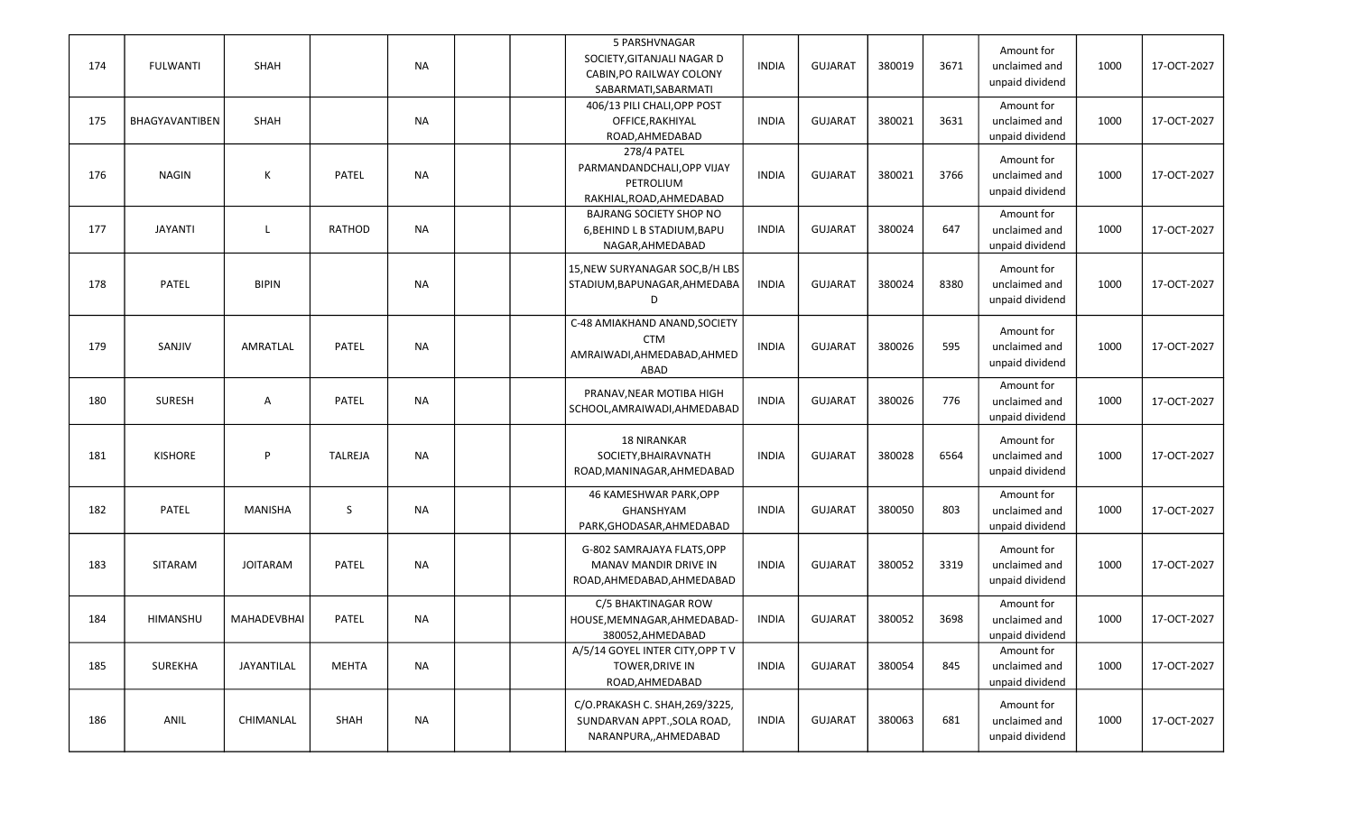| 174 | FULWANTI | SHAH | | NA | | | 5 PARSHVNAGAR SOCIETY,GITANJALI NAGAR D CABIN,PO RAILWAY COLONY SABARMATI,SABARMATI | INDIA | GUJARAT | 380019 | 3671 | Amount for unclaimed and unpaid dividend | 1000 | 17-OCT-2027 |
|---|---|---|---|---|---|---|---|---|---|---|---|---|---|---|
| 175 | BHAGYAVANTIBEN | SHAH | | NA | | | 406/13 PILI CHALI,OPP POST OFFICE,RAKHIYAL ROAD,AHMEDABAD | INDIA | GUJARAT | 380021 | 3631 | Amount for unclaimed and unpaid dividend | 1000 | 17-OCT-2027 |
| 176 | NAGIN | K | PATEL | NA | | | 278/4 PATEL PARMANDANDCHALI,OPP VIJAY PETROLIUM RAKHIAL,ROAD,AHMEDABAD | INDIA | GUJARAT | 380021 | 3766 | Amount for unclaimed and unpaid dividend | 1000 | 17-OCT-2027 |
| 177 | JAYANTI | L | RATHOD | NA | | | BAJRANG SOCIETY SHOP NO 6,BEHIND L B STADIUM,BAPU NAGAR,AHMEDABAD | INDIA | GUJARAT | 380024 | 647 | Amount for unclaimed and unpaid dividend | 1000 | 17-OCT-2027 |
| 178 | PATEL | BIPIN | | NA | | | 15,NEW SURYANAGAR SOC,B/H LBS STADIUM,BAPUNAGAR,AHMEDABAD | INDIA | GUJARAT | 380024 | 8380 | Amount for unclaimed and unpaid dividend | 1000 | 17-OCT-2027 |
| 179 | SANJIV | AMRATLAL | PATEL | NA | | | C-48 AMIAKHAND ANAND,SOCIETY CTM AMRAIWADI,AHMEDABAD,AHMEDABAD | INDIA | GUJARAT | 380026 | 595 | Amount for unclaimed and unpaid dividend | 1000 | 17-OCT-2027 |
| 180 | SURESH | A | PATEL | NA | | | PRANAV,NEAR MOTIBA HIGH SCHOOL,AMRAIWADI,AHMEDABAD | INDIA | GUJARAT | 380026 | 776 | Amount for unclaimed and unpaid dividend | 1000 | 17-OCT-2027 |
| 181 | KISHORE | P | TALREJA | NA | | | 18 NIRANKAR SOCIETY,BHAIRAVNATH ROAD,MANINAGAR,AHMEDABAD | INDIA | GUJARAT | 380028 | 6564 | Amount for unclaimed and unpaid dividend | 1000 | 17-OCT-2027 |
| 182 | PATEL | MANISHA | S | NA | | | 46 KAMESHWAR PARK,OPP GHANSHYAM PARK,GHODASAR,AHMEDABAD | INDIA | GUJARAT | 380050 | 803 | Amount for unclaimed and unpaid dividend | 1000 | 17-OCT-2027 |
| 183 | SITARAM | JOITARAM | PATEL | NA | | | G-802 SAMRAJAYA FLATS,OPP MANAV MANDIR DRIVE IN ROAD,AHMEDABAD,AHMEDABAD | INDIA | GUJARAT | 380052 | 3319 | Amount for unclaimed and unpaid dividend | 1000 | 17-OCT-2027 |
| 184 | HIMANSHU | MAHADEVBHAI | PATEL | NA | | | C/5 BHAKTINAGAR ROW HOUSE,MEMNAGAR,AHMEDABAD-380052,AHMEDABAD | INDIA | GUJARAT | 380052 | 3698 | Amount for unclaimed and unpaid dividend | 1000 | 17-OCT-2027 |
| 185 | SUREKHA | JAYANTILAL | MEHTA | NA | | | A/5/14 GOYEL INTER CITY,OPP T V TOWER,DRIVE IN ROAD,AHMEDABAD | INDIA | GUJARAT | 380054 | 845 | Amount for unclaimed and unpaid dividend | 1000 | 17-OCT-2027 |
| 186 | ANIL | CHIMANLAL | SHAH | NA | | | C/O.PRAKASH C. SHAH,269/3225, SUNDARVAN APPT.,SOLA ROAD, NARANPURA,,AHMEDABAD | INDIA | GUJARAT | 380063 | 681 | Amount for unclaimed and unpaid dividend | 1000 | 17-OCT-2027 |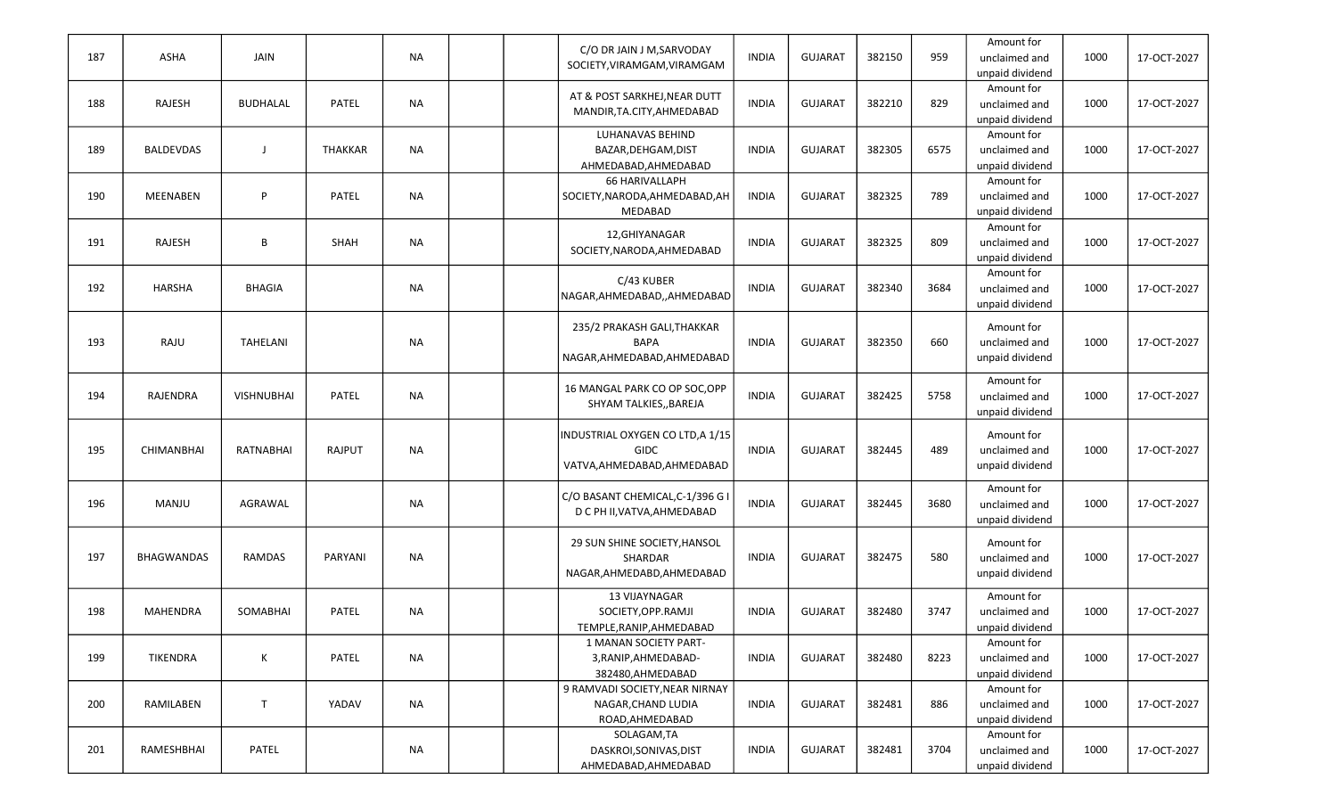| | | | | | | | | | | | | | | |
|---|---|---|---|---|---|---|---|---|---|---|---|---|---|---|
| 187 | ASHA | JAIN | | NA | | | C/O DR JAIN J M,SARVODAY SOCIETY,VIRAMGAM,VIRAMGAM | INDIA | GUJARAT | 382150 | 959 | Amount for unclaimed and unpaid dividend | 1000 | 17-OCT-2027 |
| 188 | RAJESH | BUDHALAL | PATEL | NA | | | AT & POST SARKHEJ,NEAR DUTT MANDIR,TA.CITY,AHMEDABAD | INDIA | GUJARAT | 382210 | 829 | Amount for unclaimed and unpaid dividend | 1000 | 17-OCT-2027 |
| 189 | BALDEVDAS | J | THAKKAR | NA | | | LUHANAVAS BEHIND BAZAR,DEHGAM,DIST AHMEDABAD,AHMEDABAD | INDIA | GUJARAT | 382305 | 6575 | Amount for unclaimed and unpaid dividend | 1000 | 17-OCT-2027 |
| 190 | MEENABEN | P | PATEL | NA | | | 66 HARIVALLAPH SOCIETY,NARODA,AHMEDABAD,AHMEDABAD | INDIA | GUJARAT | 382325 | 789 | Amount for unclaimed and unpaid dividend | 1000 | 17-OCT-2027 |
| 191 | RAJESH | B | SHAH | NA | | | 12,GHIYANAGAR SOCIETY,NARODA,AHMEDABAD | INDIA | GUJARAT | 382325 | 809 | Amount for unclaimed and unpaid dividend | 1000 | 17-OCT-2027 |
| 192 | HARSHA | BHAGIA | | NA | | | C/43 KUBER NAGAR,AHMEDABAD,,AHMEDABAD | INDIA | GUJARAT | 382340 | 3684 | Amount for unclaimed and unpaid dividend | 1000 | 17-OCT-2027 |
| 193 | RAJU | TAHELANI | | NA | | | 235/2 PRAKASH GALI,THAKKAR BAPA NAGAR,AHMEDABAD,AHMEDABAD | INDIA | GUJARAT | 382350 | 660 | Amount for unclaimed and unpaid dividend | 1000 | 17-OCT-2027 |
| 194 | RAJENDRA | VISHNUBHAI | PATEL | NA | | | 16 MANGAL PARK CO OP SOC,OPP SHYAM TALKIES,,BAREJA | INDIA | GUJARAT | 382425 | 5758 | Amount for unclaimed and unpaid dividend | 1000 | 17-OCT-2027 |
| 195 | CHIMANBHAI | RATNABHAI | RAJPUT | NA | | | INDUSTRIAL OXYGEN CO LTD,A 1/15 GIDC VATVA,AHMEDABAD,AHMEDABAD | INDIA | GUJARAT | 382445 | 489 | Amount for unclaimed and unpaid dividend | 1000 | 17-OCT-2027 |
| 196 | MANJU | AGRAWAL | | NA | | | C/O BASANT CHEMICAL,C-1/396 G I D C PH II,VATVA,AHMEDABAD | INDIA | GUJARAT | 382445 | 3680 | Amount for unclaimed and unpaid dividend | 1000 | 17-OCT-2027 |
| 197 | BHAGWANDAS | RAMDAS | PARYANI | NA | | | 29 SUN SHINE SOCIETY,HANSOL SHARDAR NAGAR,AHMEDABD,AHMEDABAD | INDIA | GUJARAT | 382475 | 580 | Amount for unclaimed and unpaid dividend | 1000 | 17-OCT-2027 |
| 198 | MAHENDRA | SOMABHAI | PATEL | NA | | | 13 VIJAYNAGAR SOCIETY,OPP.RAMJI TEMPLE,RANIP,AHMEDABAD | INDIA | GUJARAT | 382480 | 3747 | Amount for unclaimed and unpaid dividend | 1000 | 17-OCT-2027 |
| 199 | TIKENDRA | K | PATEL | NA | | | 1 MANAN SOCIETY PART-3,RANIP,AHMEDABAD-382480,AHMEDABAD | INDIA | GUJARAT | 382480 | 8223 | Amount for unclaimed and unpaid dividend | 1000 | 17-OCT-2027 |
| 200 | RAMILABEN | T | YADAV | NA | | | 9 RAMVADI SOCIETY,NEAR NIRNAY NAGAR,CHAND LUDIA ROAD,AHMEDABAD | INDIA | GUJARAT | 382481 | 886 | Amount for unclaimed and unpaid dividend | 1000 | 17-OCT-2027 |
| 201 | RAMESHBHAI | PATEL | | NA | | | SOLAGAM,TA DASKROI,SONIVAS,DIST AHMEDABAD,AHMEDABAD | INDIA | GUJARAT | 382481 | 3704 | Amount for unclaimed and unpaid dividend | 1000 | 17-OCT-2027 |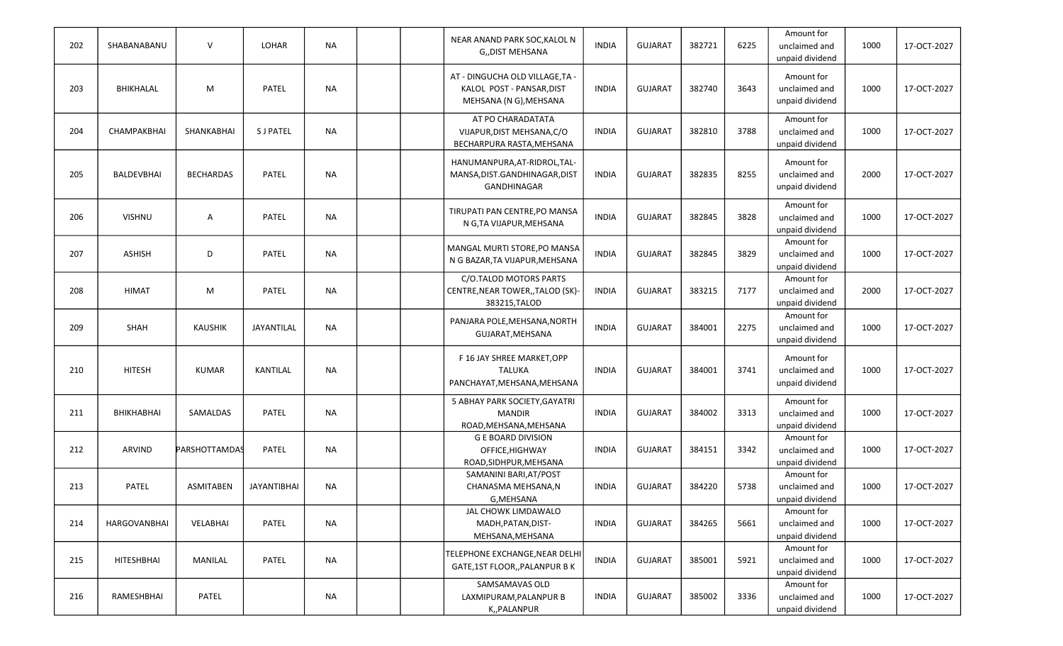| 202 | SHABANABANU | V | LOHAR | NA | | | NEAR ANAND PARK SOC,KALOL N G,,DIST MEHSANA | INDIA | GUJARAT | 382721 | 6225 | Amount for unclaimed and unpaid dividend | 1000 | 17-OCT-2027 |
|---|---|---|---|---|---|---|---|---|---|---|---|---|---|---|
| 203 | BHIKHALAL | M | PATEL | NA | | | AT - DINGUCHA OLD VILLAGE,TA - KALOL POST - PANSAR,DIST MEHSANA (N G),MEHSANA | INDIA | GUJARAT | 382740 | 3643 | Amount for unclaimed and unpaid dividend | 1000 | 17-OCT-2027 |
| 204 | CHAMPAKBHAI | SHANKABHAI | S J PATEL | NA | | | AT PO CHARADATATA VIJAPUR,DIST MEHSANA,C/O BECHARPURA RASTA,MEHSANA | INDIA | GUJARAT | 382810 | 3788 | Amount for unclaimed and unpaid dividend | 1000 | 17-OCT-2027 |
| 205 | BALDEVBHAI | BECHARDAS | PATEL | NA | | | HANUMANPURA,AT-RIDROL,TAL-MANSA,DIST.GANDHINAGAR,DIST GANDHINAGAR | INDIA | GUJARAT | 382835 | 8255 | Amount for unclaimed and unpaid dividend | 2000 | 17-OCT-2027 |
| 206 | VISHNU | A | PATEL | NA | | | TIRUPATI PAN CENTRE,PO MANSA N G,TA VIJAPUR,MEHSANA | INDIA | GUJARAT | 382845 | 3828 | Amount for unclaimed and unpaid dividend | 1000 | 17-OCT-2027 |
| 207 | ASHISH | D | PATEL | NA | | | MANGAL MURTI STORE,PO MANSA N G BAZAR,TA VIJAPUR,MEHSANA | INDIA | GUJARAT | 382845 | 3829 | Amount for unclaimed and unpaid dividend | 1000 | 17-OCT-2027 |
| 208 | HIMAT | M | PATEL | NA | | | C/O.TALOD MOTORS PARTS CENTRE,NEAR TOWER,,TALOD (SK)-383215,TALOD | INDIA | GUJARAT | 383215 | 7177 | Amount for unclaimed and unpaid dividend | 2000 | 17-OCT-2027 |
| 209 | SHAH | KAUSHIK | JAYANTILAL | NA | | | PANJARA POLE,MEHSANA,NORTH GUJARAT,MEHSANA | INDIA | GUJARAT | 384001 | 2275 | Amount for unclaimed and unpaid dividend | 1000 | 17-OCT-2027 |
| 210 | HITESH | KUMAR | KANTILAL | NA | | | F 16 JAY SHREE MARKET,OPP TALUKA PANCHAYAT,MEHSANA,MEHSANA | INDIA | GUJARAT | 384001 | 3741 | Amount for unclaimed and unpaid dividend | 1000 | 17-OCT-2027 |
| 211 | BHIKHABHAI | SAMALDAS | PATEL | NA | | | 5 ABHAY PARK SOCIETY,GAYATRI MANDIR ROAD,MEHSANA,MEHSANA | INDIA | GUJARAT | 384002 | 3313 | Amount for unclaimed and unpaid dividend | 1000 | 17-OCT-2027 |
| 212 | ARVIND | PARSHOTTAMDAS | PATEL | NA | | | G E BOARD DIVISION OFFICE,HIGHWAY ROAD,SIDHPUR,MEHSANA | INDIA | GUJARAT | 384151 | 3342 | Amount for unclaimed and unpaid dividend | 1000 | 17-OCT-2027 |
| 213 | PATEL | ASMITABEN | JAYANTIBHAI | NA | | | SAMANINI BARI,AT/POST CHANASMA MEHSANA,N G,MEHSANA | INDIA | GUJARAT | 384220 | 5738 | Amount for unclaimed and unpaid dividend | 1000 | 17-OCT-2027 |
| 214 | HARGOVANBHAI | VELABHAI | PATEL | NA | | | JAL CHOWK LIMDAWALO MADH,PATAN,DIST-MEHSANA,MEHSANA | INDIA | GUJARAT | 384265 | 5661 | Amount for unclaimed and unpaid dividend | 1000 | 17-OCT-2027 |
| 215 | HITESHBHAI | MANILAL | PATEL | NA | | | TELEPHONE EXCHANGE,NEAR DELHI GATE,1ST FLOOR,,PALANPUR B K | INDIA | GUJARAT | 385001 | 5921 | Amount for unclaimed and unpaid dividend | 1000 | 17-OCT-2027 |
| 216 | RAMESHBHAI | PATEL | | NA | | | SAMSAMAVAS OLD LAXMIPURAM,PALANPUR B K,,PALANPUR | INDIA | GUJARAT | 385002 | 3336 | Amount for unclaimed and unpaid dividend | 1000 | 17-OCT-2027 |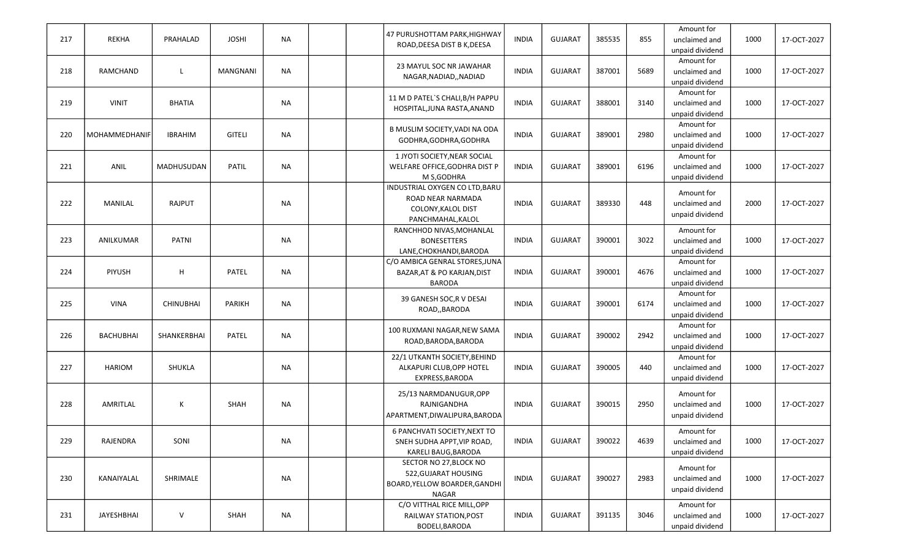| | | | | | | | | | | | | | | |
|---|---|---|---|---|---|---|---|---|---|---|---|---|---|---|
| 217 | REKHA | PRAHALAD | JOSHI | NA | | | 47 PURUSHOTTAM PARK,HIGHWAY ROAD,DEESA DIST B K,DEESA | INDIA | GUJARAT | 385535 | 855 | Amount for unclaimed and unpaid dividend | 1000 | 17-OCT-2027 |
| 218 | RAMCHAND | L | MANGNANI | NA | | | 23 MAYUL SOC NR JAWAHAR NAGAR,NADIAD,,NADIAD | INDIA | GUJARAT | 387001 | 5689 | Amount for unclaimed and unpaid dividend | 1000 | 17-OCT-2027 |
| 219 | VINIT | BHATIA | | NA | | | 11 M D PATEL`S CHALI,B/H PAPPU HOSPITAL,JUNA RASTA,ANAND | INDIA | GUJARAT | 388001 | 3140 | Amount for unclaimed and unpaid dividend | 1000 | 17-OCT-2027 |
| 220 | MOHAMMEDHANIF | IBRAHIM | GITELI | NA | | | B MUSLIM SOCIETY,VADI NA ODA GODHRA,GODHRA,GODHRA | INDIA | GUJARAT | 389001 | 2980 | Amount for unclaimed and unpaid dividend | 1000 | 17-OCT-2027 |
| 221 | ANIL | MADHUSUDAN | PATIL | NA | | | 1 JYOTI SOCIETY,NEAR SOCIAL WELFARE OFFICE,GODHRA DIST P M S,GODHRA | INDIA | GUJARAT | 389001 | 6196 | Amount for unclaimed and unpaid dividend | 1000 | 17-OCT-2027 |
| 222 | MANILAL | RAJPUT | | NA | | | INDUSTRIAL OXYGEN CO LTD,BARU ROAD NEAR NARMADA COLONY,KALOL DIST PANCHMAHAL,KALOL | INDIA | GUJARAT | 389330 | 448 | Amount for unclaimed and unpaid dividend | 2000 | 17-OCT-2027 |
| 223 | ANILKUMAR | PATNI | | NA | | | RANCHHOD NIVAS,MOHANLAL BONESETTERS LANE,CHOKHANDI,BARODA | INDIA | GUJARAT | 390001 | 3022 | Amount for unclaimed and unpaid dividend | 1000 | 17-OCT-2027 |
| 224 | PIYUSH | H | PATEL | NA | | | C/O AMBICA GENRAL STORES,JUNA BAZAR,AT & PO KARJAN,DIST BARODA | INDIA | GUJARAT | 390001 | 4676 | Amount for unclaimed and unpaid dividend | 1000 | 17-OCT-2027 |
| 225 | VINA | CHINUBHAI | PARIKH | NA | | | 39 GANESH SOC,R V DESAI ROAD,,BARODA | INDIA | GUJARAT | 390001 | 6174 | Amount for unclaimed and unpaid dividend | 1000 | 17-OCT-2027 |
| 226 | BACHUBHAI | SHANKERBHAI | PATEL | NA | | | 100 RUXMANI NAGAR,NEW SAMA ROAD,BARODA,BARODA | INDIA | GUJARAT | 390002 | 2942 | Amount for unclaimed and unpaid dividend | 1000 | 17-OCT-2027 |
| 227 | HARIOM | SHUKLA | | NA | | | 22/1 UTKANTH SOCIETY,BEHIND ALKAPURI CLUB,OPP HOTEL EXPRESS,BARODA | INDIA | GUJARAT | 390005 | 440 | Amount for unclaimed and unpaid dividend | 1000 | 17-OCT-2027 |
| 228 | AMRITLAL | K | SHAH | NA | | | 25/13 NARMDANUGUR,OPP RAJNIGANDHA APARTMENT,DIWALIPURA,BARODA | INDIA | GUJARAT | 390015 | 2950 | Amount for unclaimed and unpaid dividend | 1000 | 17-OCT-2027 |
| 229 | RAJENDRA | SONI | | NA | | | 6 PANCHVATI SOCIETY,NEXT TO SNEH SUDHA APPT,VIP ROAD, KARELI BAUG,BARODA | INDIA | GUJARAT | 390022 | 4639 | Amount for unclaimed and unpaid dividend | 1000 | 17-OCT-2027 |
| 230 | KANAIYALAL | SHRIMALE | | NA | | | SECTOR NO 27,BLOCK NO 522,GUJARAT HOUSING BOARD,YELLOW BOARDER,GANDHI NAGAR | INDIA | GUJARAT | 390027 | 2983 | Amount for unclaimed and unpaid dividend | 1000 | 17-OCT-2027 |
| 231 | JAYESHBHAI | V | SHAH | NA | | | C/O VITTHAL RICE MILL,OPP RAILWAY STATION,POST BODELI,BARODA | INDIA | GUJARAT | 391135 | 3046 | Amount for unclaimed and unpaid dividend | 1000 | 17-OCT-2027 |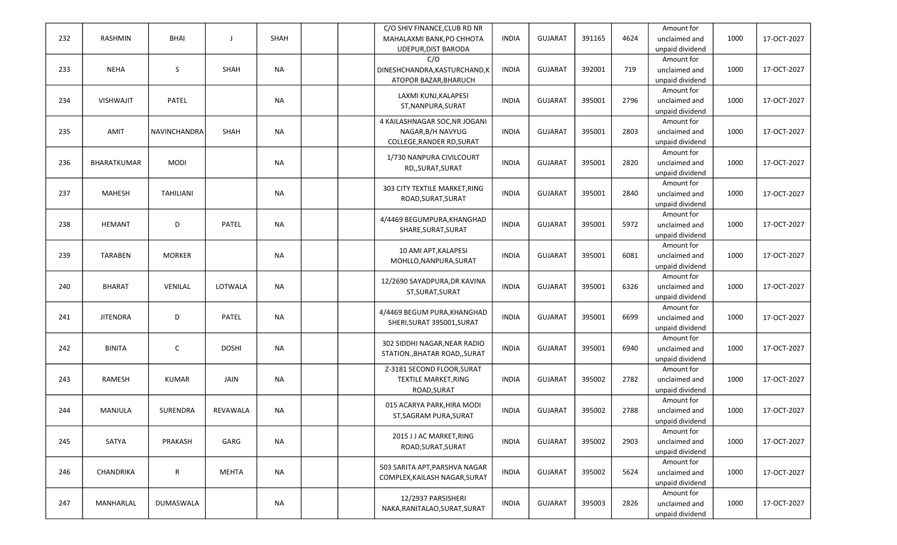| 232 | RASHMIN | BHAI | J | SHAH | | | C/O SHIV FINANCE,CLUB RD NR MAHALAXMI BANK,PO CHHOTA UDEPUR,DIST BARODA | INDIA | GUJARAT | 391165 | 4624 | Amount for unclaimed and unpaid dividend | 1000 | 17-OCT-2027 |
|---|---|---|---|---|---|---|---|---|---|---|---|---|---|---|
| 233 | NEHA | S | SHAH | NA | | | C/O DINESHCHANDRA,KASTURCHAND,KATOPOR BAZAR,BHARUCH | INDIA | GUJARAT | 392001 | 719 | Amount for unclaimed and unpaid dividend | 1000 | 17-OCT-2027 |
| 234 | VISHWAJIT | PATEL | | NA | | | LAXMI KUNJ,KALAPESI ST,NANPURA,SURAT | INDIA | GUJARAT | 395001 | 2796 | Amount for unclaimed and unpaid dividend | 1000 | 17-OCT-2027 |
| 235 | AMIT | NAVINCHANDRA | SHAH | NA | | | 4 KAILASHNAGAR SOC,NR JOGANI NAGAR,B/H NAVYUG COLLEGE,RANDER RD,SURAT | INDIA | GUJARAT | 395001 | 2803 | Amount for unclaimed and unpaid dividend | 1000 | 17-OCT-2027 |
| 236 | BHARATKUMAR | MODI | | NA | | | 1/730 NANPURA CIVILCOURT RD,,SURAT,SURAT | INDIA | GUJARAT | 395001 | 2820 | Amount for unclaimed and unpaid dividend | 1000 | 17-OCT-2027 |
| 237 | MAHESH | TAHILIANI | | NA | | | 303 CITY TEXTILE MARKET,RING ROAD,SURAT,SURAT | INDIA | GUJARAT | 395001 | 2840 | Amount for unclaimed and unpaid dividend | 1000 | 17-OCT-2027 |
| 238 | HEMANT | D | PATEL | NA | | | 4/4469 BEGUMPURA,KHANGHAD SHARE,SURAT,SURAT | INDIA | GUJARAT | 395001 | 5972 | Amount for unclaimed and unpaid dividend | 1000 | 17-OCT-2027 |
| 239 | TARABEN | MORKER | | NA | | | 10 AMI APT,KALAPESI MOHLLO,NANPURA,SURAT | INDIA | GUJARAT | 395001 | 6081 | Amount for unclaimed and unpaid dividend | 1000 | 17-OCT-2027 |
| 240 | BHARAT | VENILAL | LOTWALA | NA | | | 12/2690 SAYADPURA,DR KAVINA ST,SURAT,SURAT | INDIA | GUJARAT | 395001 | 6326 | Amount for unclaimed and unpaid dividend | 1000 | 17-OCT-2027 |
| 241 | JITENDRA | D | PATEL | NA | | | 4/4469 BEGUM PURA,KHANGHAD SHERI,SURAT 395001,SURAT | INDIA | GUJARAT | 395001 | 6699 | Amount for unclaimed and unpaid dividend | 1000 | 17-OCT-2027 |
| 242 | BINITA | C | DOSHI | NA | | | 302 SIDDHI NAGAR,NEAR RADIO STATION.,BHATAR ROAD,,SURAT | INDIA | GUJARAT | 395001 | 6940 | Amount for unclaimed and unpaid dividend | 1000 | 17-OCT-2027 |
| 243 | RAMESH | KUMAR | JAIN | NA | | | Z-3181 SECOND FLOOR,SURAT TEXTILE MARKET,RING ROAD,SURAT | INDIA | GUJARAT | 395002 | 2782 | Amount for unclaimed and unpaid dividend | 1000 | 17-OCT-2027 |
| 244 | MANJULA | SURENDRA | REVAWALA | NA | | | 015 ACARYA PARK,HIRA MODI ST,SAGRAM PURA,SURAT | INDIA | GUJARAT | 395002 | 2788 | Amount for unclaimed and unpaid dividend | 1000 | 17-OCT-2027 |
| 245 | SATYA | PRAKASH | GARG | NA | | | 2015 J J AC MARKET,RING ROAD,SURAT,SURAT | INDIA | GUJARAT | 395002 | 2903 | Amount for unclaimed and unpaid dividend | 1000 | 17-OCT-2027 |
| 246 | CHANDRIKA | R | MEHTA | NA | | | 503 SARITA APT,PARSHVA NAGAR COMPLEX,KAILASH NAGAR,SURAT | INDIA | GUJARAT | 395002 | 5624 | Amount for unclaimed and unpaid dividend | 1000 | 17-OCT-2027 |
| 247 | MANHARLAL | DUMASWALA | | NA | | | 12/2937 PARSISHERI NAKA,RANITALAO,SURAT,SURAT | INDIA | GUJARAT | 395003 | 2826 | Amount for unclaimed and unpaid dividend | 1000 | 17-OCT-2027 |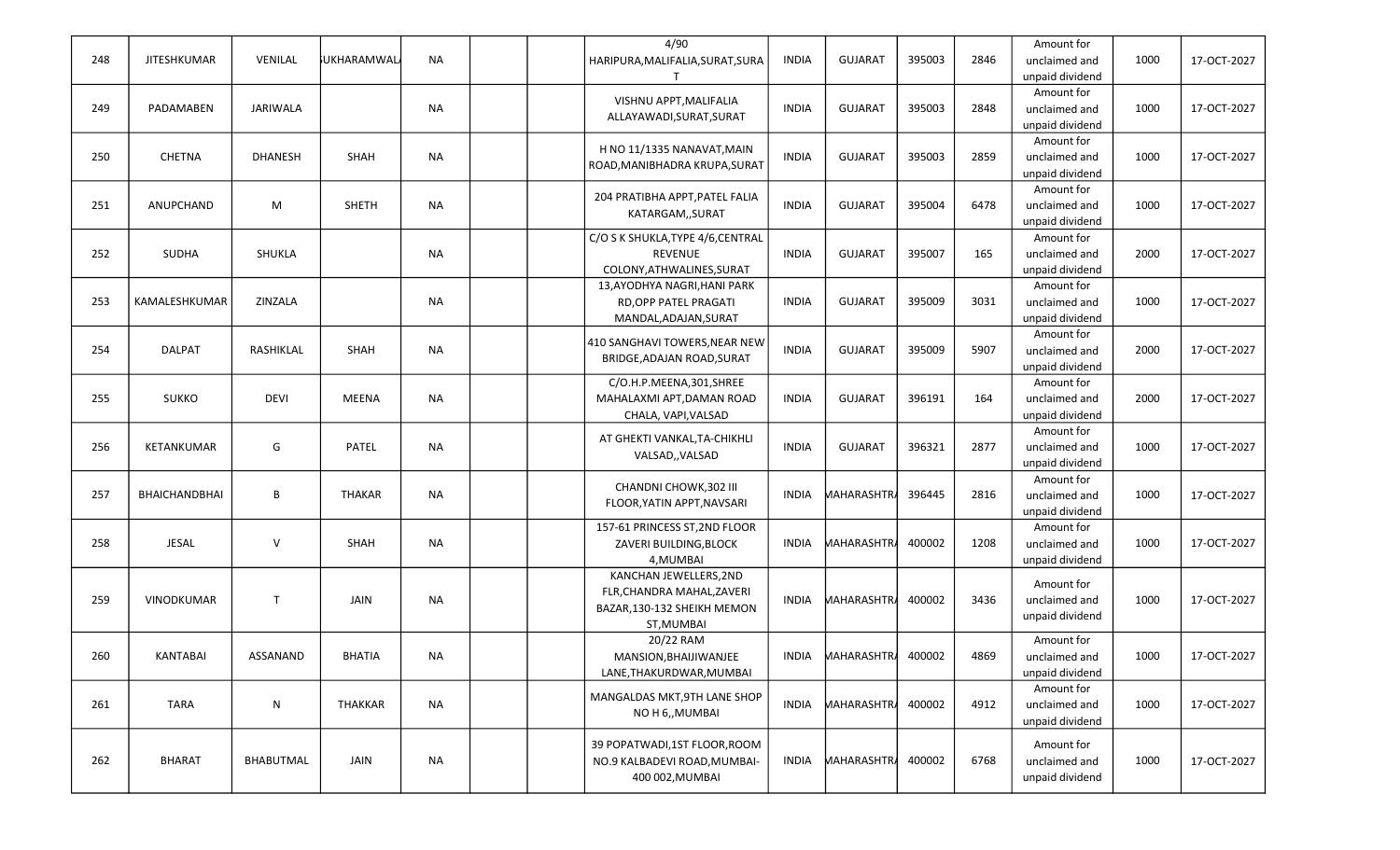| 248 | JITESHKUMAR | VENILAL | SUKHARAMWAL | NA | | | 4/90 HARIPURA,MALIFALIA,SURAT,SURAT | INDIA | GUJARAT | 395003 | 2846 | Amount for unclaimed and unpaid dividend | 1000 | 17-OCT-2027 |
|---|---|---|---|---|---|---|---|---|---|---|---|---|---|---|
| 249 | PADAMABEN | JARIWALA | | NA | | | VISHNU APPT,MALIFALIA ALLAYAWADI,SURAT,SURAT | INDIA | GUJARAT | 395003 | 2848 | Amount for unclaimed and unpaid dividend | 1000 | 17-OCT-2027 |
| 250 | CHETNA | DHANESH | SHAH | NA | | | H NO 11/1335 NANAVAT,MAIN ROAD,MANIBHADRA KRUPA,SURAT | INDIA | GUJARAT | 395003 | 2859 | Amount for unclaimed and unpaid dividend | 1000 | 17-OCT-2027 |
| 251 | ANUPCHAND | M | SHETH | NA | | | 204 PRATIBHA APPT,PATEL FALIA KATARGAM,,SURAT | INDIA | GUJARAT | 395004 | 6478 | Amount for unclaimed and unpaid dividend | 1000 | 17-OCT-2027 |
| 252 | SUDHA | SHUKLA | | NA | | | C/O S K SHUKLA,TYPE 4/6,CENTRAL REVENUE COLONY,ATHWALINES,SURAT | INDIA | GUJARAT | 395007 | 165 | Amount for unclaimed and unpaid dividend | 2000 | 17-OCT-2027 |
| 253 | KAMALESHKUMAR | ZINZALA | | NA | | | 13,AYODHYA NAGRI,HANI PARK RD,OPP PATEL PRAGATI MANDAL,ADAJAN,SURAT | INDIA | GUJARAT | 395009 | 3031 | Amount for unclaimed and unpaid dividend | 1000 | 17-OCT-2027 |
| 254 | DALPAT | RASHIKLAL | SHAH | NA | | | 410 SANGHAVI TOWERS,NEAR NEW BRIDGE,ADAJAN ROAD,SURAT | INDIA | GUJARAT | 395009 | 5907 | Amount for unclaimed and unpaid dividend | 2000 | 17-OCT-2027 |
| 255 | SUKKO | DEVI | MEENA | NA | | | C/O.H.P.MEENA,301,SHREE MAHALAXMI APT,DAMAN ROAD CHALA, VAPI,VALSAD | INDIA | GUJARAT | 396191 | 164 | Amount for unclaimed and unpaid dividend | 2000 | 17-OCT-2027 |
| 256 | KETANKUMAR | G | PATEL | NA | | | AT GHEKTI VANKAL,TA-CHIKHLI VALSAD,,VALSAD | INDIA | GUJARAT | 396321 | 2877 | Amount for unclaimed and unpaid dividend | 1000 | 17-OCT-2027 |
| 257 | BHAICHANDBHAI | B | THAKAR | NA | | | CHANDNI CHOWK,302 III FLOOR,YATIN APPT,NAVSARI | INDIA | MAHARASHTRA | 396445 | 2816 | Amount for unclaimed and unpaid dividend | 1000 | 17-OCT-2027 |
| 258 | JESAL | V | SHAH | NA | | | 157-61 PRINCESS ST,2ND FLOOR ZAVERI BUILDING,BLOCK 4,MUMBAI | INDIA | MAHARASHTRA | 400002 | 1208 | Amount for unclaimed and unpaid dividend | 1000 | 17-OCT-2027 |
| 259 | VINODKUMAR | T | JAIN | NA | | | KANCHAN JEWELLERS,2ND FLR,CHANDRA MAHAL,ZAVERI BAZAR,130-132 SHEIKH MEMON ST,MUMBAI | INDIA | MAHARASHTRA | 400002 | 3436 | Amount for unclaimed and unpaid dividend | 1000 | 17-OCT-2027 |
| 260 | KANTABAI | ASSANAND | BHATIA | NA | | | 20/22 RAM MANSION,BHAIJIWANJEE LANE,THAKURDWAR,MUMBAI | INDIA | MAHARASHTRA | 400002 | 4869 | Amount for unclaimed and unpaid dividend | 1000 | 17-OCT-2027 |
| 261 | TARA | N | THAKKAR | NA | | | MANGALDAS MKT,9TH LANE SHOP NO H 6,,MUMBAI | INDIA | MAHARASHTRA | 400002 | 4912 | Amount for unclaimed and unpaid dividend | 1000 | 17-OCT-2027 |
| 262 | BHARAT | BHABUTMAL | JAIN | NA | | | 39 POPATWADI,1ST FLOOR,ROOM NO.9 KALBADEVI ROAD,MUMBAI-400 002,MUMBAI | INDIA | MAHARASHTRA | 400002 | 6768 | Amount for unclaimed and unpaid dividend | 1000 | 17-OCT-2027 |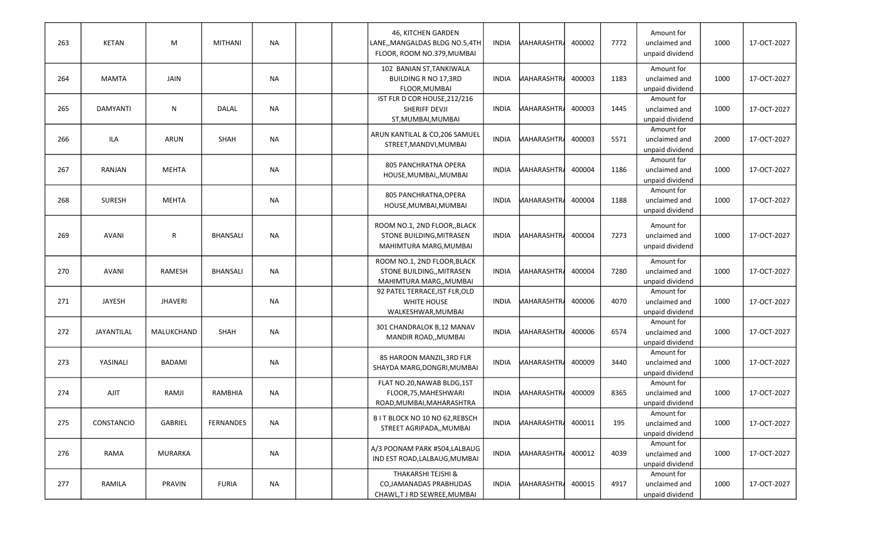| 263 | KETAN | M | MITHANI | NA | | | 46, KITCHEN GARDEN LANE,,MANGALDAS BLDG NO.5,4TH FLOOR, ROOM NO.379,MUMBAI | INDIA | MAHARASHTRA | 400002 | 7772 | Amount for unclaimed and unpaid dividend | 1000 | 17-OCT-2027 |
|---|---|---|---|---|---|---|---|---|---|---|---|---|---|---|
| 264 | MAMTA | JAIN | | NA | | | 102 BANIAN ST,TANKIWALA BUILDING R NO 17,3RD FLOOR,MUMBAI | INDIA | MAHARASHTRA | 400003 | 1183 | Amount for unclaimed and unpaid dividend | 1000 | 17-OCT-2027 |
| 265 | DAMYANTI | N | DALAL | NA | | | IST FLR D COR HOUSE,212/216 SHERIFF DEVJI ST,MUMBAI,MUMBAI | INDIA | MAHARASHTRA | 400003 | 1445 | Amount for unclaimed and unpaid dividend | 1000 | 17-OCT-2027 |
| 266 | ILA | ARUN | SHAH | NA | | | ARUN KANTILAL & CO,206 SAMUEL STREET,MANDVI,MUMBAI | INDIA | MAHARASHTRA | 400003 | 5571 | Amount for unclaimed and unpaid dividend | 2000 | 17-OCT-2027 |
| 267 | RANJAN | MEHTA | | NA | | | 805 PANCHRATNA OPERA HOUSE,MUMBAI,,MUMBAI | INDIA | MAHARASHTRA | 400004 | 1186 | Amount for unclaimed and unpaid dividend | 1000 | 17-OCT-2027 |
| 268 | SURESH | MEHTA | | NA | | | 805 PANCHRATNA,OPERA HOUSE,MUMBAI,MUMBAI | INDIA | MAHARASHTRA | 400004 | 1188 | Amount for unclaimed and unpaid dividend | 1000 | 17-OCT-2027 |
| 269 | AVANI | R | BHANSALI | NA | | | ROOM NO.1, 2ND FLOOR,,BLACK STONE BUILDING,MITRASEN MAHIMTURA MARG,MUMBAI | INDIA | MAHARASHTRA | 400004 | 7273 | Amount for unclaimed and unpaid dividend | 1000 | 17-OCT-2027 |
| 270 | AVANI | RAMESH | BHANSALI | NA | | | ROOM NO.1, 2ND FLOOR,BLACK STONE BUILDING,,MITRASEN MAHIMTURA MARG,,MUMBAI | INDIA | MAHARASHTRA | 400004 | 7280 | Amount for unclaimed and unpaid dividend | 1000 | 17-OCT-2027 |
| 271 | JAYESH | JHAVERI | | NA | | | 92 PATEL TERRACE,IST FLR,OLD WHITE HOUSE WALKESHWAR,MUMBAI | INDIA | MAHARASHTRA | 400006 | 4070 | Amount for unclaimed and unpaid dividend | 1000 | 17-OCT-2027 |
| 272 | JAYANTILAL | MALUKCHAND | SHAH | NA | | | 301 CHANDRALOK B,12 MANAV MANDIR ROAD,,MUMBAI | INDIA | MAHARASHTRA | 400006 | 6574 | Amount for unclaimed and unpaid dividend | 1000 | 17-OCT-2027 |
| 273 | YASINALI | BADAMI | | NA | | | 85 HAROON MANZIL,3RD FLR SHAYDA MARG,DONGRI,MUMBAI | INDIA | MAHARASHTRA | 400009 | 3440 | Amount for unclaimed and unpaid dividend | 1000 | 17-OCT-2027 |
| 274 | AJIT | RAMJI | RAMBHIA | NA | | | FLAT NO.20,NAWAB BLDG,1ST FLOOR,75,MAHESHWARI ROAD,MUMBAI,MAHARASHTRA | INDIA | MAHARASHTRA | 400009 | 8365 | Amount for unclaimed and unpaid dividend | 1000 | 17-OCT-2027 |
| 275 | CONSTANCIO | GABRIEL | FERNANDES | NA | | | B I T BLOCK NO 10 NO 62,REBSCH STREET AGRIPADA,,MUMBAI | INDIA | MAHARASHTRA | 400011 | 195 | Amount for unclaimed and unpaid dividend | 1000 | 17-OCT-2027 |
| 276 | RAMA | MURARKA | | NA | | | A/3 POONAM PARK #504,LALBAUG IND EST ROAD,LALBAUG,MUMBAI | INDIA | MAHARASHTRA | 400012 | 4039 | Amount for unclaimed and unpaid dividend | 1000 | 17-OCT-2027 |
| 277 | RAMILA | PRAVIN | FURIA | NA | | | THAKARSHI TEJSHI & CO,JAMANADAS PRABHUDAS CHAWL,T J RD SEWREE,MUMBAI | INDIA | MAHARASHTRA | 400015 | 4917 | Amount for unclaimed and unpaid dividend | 1000 | 17-OCT-2027 |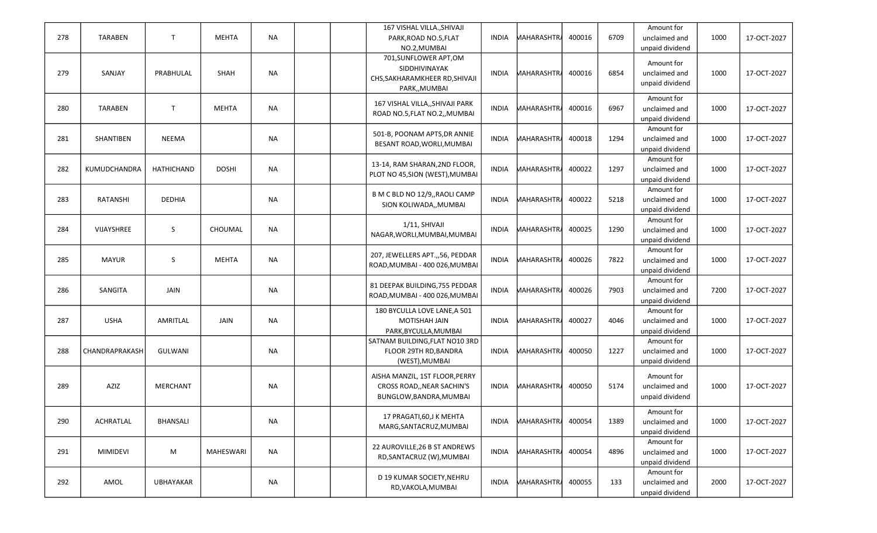| 278 | TARABEN | T | MEHTA | NA | | | 167 VISHAL VILLA.,SHIVAJI PARK,ROAD NO.5,FLAT NO.2,MUMBAI | INDIA | MAHARASHTRA | 400016 | 6709 | Amount for unclaimed and unpaid dividend | 1000 | 17-OCT-2027 |
|---|---|---|---|---|---|---|---|---|---|---|---|---|---|---|
| 279 | SANJAY | PRABHULAL | SHAH | NA | | | 701,SUNFLOWER APT,OM SIDDHIVINAYAK CHS,SAKHARAMKHEER RD,SHIVAJI PARK,,MUMBAI | INDIA | MAHARASHTRA | 400016 | 6854 | Amount for unclaimed and unpaid dividend | 1000 | 17-OCT-2027 |
| 280 | TARABEN | T | MEHTA | NA | | | 167 VISHAL VILLA,,SHIVAJI PARK ROAD NO.5,FLAT NO.2,,MUMBAI | INDIA | MAHARASHTRA | 400016 | 6967 | Amount for unclaimed and unpaid dividend | 1000 | 17-OCT-2027 |
| 281 | SHANTIBEN | NEEMA | | NA | | | 501-B, POONAM APTS,DR ANNIE BESANT ROAD,WORLI,MUMBAI | INDIA | MAHARASHTRA | 400018 | 1294 | Amount for unclaimed and unpaid dividend | 1000 | 17-OCT-2027 |
| 282 | KUMUDCHANDRA | HATHICHAND | DOSHI | NA | | | 13-14, RAM SHARAN,2ND FLOOR, PLOT NO 45,SION (WEST),MUMBAI | INDIA | MAHARASHTRA | 400022 | 1297 | Amount for unclaimed and unpaid dividend | 1000 | 17-OCT-2027 |
| 283 | RATANSHI | DEDHIA | | NA | | | B M C BLD NO 12/9,,RAOLI CAMP SION KOLIWADA,,MUMBAI | INDIA | MAHARASHTRA | 400022 | 5218 | Amount for unclaimed and unpaid dividend | 1000 | 17-OCT-2027 |
| 284 | VIJAYSHREE | S | CHOUMAL | NA | | | 1/11, SHIVAJI NAGAR,WORLI,MUMBAI,MUMBAI | INDIA | MAHARASHTRA | 400025 | 1290 | Amount for unclaimed and unpaid dividend | 1000 | 17-OCT-2027 |
| 285 | MAYUR | S | MEHTA | NA | | | 207, JEWELLERS APT.,,56, PEDDAR ROAD,MUMBAI - 400 026,MUMBAI | INDIA | MAHARASHTRA | 400026 | 7822 | Amount for unclaimed and unpaid dividend | 1000 | 17-OCT-2027 |
| 286 | SANGITA | JAIN | | NA | | | 81 DEEPAK BUILDING,755 PEDDAR ROAD,MUMBAI - 400 026,MUMBAI | INDIA | MAHARASHTRA | 400026 | 7903 | Amount for unclaimed and unpaid dividend | 7200 | 17-OCT-2027 |
| 287 | USHA | AMRITLAL | JAIN | NA | | | 180 BYCULLA LOVE LANE,A 501 MOTISHAH JAIN PARK,BYCULLA,MUMBAI | INDIA | MAHARASHTRA | 400027 | 4046 | Amount for unclaimed and unpaid dividend | 1000 | 17-OCT-2027 |
| 288 | CHANDRAPRAKASH | GULWANI | | NA | | | SATNAM BUILDING,FLAT NO10 3RD FLOOR 29TH RD,BANDRA (WEST),MUMBAI | INDIA | MAHARASHTRA | 400050 | 1227 | Amount for unclaimed and unpaid dividend | 1000 | 17-OCT-2027 |
| 289 | AZIZ | MERCHANT | | NA | | | AISHA MANZIL, 1ST FLOOR,PERRY CROSS ROAD,,NEAR SACHIN'S BUNGLOW,BANDRA,MUMBAI | INDIA | MAHARASHTRA | 400050 | 5174 | Amount for unclaimed and unpaid dividend | 1000 | 17-OCT-2027 |
| 290 | ACHRATLAL | BHANSALI | | NA | | | 17 PRAGATI,60,J K MEHTA MARG,SANTACRUZ,MUMBAI | INDIA | MAHARASHTRA | 400054 | 1389 | Amount for unclaimed and unpaid dividend | 1000 | 17-OCT-2027 |
| 291 | MIMIDEVI | M | MAHESWARI | NA | | | 22 AUROVILLE,26 B ST ANDREWS RD,SANTACRUZ (W),MUMBAI | INDIA | MAHARASHTRA | 400054 | 4896 | Amount for unclaimed and unpaid dividend | 1000 | 17-OCT-2027 |
| 292 | AMOL | UBHAYAKAR | | NA | | | D 19 KUMAR SOCIETY,NEHRU RD,VAKOLA,MUMBAI | INDIA | MAHARASHTRA | 400055 | 133 | Amount for unclaimed and unpaid dividend | 2000 | 17-OCT-2027 |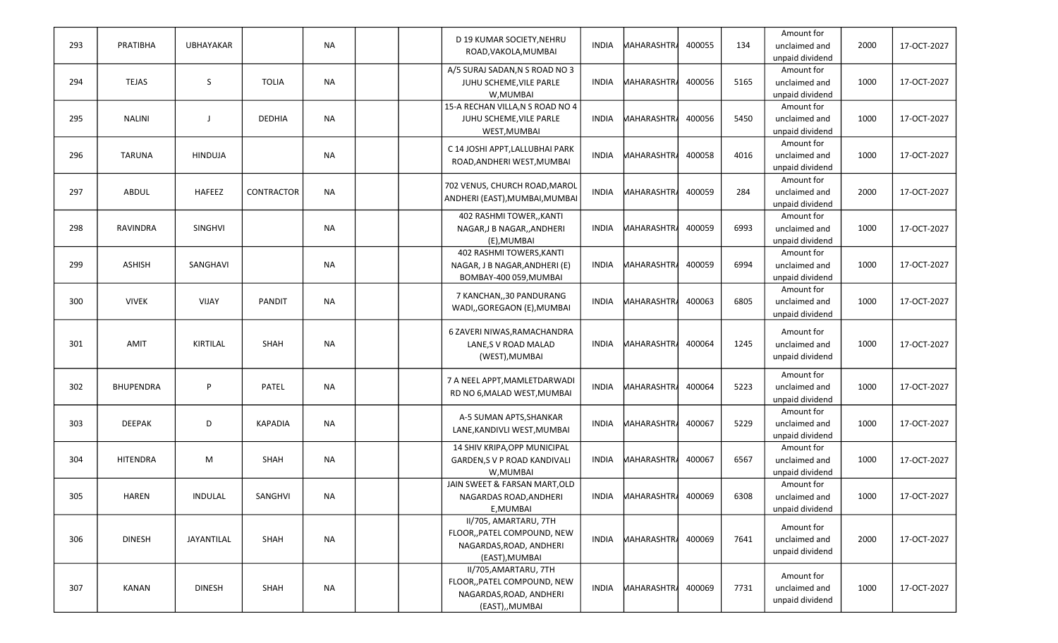| 293 | PRATIBHA | UBHAYAKAR | | NA | | | D 19 KUMAR SOCIETY,NEHRU ROAD,VAKOLA,MUMBAI | INDIA | MAHARASHTRA | 400055 | 134 | Amount for unclaimed and unpaid dividend | 2000 | 17-OCT-2027 |
|---|---|---|---|---|---|---|---|---|---|---|---|---|---|---|
| 294 | TEJAS | S | TOLIA | NA | | | A/5 SURAJ SADAN,N S ROAD NO 3 JUHU SCHEME,VILE PARLE W,MUMBAI | INDIA | MAHARASHTRA | 400056 | 5165 | Amount for unclaimed and unpaid dividend | 1000 | 17-OCT-2027 |
| 295 | NALINI | J | DEDHIA | NA | | | 15-A RECHAN VILLA,N S ROAD NO 4 JUHU SCHEME,VILE PARLE WEST,MUMBAI | INDIA | MAHARASHTRA | 400056 | 5450 | Amount for unclaimed and unpaid dividend | 1000 | 17-OCT-2027 |
| 296 | TARUNA | HINDUJA | | NA | | | C 14 JOSHI APPT,LALLUBHAI PARK ROAD,ANDHERI WEST,MUMBAI | INDIA | MAHARASHTRA | 400058 | 4016 | Amount for unclaimed and unpaid dividend | 1000 | 17-OCT-2027 |
| 297 | ABDUL | HAFEEZ | CONTRACTOR | NA | | | 702 VENUS, CHURCH ROAD,MAROL ANDHERI (EAST),MUMBAI,MUMBAI | INDIA | MAHARASHTRA | 400059 | 284 | Amount for unclaimed and unpaid dividend | 2000 | 17-OCT-2027 |
| 298 | RAVINDRA | SINGHVI | | NA | | | 402 RASHMI TOWER,,KANTI NAGAR,J B NAGAR,,ANDHERI (E),MUMBAI | INDIA | MAHARASHTRA | 400059 | 6993 | Amount for unclaimed and unpaid dividend | 1000 | 17-OCT-2027 |
| 299 | ASHISH | SANGHAVI | | NA | | | 402 RASHMI TOWERS,KANTI NAGAR, J B NAGAR,ANDHERI (E) BOMBAY-400 059,MUMBAI | INDIA | MAHARASHTRA | 400059 | 6994 | Amount for unclaimed and unpaid dividend | 1000 | 17-OCT-2027 |
| 300 | VIVEK | VIJAY | PANDIT | NA | | | 7 KANCHAN,,30 PANDURANG WADI,,GOREGAON (E),MUMBAI | INDIA | MAHARASHTRA | 400063 | 6805 | Amount for unclaimed and unpaid dividend | 1000 | 17-OCT-2027 |
| 301 | AMIT | KIRTILAL | SHAH | NA | | | 6 ZAVERI NIWAS,RAMACHANDRA LANE,S V ROAD MALAD (WEST),MUMBAI | INDIA | MAHARASHTRA | 400064 | 1245 | Amount for unclaimed and unpaid dividend | 1000 | 17-OCT-2027 |
| 302 | BHUPENDRA | P | PATEL | NA | | | 7 A NEEL APPT,MAMLETDARWADI RD NO 6,MALAD WEST,MUMBAI | INDIA | MAHARASHTRA | 400064 | 5223 | Amount for unclaimed and unpaid dividend | 1000 | 17-OCT-2027 |
| 303 | DEEPAK | D | KAPADIA | NA | | | A-5 SUMAN APTS,SHANKAR LANE,KANDIVLI WEST,MUMBAI | INDIA | MAHARASHTRA | 400067 | 5229 | Amount for unclaimed and unpaid dividend | 1000 | 17-OCT-2027 |
| 304 | HITENDRA | M | SHAH | NA | | | 14 SHIV KRIPA,OPP MUNICIPAL GARDEN,S V P ROAD KANDIVALI W,MUMBAI | INDIA | MAHARASHTRA | 400067 | 6567 | Amount for unclaimed and unpaid dividend | 1000 | 17-OCT-2027 |
| 305 | HAREN | INDULAL | SANGHVI | NA | | | JAIN SWEET & FARSAN MART,OLD NAGARDAS ROAD,ANDHERI E,MUMBAI | INDIA | MAHARASHTRA | 400069 | 6308 | Amount for unclaimed and unpaid dividend | 1000 | 17-OCT-2027 |
| 306 | DINESH | JAYANTILAL | SHAH | NA | | | II/705, AMARTARU, 7TH FLOOR,,PATEL COMPOUND, NEW NAGARDAS,ROAD, ANDHERI (EAST),MUMBAI | INDIA | MAHARASHTRA | 400069 | 7641 | Amount for unclaimed and unpaid dividend | 2000 | 17-OCT-2027 |
| 307 | KANAN | DINESH | SHAH | NA | | | II/705,AMARTARU, 7TH FLOOR,,PATEL COMPOUND, NEW NAGARDAS,ROAD, ANDHERI (EAST),,MUMBAI | INDIA | MAHARASHTRA | 400069 | 7731 | Amount for unclaimed and unpaid dividend | 1000 | 17-OCT-2027 |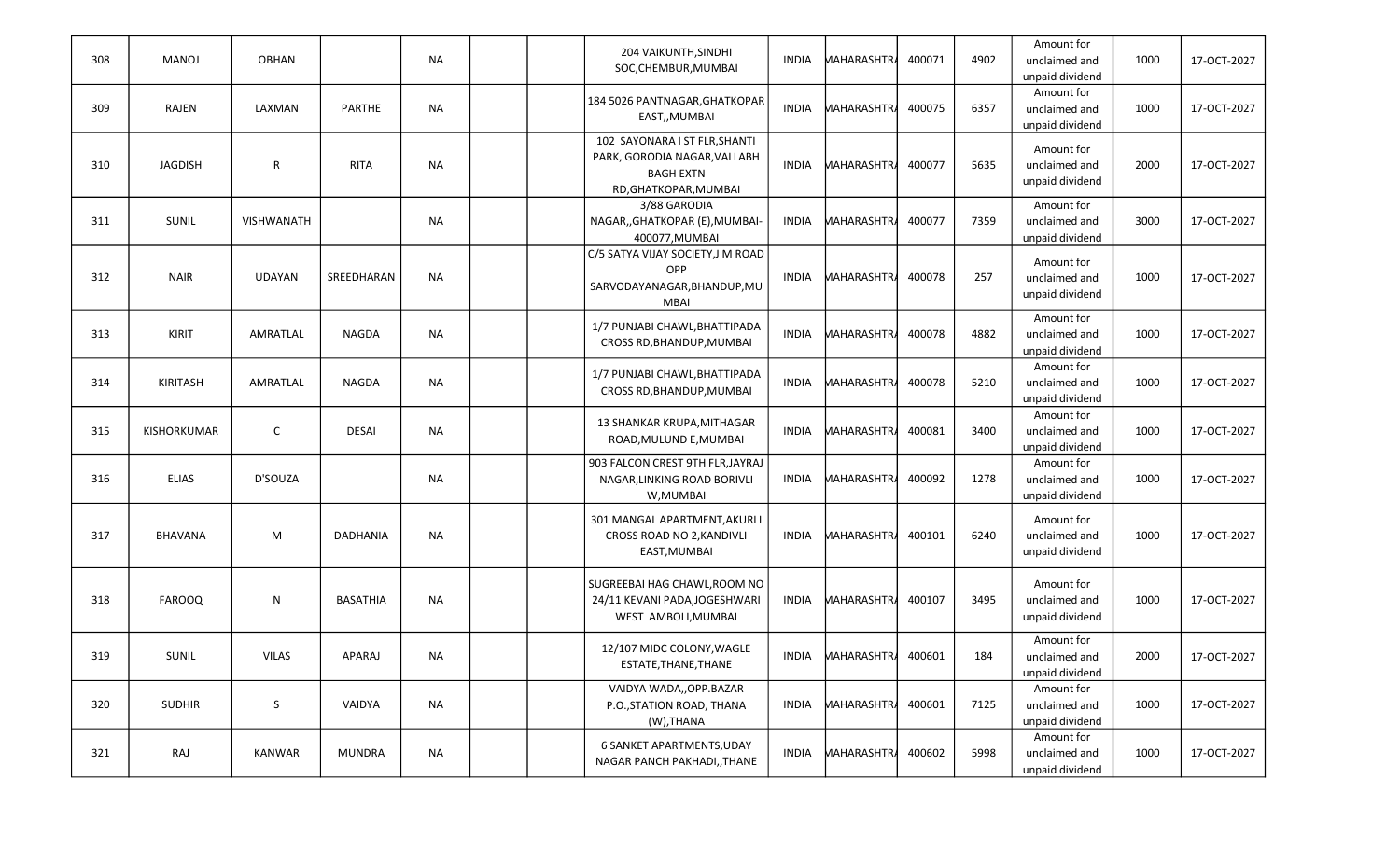| 308 | MANOJ | OBHAN | | NA | | | 204 VAIKUNTH,SINDHI SOC,CHEMBUR,MUMBAI | INDIA | MAHARASHTRA | 400071 | 4902 | Amount for unclaimed and unpaid dividend | 1000 | 17-OCT-2027 |
|---|---|---|---|---|---|---|---|---|---|---|---|---|---|---|
| 309 | RAJEN | LAXMAN | PARTHE | NA | | | 184 5026 PANTNAGAR,GHATKOPAR EAST,,MUMBAI | INDIA | MAHARASHTRA | 400075 | 6357 | Amount for unclaimed and unpaid dividend | 1000 | 17-OCT-2027 |
| 310 | JAGDISH | R | RITA | NA | | | 102 SAYONARA I ST FLR,SHANTI PARK, GORODIA NAGAR,VALLABH BAGH EXTN RD,GHATKOPAR,MUMBAI | INDIA | MAHARASHTRA | 400077 | 5635 | Amount for unclaimed and unpaid dividend | 2000 | 17-OCT-2027 |
| 311 | SUNIL | VISHWANATH | | NA | | | 3/88 GARODIA NAGAR,,GHATKOPAR (E),MUMBAI-400077,MUMBAI | INDIA | MAHARASHTRA | 400077 | 7359 | Amount for unclaimed and unpaid dividend | 3000 | 17-OCT-2027 |
| 312 | NAIR | UDAYAN | SREEDHARAN | NA | | | C/5 SATYA VIJAY SOCIETY,J M ROAD OPP SARVODAYANAGAR,BHANDUP,MUMBAI | INDIA | MAHARASHTRA | 400078 | 257 | Amount for unclaimed and unpaid dividend | 1000 | 17-OCT-2027 |
| 313 | KIRIT | AMRATLAL | NAGDA | NA | | | 1/7 PUNJABI CHAWL,BHATTIPADA CROSS RD,BHANDUP,MUMBAI | INDIA | MAHARASHTRA | 400078 | 4882 | Amount for unclaimed and unpaid dividend | 1000 | 17-OCT-2027 |
| 314 | KIRITASH | AMRATLAL | NAGDA | NA | | | 1/7 PUNJABI CHAWL,BHATTIPADA CROSS RD,BHANDUP,MUMBAI | INDIA | MAHARASHTRA | 400078 | 5210 | Amount for unclaimed and unpaid dividend | 1000 | 17-OCT-2027 |
| 315 | KISHORKUMAR | C | DESAI | NA | | | 13 SHANKAR KRUPA,MITHAGAR ROAD,MULUND E,MUMBAI | INDIA | MAHARASHTRA | 400081 | 3400 | Amount for unclaimed and unpaid dividend | 1000 | 17-OCT-2027 |
| 316 | ELIAS | D'SOUZA | | NA | | | 903 FALCON CREST 9TH FLR,JAYRAJ NAGAR,LINKING ROAD BORIVLI W,MUMBAI | INDIA | MAHARASHTRA | 400092 | 1278 | Amount for unclaimed and unpaid dividend | 1000 | 17-OCT-2027 |
| 317 | BHAVANA | M | DADHANIA | NA | | | 301 MANGAL APARTMENT,AKURLI CROSS ROAD NO 2,KANDIVLI EAST,MUMBAI | INDIA | MAHARASHTRA | 400101 | 6240 | Amount for unclaimed and unpaid dividend | 1000 | 17-OCT-2027 |
| 318 | FAROOQ | N | BASATHIA | NA | | | SUGREEBAI HAG CHAWL,ROOM NO 24/11 KEVANI PADA,JOGESHWARI WEST AMBOLI,MUMBAI | INDIA | MAHARASHTRA | 400107 | 3495 | Amount for unclaimed and unpaid dividend | 1000 | 17-OCT-2027 |
| 319 | SUNIL | VILAS | APARAJ | NA | | | 12/107 MIDC COLONY,WAGLE ESTATE,THANE,THANE | INDIA | MAHARASHTRA | 400601 | 184 | Amount for unclaimed and unpaid dividend | 2000 | 17-OCT-2027 |
| 320 | SUDHIR | S | VAIDYA | NA | | | VAIDYA WADA,,OPP.BAZAR P.O.,STATION ROAD, THANA (W),THANA | INDIA | MAHARASHTRA | 400601 | 7125 | Amount for unclaimed and unpaid dividend | 1000 | 17-OCT-2027 |
| 321 | RAJ | KANWAR | MUNDRA | NA | | | 6 SANKET APARTMENTS,UDAY NAGAR PANCH PAKHADI,,THANE | INDIA | MAHARASHTRA | 400602 | 5998 | Amount for unclaimed and unpaid dividend | 1000 | 17-OCT-2027 |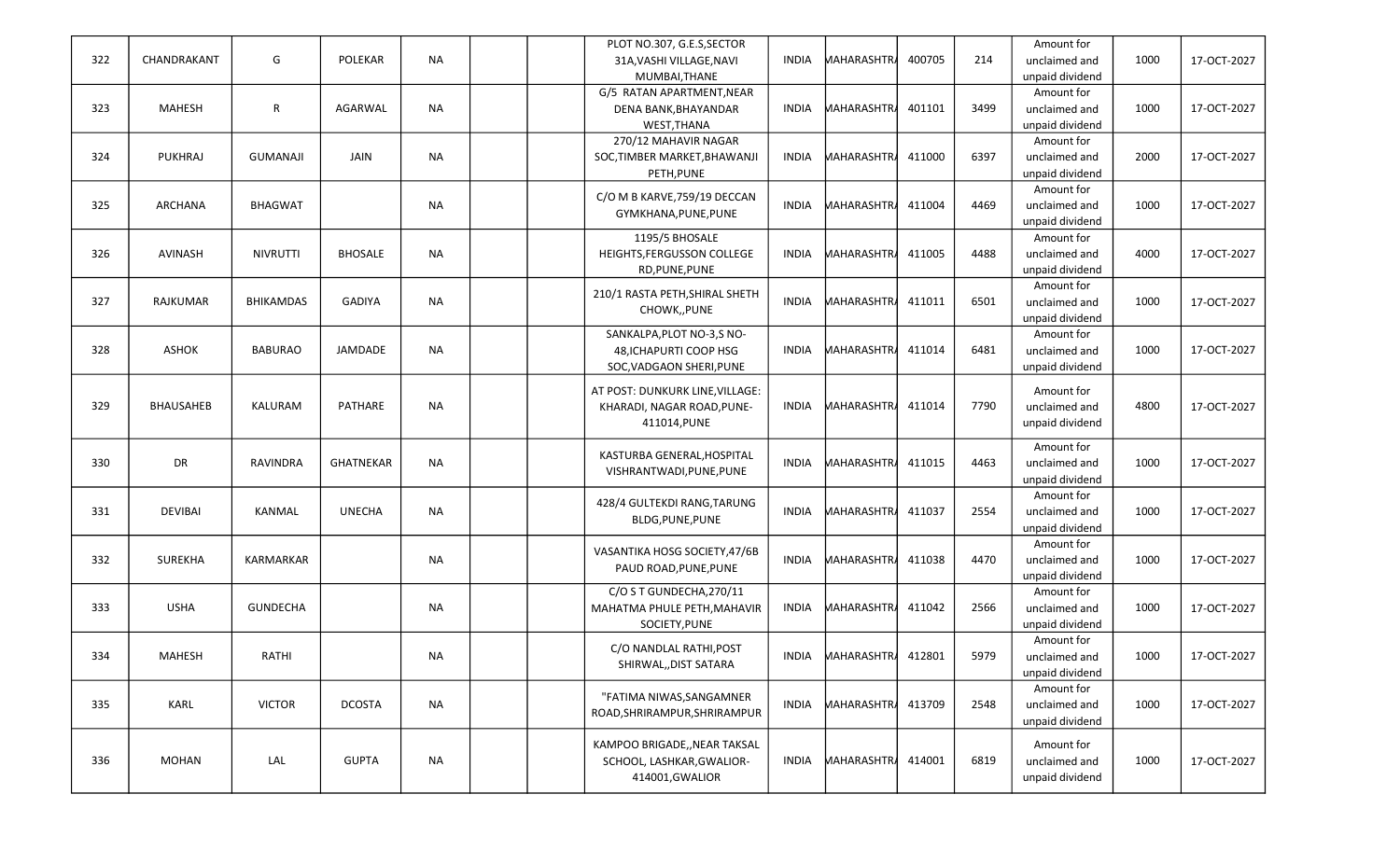| 322 | CHANDRAKANT | G | POLEKAR | NA | | | PLOT NO.307, G.E.S,SECTOR 31A,VASHI VILLAGE,NAVI MUMBAI,THANE | INDIA | MAHARASHTRA | 400705 | 214 | Amount for unclaimed and unpaid dividend | 1000 | 17-OCT-2027 |
|---|---|---|---|---|---|---|---|---|---|---|---|---|---|---|
| 323 | MAHESH | R | AGARWAL | NA | | | G/5 RATAN APARTMENT,NEAR DENA BANK,BHAYANDAR WEST,THANA | INDIA | MAHARASHTRA | 401101 | 3499 | Amount for unclaimed and unpaid dividend | 1000 | 17-OCT-2027 |
| 324 | PUKHRAJ | GUMANAJI | JAIN | NA | | | 270/12 MAHAVIR NAGAR SOC,TIMBER MARKET,BHAWANJI PETH,PUNE | INDIA | MAHARASHTRA | 411000 | 6397 | Amount for unclaimed and unpaid dividend | 2000 | 17-OCT-2027 |
| 325 | ARCHANA | BHAGWAT | | NA | | | C/O M B KARVE,759/19 DECCAN GYMKHANA,PUNE,PUNE | INDIA | MAHARASHTRA | 411004 | 4469 | Amount for unclaimed and unpaid dividend | 1000 | 17-OCT-2027 |
| 326 | AVINASH | NIVRUTTI | BHOSALE | NA | | | 1195/5 BHOSALE HEIGHTS,FERGUSSON COLLEGE RD,PUNE,PUNE | INDIA | MAHARASHTRA | 411005 | 4488 | Amount for unclaimed and unpaid dividend | 4000 | 17-OCT-2027 |
| 327 | RAJKUMAR | BHIKAMDAS | GADIYA | NA | | | 210/1 RASTA PETH,SHIRAL SHETH CHOWK,,PUNE | INDIA | MAHARASHTRA | 411011 | 6501 | Amount for unclaimed and unpaid dividend | 1000 | 17-OCT-2027 |
| 328 | ASHOK | BABURAO | JAMDADE | NA | | | SANKALPA,PLOT NO-3,S NO-48,ICHAPURTI COOP HSG SOC,VADGAON SHERI,PUNE | INDIA | MAHARASHTRA | 411014 | 6481 | Amount for unclaimed and unpaid dividend | 1000 | 17-OCT-2027 |
| 329 | BHAUSAHEB | KALURAM | PATHARE | NA | | | AT POST: DUNKURK LINE,VILLAGE: KHARADI, NAGAR ROAD,PUNE-411014,PUNE | INDIA | MAHARASHTRA | 411014 | 7790 | Amount for unclaimed and unpaid dividend | 4800 | 17-OCT-2027 |
| 330 | DR | RAVINDRA | GHATNEKAR | NA | | | KASTURBA GENERAL,HOSPITAL VISHRANTWADI,PUNE,PUNE | INDIA | MAHARASHTRA | 411015 | 4463 | Amount for unclaimed and unpaid dividend | 1000 | 17-OCT-2027 |
| 331 | DEVIBAI | KANMAL | UNECHA | NA | | | 428/4 GULTEKDI RANG,TARUNG BLDG,PUNE,PUNE | INDIA | MAHARASHTRA | 411037 | 2554 | Amount for unclaimed and unpaid dividend | 1000 | 17-OCT-2027 |
| 332 | SUREKHA | KARMARKAR | | NA | | | VASANTIKA HOSG SOCIETY,47/6B PAUD ROAD,PUNE,PUNE | INDIA | MAHARASHTRA | 411038 | 4470 | Amount for unclaimed and unpaid dividend | 1000 | 17-OCT-2027 |
| 333 | USHA | GUNDECHA | | NA | | | C/O S T GUNDECHA,270/11 MAHATMA PHULE PETH,MAHAVIR SOCIETY,PUNE | INDIA | MAHARASHTRA | 411042 | 2566 | Amount for unclaimed and unpaid dividend | 1000 | 17-OCT-2027 |
| 334 | MAHESH | RATHI | | NA | | | C/O NANDLAL RATHI,POST SHIRWAL,,DIST SATARA | INDIA | MAHARASHTRA | 412801 | 5979 | Amount for unclaimed and unpaid dividend | 1000 | 17-OCT-2027 |
| 335 | KARL | VICTOR | DCOSTA | NA | | | "FATIMA NIWAS,SANGAMNER ROAD,SHRIRAMPUR,SHRIRAMPUR | INDIA | MAHARASHTRA | 413709 | 2548 | Amount for unclaimed and unpaid dividend | 1000 | 17-OCT-2027 |
| 336 | MOHAN | LAL | GUPTA | NA | | | KAMPOO BRIGADE,,NEAR TAKSAL SCHOOL, LASHKAR,GWALIOR-414001,GWALIOR | INDIA | MAHARASHTRA | 414001 | 6819 | Amount for unclaimed and unpaid dividend | 1000 | 17-OCT-2027 |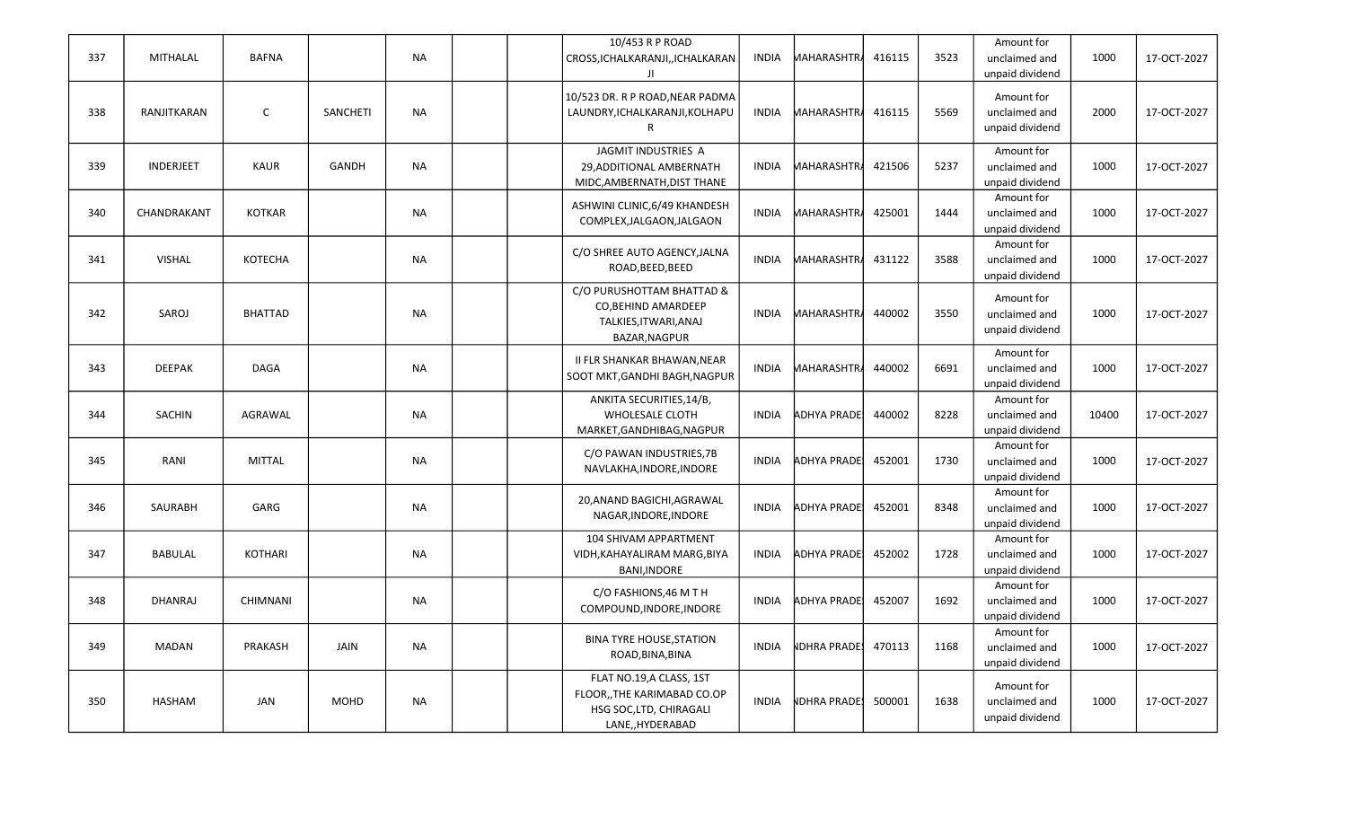| | | | | | | | | | | | | | | |
|---|---|---|---|---|---|---|---|---|---|---|---|---|---|---|
| 337 | MITHALAL | BAFNA | | NA | | | 10/453 R P ROAD CROSS,ICHALKARANJI,,ICHALKARANJI | INDIA | MAHARASHTRA | 416115 | 3523 | Amount for unclaimed and unpaid dividend | 1000 | 17-OCT-2027 |
| 338 | RANJITKARAN | C | SANCHETI | NA | | | 10/523 DR. R P ROAD,NEAR PADMA LAUNDRY,ICHALKARANJI,KOLHAPUR | INDIA | MAHARASHTRA | 416115 | 5569 | Amount for unclaimed and unpaid dividend | 2000 | 17-OCT-2027 |
| 339 | INDERJEET | KAUR | GANDH | NA | | | JAGMIT INDUSTRIES A 29,ADDITIONAL AMBERNATH MIDC,AMBERNATH,DIST THANE | INDIA | MAHARASHTRA | 421506 | 5237 | Amount for unclaimed and unpaid dividend | 1000 | 17-OCT-2027 |
| 340 | CHANDRAKANT | KOTKAR | | NA | | | ASHWINI CLINIC,6/49 KHANDESH COMPLEX,JALGAON,JALGAON | INDIA | MAHARASHTRA | 425001 | 1444 | Amount for unclaimed and unpaid dividend | 1000 | 17-OCT-2027 |
| 341 | VISHAL | KOTECHA | | NA | | | C/O SHREE AUTO AGENCY,JALNA ROAD,BEED,BEED | INDIA | MAHARASHTRA | 431122 | 3588 | Amount for unclaimed and unpaid dividend | 1000 | 17-OCT-2027 |
| 342 | SAROJ | BHATTAD | | NA | | | C/O PURUSHOTTAM BHATTAD & CO,BEHIND AMARDEEP TALKIES,ITWARI,ANAJ BAZAR,NAGPUR | INDIA | MAHARASHTRA | 440002 | 3550 | Amount for unclaimed and unpaid dividend | 1000 | 17-OCT-2027 |
| 343 | DEEPAK | DAGA | | NA | | | II FLR SHANKAR BHAWAN,NEAR SOOT MKT,GANDHI BAGH,NAGPUR | INDIA | MAHARASHTRA | 440002 | 6691 | Amount for unclaimed and unpaid dividend | 1000 | 17-OCT-2027 |
| 344 | SACHIN | AGRAWAL | | NA | | | ANKITA SECURITIES,14/B, WHOLESALE CLOTH MARKET,GANDHIBAG,NAGPUR | INDIA | ADHYA PRADE | 440002 | 8228 | Amount for unclaimed and unpaid dividend | 10400 | 17-OCT-2027 |
| 345 | RANI | MITTAL | | NA | | | C/O PAWAN INDUSTRIES,7B NAVLAKHA,INDORE,INDORE | INDIA | ADHYA PRADE | 452001 | 1730 | Amount for unclaimed and unpaid dividend | 1000 | 17-OCT-2027 |
| 346 | SAURABH | GARG | | NA | | | 20,ANAND BAGICHI,AGRAWAL NAGAR,INDORE,INDORE | INDIA | ADHYA PRADE | 452001 | 8348 | Amount for unclaimed and unpaid dividend | 1000 | 17-OCT-2027 |
| 347 | BABULAL | KOTHARI | | NA | | | 104 SHIVAM APPARTMENT VIDH,KAHAYALIRAM MARG,BIYA BANI,INDORE | INDIA | ADHYA PRADE | 452002 | 1728 | Amount for unclaimed and unpaid dividend | 1000 | 17-OCT-2027 |
| 348 | DHANRAJ | CHIMNANI | | NA | | | C/O FASHIONS,46 M T H COMPOUND,INDORE,INDORE | INDIA | ADHYA PRADE | 452007 | 1692 | Amount for unclaimed and unpaid dividend | 1000 | 17-OCT-2027 |
| 349 | MADAN | PRAKASH | JAIN | NA | | | BINA TYRE HOUSE,STATION ROAD,BINA,BINA | INDIA | NDHRA PRADE | 470113 | 1168 | Amount for unclaimed and unpaid dividend | 1000 | 17-OCT-2027 |
| 350 | HASHAM | JAN | MOHD | NA | | | FLAT NO.19,A CLASS, 1ST FLOOR,,THE KARIMABAD CO.OP HSG SOC,LTD, CHIRAGALI LANE,,HYDERABAD | INDIA | NDHRA PRADE | 500001 | 1638 | Amount for unclaimed and unpaid dividend | 1000 | 17-OCT-2027 |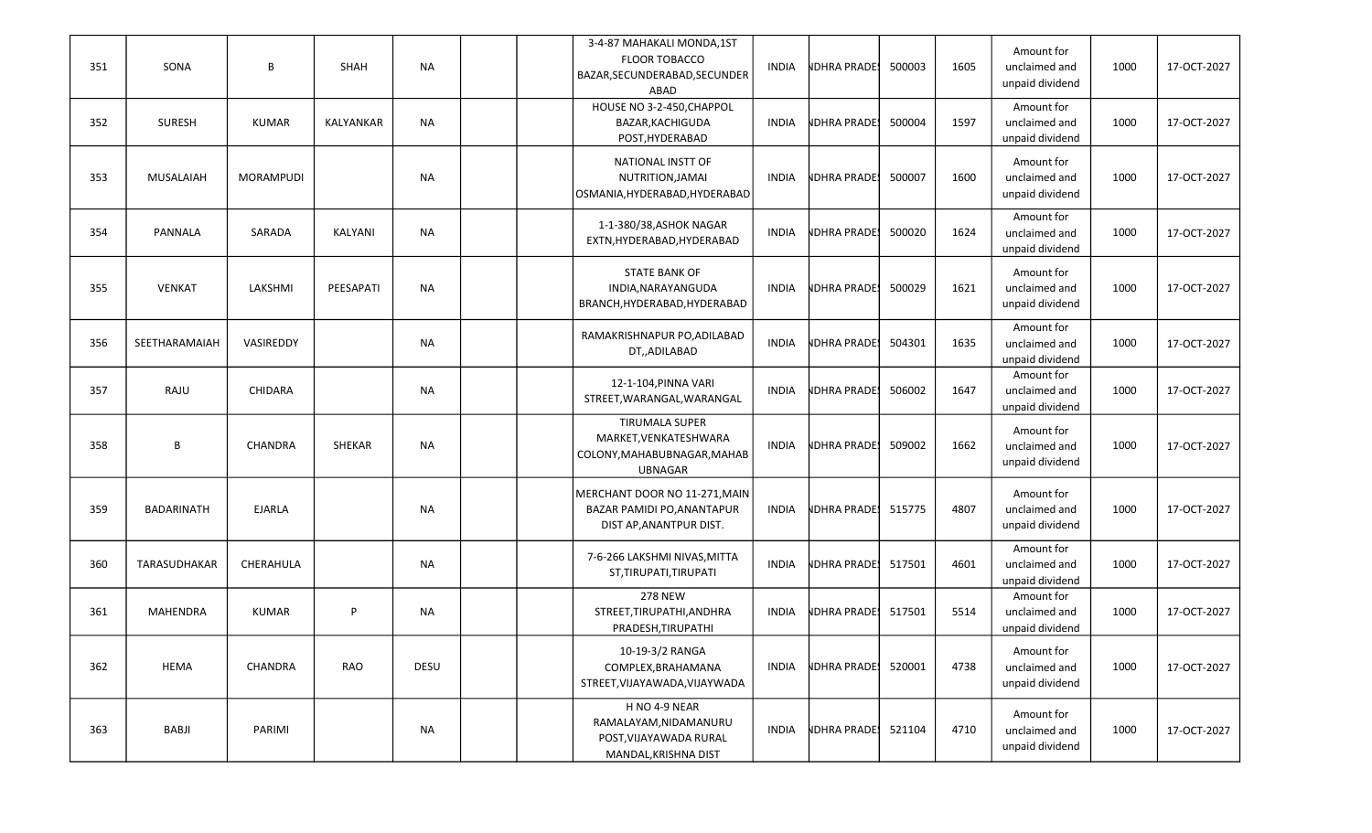| 351 | SONA | B | SHAH | NA | | | 3-4-87 MAHAKALI MONDA,1ST FLOOR TOBACCO BAZAR,SECUNDERABAD,SECUNDERABAD | INDIA | NDHRA PRADE | 500003 | 1605 | Amount for unclaimed and unpaid dividend | 1000 | 17-OCT-2027 |
|---|---|---|---|---|---|---|---|---|---|---|---|---|---|---|
| 352 | SURESH | KUMAR | KALYANKAR | NA | | | HOUSE NO 3-2-450,CHAPPOL BAZAR,KACHIGUDA POST,HYDERABAD | INDIA | NDHRA PRADE | 500004 | 1597 | Amount for unclaimed and unpaid dividend | 1000 | 17-OCT-2027 |
| 353 | MUSALAIAH | MORAMPUDI | | NA | | | NATIONAL INSTT OF NUTRITION,JAMAI OSMANIA,HYDERABAD,HYDERABAD | INDIA | NDHRA PRADE | 500007 | 1600 | Amount for unclaimed and unpaid dividend | 1000 | 17-OCT-2027 |
| 354 | PANNALA | SARADA | KALYANI | NA | | | 1-1-380/38,ASHOK NAGAR EXTN,HYDERABAD,HYDERABAD | INDIA | NDHRA PRADE | 500020 | 1624 | Amount for unclaimed and unpaid dividend | 1000 | 17-OCT-2027 |
| 355 | VENKAT | LAKSHMI | PEESAPATI | NA | | | STATE BANK OF INDIA,NARAYANGUDA BRANCH,HYDERABAD,HYDERABAD | INDIA | NDHRA PRADE | 500029 | 1621 | Amount for unclaimed and unpaid dividend | 1000 | 17-OCT-2027 |
| 356 | SEETHARAMAIAH | VASIREDDY | | NA | | | RAMAKRISHNAPUR PO,ADILABAD DT,,ADILABAD | INDIA | NDHRA PRADE | 504301 | 1635 | Amount for unclaimed and unpaid dividend | 1000 | 17-OCT-2027 |
| 357 | RAJU | CHIDARA | | NA | | | 12-1-104,PINNA VARI STREET,WARANGAL,WARANGAL | INDIA | NDHRA PRADE | 506002 | 1647 | Amount for unclaimed and unpaid dividend | 1000 | 17-OCT-2027 |
| 358 | B | CHANDRA | SHEKAR | NA | | | TIRUMALA SUPER MARKET,VENKATESHWARA COLONY,MAHABUBNAGAR,MAHABUBNAGAR | INDIA | NDHRA PRADE | 509002 | 1662 | Amount for unclaimed and unpaid dividend | 1000 | 17-OCT-2027 |
| 359 | BADARINATH | EJARLA | | NA | | | MERCHANT DOOR NO 11-271,MAIN BAZAR PAMIDI PO,ANANTAPUR DIST AP,ANANTPUR DIST. | INDIA | NDHRA PRADE | 515775 | 4807 | Amount for unclaimed and unpaid dividend | 1000 | 17-OCT-2027 |
| 360 | TARASUDHAKAR | CHERAHULA | | NA | | | 7-6-266 LAKSHMI NIVAS,MITTA ST,TIRUPATI,TIRUPATI | INDIA | NDHRA PRADE | 517501 | 4601 | Amount for unclaimed and unpaid dividend | 1000 | 17-OCT-2027 |
| 361 | MAHENDRA | KUMAR | P | NA | | | 278 NEW STREET,TIRUPATHI,ANDHRA PRADESH,TIRUPATHI | INDIA | NDHRA PRADE | 517501 | 5514 | Amount for unclaimed and unpaid dividend | 1000 | 17-OCT-2027 |
| 362 | HEMA | CHANDRA | RAO | DESU | | | 10-19-3/2 RANGA COMPLEX,BRAHAMANA STREET,VIJAYAWADA,VIJAYWADA | INDIA | NDHRA PRADE | 520001 | 4738 | Amount for unclaimed and unpaid dividend | 1000 | 17-OCT-2027 |
| 363 | BABJI | PARIMI | | NA | | | H NO 4-9 NEAR RAMALAYAM,NIDAMANURU POST,VIJAYAWADA RURAL MANDAL,KRISHNA DIST | INDIA | NDHRA PRADE | 521104 | 4710 | Amount for unclaimed and unpaid dividend | 1000 | 17-OCT-2027 |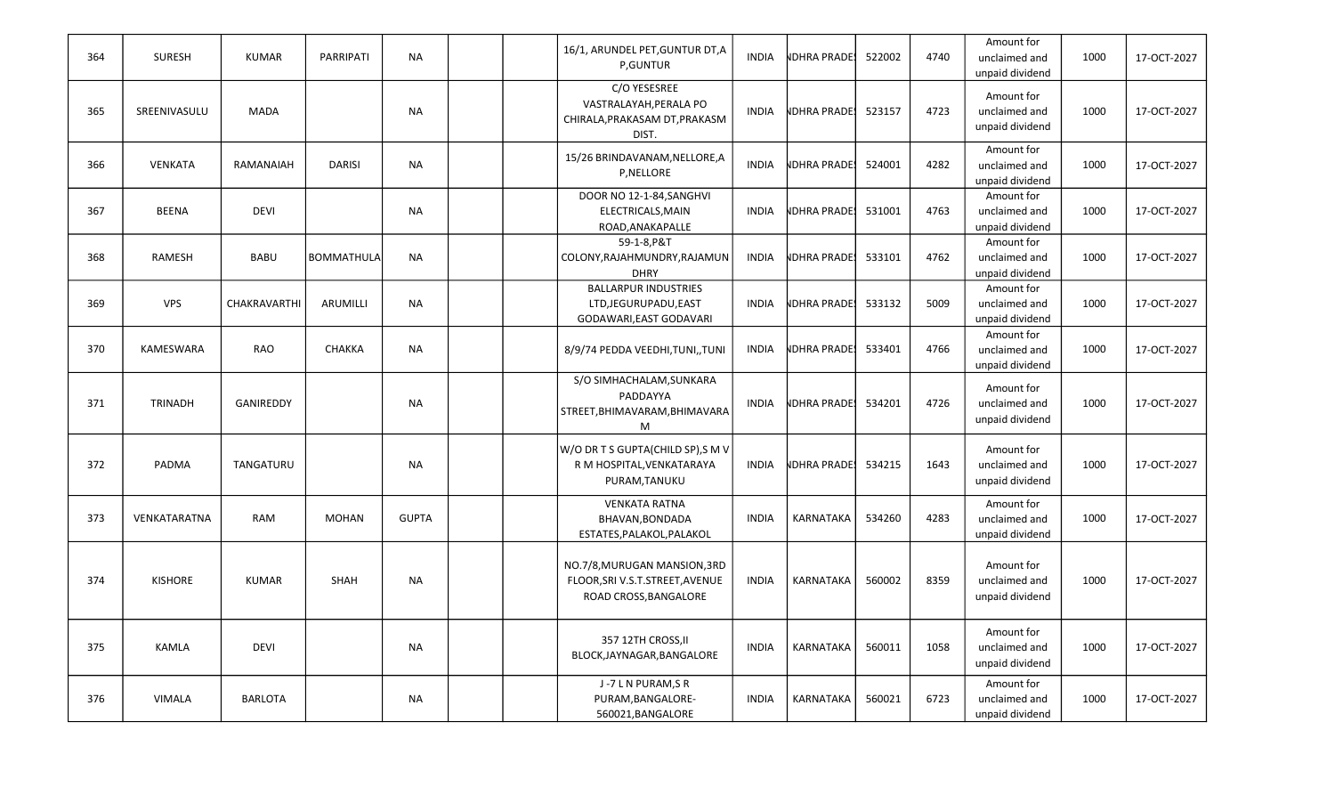| 364 | SURESH | KUMAR | PARRIPATI | NA | | | 16/1, ARUNDEL PET,GUNTUR DT,A P,GUNTUR | INDIA | NDHRA PRADE | 522002 | 4740 | Amount for unclaimed and unpaid dividend | 1000 | 17-OCT-2027 |
|---|---|---|---|---|---|---|---|---|---|---|---|---|---|---|
| 365 | SREENIVASULU | MADA | | NA | | | C/O YESESREE VASTRALAYAH,PERALA PO CHIRALA,PRAKASAM DT,PRAKASM DIST. | INDIA | NDHRA PRADE | 523157 | 4723 | Amount for unclaimed and unpaid dividend | 1000 | 17-OCT-2027 |
| 366 | VENKATA | RAMANAIAH | DARISI | NA | | | 15/26 BRINDAVANAM,NELLORE,A P,NELLORE | INDIA | NDHRA PRADE | 524001 | 4282 | Amount for unclaimed and unpaid dividend | 1000 | 17-OCT-2027 |
| 367 | BEENA | DEVI | | NA | | | DOOR NO 12-1-84,SANGHVI ELECTRICALS,MAIN ROAD,ANAKAPALLE | INDIA | NDHRA PRADE | 531001 | 4763 | Amount for unclaimed and unpaid dividend | 1000 | 17-OCT-2027 |
| 368 | RAMESH | BABU | BOMMATHULA | NA | | | 59-1-8,P&T COLONY,RAJAHMUNDRY,RAJAMUNDHRY | INDIA | NDHRA PRADE | 533101 | 4762 | Amount for unclaimed and unpaid dividend | 1000 | 17-OCT-2027 |
| 369 | VPS | CHAKRAVARTHI | ARUMILLI | NA | | | BALLARPUR INDUSTRIES LTD,JEGURUPADU,EAST GODAVARI,EAST GODAVARI | INDIA | NDHRA PRADE | 533132 | 5009 | Amount for unclaimed and unpaid dividend | 1000 | 17-OCT-2027 |
| 370 | KAMESWARA | RAO | CHAKKA | NA | | | 8/9/74 PEDDA VEEDHI,TUNI,,TUNI | INDIA | NDHRA PRADE | 533401 | 4766 | Amount for unclaimed and unpaid dividend | 1000 | 17-OCT-2027 |
| 371 | TRINADH | GANIREDDY | | NA | | | S/O SIMHACHALAM,SUNKARA PADDAYYA STREET,BHIMAVARAM,BHIMAVARAM | INDIA | NDHRA PRADE | 534201 | 4726 | Amount for unclaimed and unpaid dividend | 1000 | 17-OCT-2027 |
| 372 | PADMA | TANGATURU | | NA | | | W/O DR T S GUPTA(CHILD SP),S M V R M HOSPITAL,VENKATARAYA PURAM,TANUKU | INDIA | NDHRA PRADE | 534215 | 1643 | Amount for unclaimed and unpaid dividend | 1000 | 17-OCT-2027 |
| 373 | VENKATARATNA | RAM | MOHAN | GUPTA | | | VENKATA RATNA BHAVAN,BONDADA ESTATES,PALAKOL,PALAKOL | INDIA | KARNATAKA | 534260 | 4283 | Amount for unclaimed and unpaid dividend | 1000 | 17-OCT-2027 |
| 374 | KISHORE | KUMAR | SHAH | NA | | | NO.7/8,MURUGAN MANSION,3RD FLOOR,SRI V.S.T.STREET,AVENUE ROAD CROSS,BANGALORE | INDIA | KARNATAKA | 560002 | 8359 | Amount for unclaimed and unpaid dividend | 1000 | 17-OCT-2027 |
| 375 | KAMLA | DEVI | | NA | | | 357 12TH CROSS,II BLOCK,JAYNAGAR,BANGALORE | INDIA | KARNATAKA | 560011 | 1058 | Amount for unclaimed and unpaid dividend | 1000 | 17-OCT-2027 |
| 376 | VIMALA | BARLOTA | | NA | | | J -7 L N PURAM,S R PURAM,BANGALORE-560021,BANGALORE | INDIA | KARNATAKA | 560021 | 6723 | Amount for unclaimed and unpaid dividend | 1000 | 17-OCT-2027 |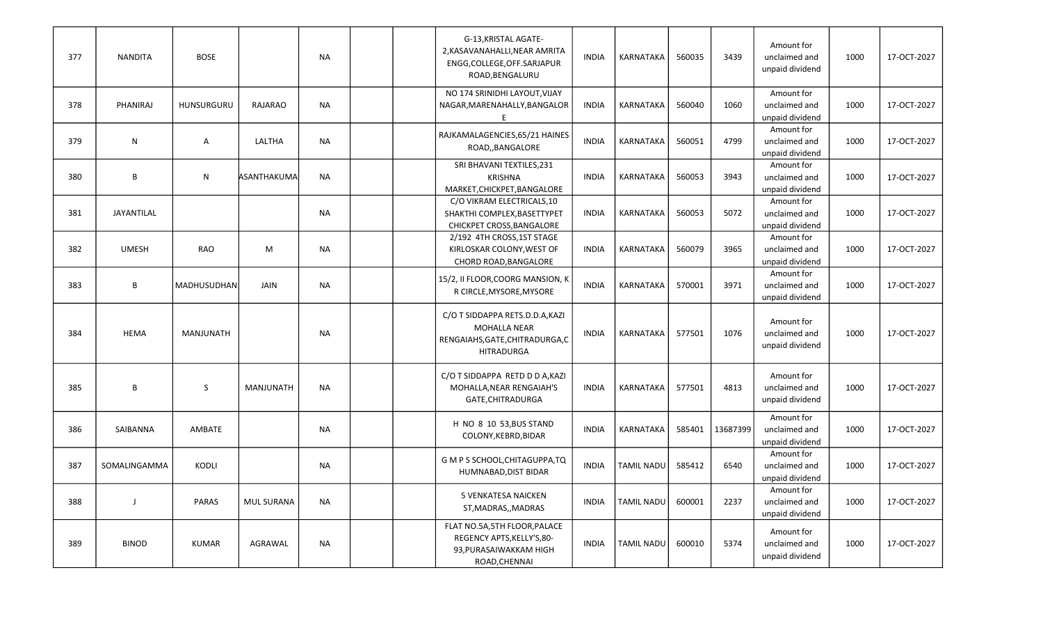| 377 | NANDITA | BOSE | | NA | | | G-13,KRISTAL AGATE-2,KASAVANAHALLI,NEAR AMRITA ENGG,COLLEGE,OFF.SARJAPUR ROAD,BENGALURU | INDIA | KARNATAKA | 560035 | 3439 | Amount for unclaimed and unpaid dividend | 1000 | 17-OCT-2027 |
|---|---|---|---|---|---|---|---|---|---|---|---|---|---|---|
| 378 | PHANIRAJ | HUNSURGURU | RAJARAO | NA | | | NO 174 SRINIDHI LAYOUT,VIJAY NAGAR,MARENAHALLY,BANGALORE | INDIA | KARNATAKA | 560040 | 1060 | Amount for unclaimed and unpaid dividend | 1000 | 17-OCT-2027 |
| 379 | N | A | LALTHA | NA | | | RAJKAMALAGENCIES,65/21 HAINES ROAD,,BANGALORE | INDIA | KARNATAKA | 560051 | 4799 | Amount for unclaimed and unpaid dividend | 1000 | 17-OCT-2027 |
| 380 | B | N | ASANTHAKUMA | NA | | | SRI BHAVANI TEXTILES,231 KRISHNA MARKET,CHICKPET,BANGALORE | INDIA | KARNATAKA | 560053 | 3943 | Amount for unclaimed and unpaid dividend | 1000 | 17-OCT-2027 |
| 381 | JAYANTILAL | | | NA | | | C/O VIKRAM ELECTRICALS,10 SHAKTHI COMPLEX,BASETTYPET CHICKPET CROSS,BANGALORE | INDIA | KARNATAKA | 560053 | 5072 | Amount for unclaimed and unpaid dividend | 1000 | 17-OCT-2027 |
| 382 | UMESH | RAO | M | NA | | | 2/192 4TH CROSS,1ST STAGE KIRLOSKAR COLONY,WEST OF CHORD ROAD,BANGALORE | INDIA | KARNATAKA | 560079 | 3965 | Amount for unclaimed and unpaid dividend | 1000 | 17-OCT-2027 |
| 383 | B | MADHUSUDHAN | JAIN | NA | | | 15/2, II FLOOR,COORG MANSION, K R CIRCLE,MYSORE,MYSORE | INDIA | KARNATAKA | 570001 | 3971 | Amount for unclaimed and unpaid dividend | 1000 | 17-OCT-2027 |
| 384 | HEMA | MANJUNATH | | NA | | | C/O T SIDDAPPA RETS.D.D.A,KAZI MOHALLA NEAR RENGAIAHS,GATE,CHITRADURGA,CHITRADURGA | INDIA | KARNATAKA | 577501 | 1076 | Amount for unclaimed and unpaid dividend | 1000 | 17-OCT-2027 |
| 385 | B | S | MANJUNATH | NA | | | C/O T SIDDAPPA RETD D D A,KAZI MOHALLA,NEAR RENGAIAH'S GATE,CHITRADURGA | INDIA | KARNATAKA | 577501 | 4813 | Amount for unclaimed and unpaid dividend | 1000 | 17-OCT-2027 |
| 386 | SAIBANNA | AMBATE | | NA | | | H NO 8 10 53,BUS STAND COLONY,KEBRD,BIDAR | INDIA | KARNATAKA | 585401 | 13687399 | Amount for unclaimed and unpaid dividend | 1000 | 17-OCT-2027 |
| 387 | SOMALINGAMMA | KODLI | | NA | | | G M P S SCHOOL,CHITAGUPPA,TQ HUMNABAD,DIST BIDAR | INDIA | TAMIL NADU | 585412 | 6540 | Amount for unclaimed and unpaid dividend | 1000 | 17-OCT-2027 |
| 388 | J | PARAS | MUL SURANA | NA | | | 5 VENKATESA NAICKEN ST,MADRAS,,MADRAS | INDIA | TAMIL NADU | 600001 | 2237 | Amount for unclaimed and unpaid dividend | 1000 | 17-OCT-2027 |
| 389 | BINOD | KUMAR | AGRAWAL | NA | | | FLAT NO.5A,5TH FLOOR,PALACE REGENCY APTS,KELLY'S,80-93,PURASAIWAKKAM HIGH ROAD,CHENNAI | INDIA | TAMIL NADU | 600010 | 5374 | Amount for unclaimed and unpaid dividend | 1000 | 17-OCT-2027 |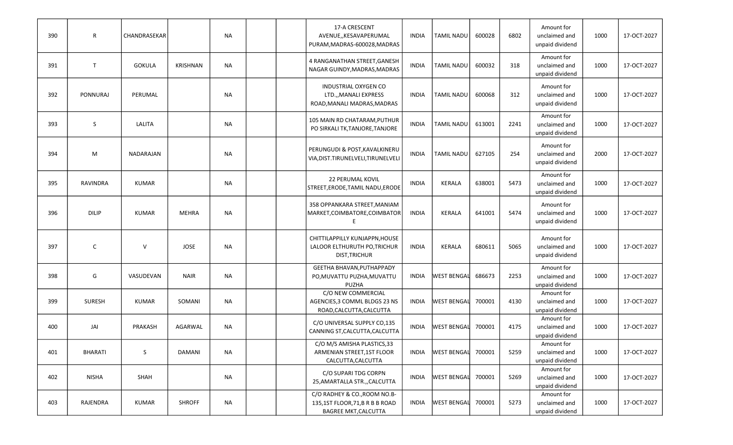| | | | | | | | | | | | | | | |
|---|---|---|---|---|---|---|---|---|---|---|---|---|---|---|
| 390 | R | CHANDRASEKAR | | NA | | | 17-A CRESCENT AVENUE,,KESAVAPERUMAL PURAM,MADRAS-600028,MADRAS | INDIA | TAMIL NADU | 600028 | 6802 | Amount for unclaimed and unpaid dividend | 1000 | 17-OCT-2027 |
| 391 | T | GOKULA | KRISHNAN | NA | | | 4 RANGANATHAN STREET,GANESH NAGAR GUINDY,MADRAS,MADRAS | INDIA | TAMIL NADU | 600032 | 318 | Amount for unclaimed and unpaid dividend | 1000 | 17-OCT-2027 |
| 392 | PONNURAJ | PERUMAL | | NA | | | INDUSTRIAL OXYGEN CO LTD.,,MANALI EXPRESS ROAD,MANALI MADRAS,MADRAS | INDIA | TAMIL NADU | 600068 | 312 | Amount for unclaimed and unpaid dividend | 1000 | 17-OCT-2027 |
| 393 | S | LALITA | | NA | | | 105 MAIN RD CHATARAM,PUTHUR PO SIRKALI TK,TANJORE,TANJORE | INDIA | TAMIL NADU | 613001 | 2241 | Amount for unclaimed and unpaid dividend | 1000 | 17-OCT-2027 |
| 394 | M | NADARAJAN | | NA | | | PERUNGUDI & POST,KAVALKINERU VIA,DIST.TIRUNELVELI,TIRUNELVELI | INDIA | TAMIL NADU | 627105 | 254 | Amount for unclaimed and unpaid dividend | 2000 | 17-OCT-2027 |
| 395 | RAVINDRA | KUMAR | | NA | | | 22 PERUMAL KOVIL STREET,ERODE,TAMIL NADU,ERODE | INDIA | KERALA | 638001 | 5473 | Amount for unclaimed and unpaid dividend | 1000 | 17-OCT-2027 |
| 396 | DILIP | KUMAR | MEHRA | NA | | | 358 OPPANKARA STREET,MANIAM MARKET,COIMBATORE,COIMBATORE | INDIA | KERALA | 641001 | 5474 | Amount for unclaimed and unpaid dividend | 1000 | 17-OCT-2027 |
| 397 | C | V | JOSE | NA | | | CHITTILAPPILLY KUNJAPPN,HOUSE LALOOR ELTHURUTH PO,TRICHUR DIST,TRICHUR | INDIA | KERALA | 680611 | 5065 | Amount for unclaimed and unpaid dividend | 1000 | 17-OCT-2027 |
| 398 | G | VASUDEVAN | NAIR | NA | | | GEETHA BHAVAN,PUTHAPPADY PO,MUVATTU PUZHA,MUVATTU PUZHA | INDIA | WEST BENGAL | 686673 | 2253 | Amount for unclaimed and unpaid dividend | 1000 | 17-OCT-2027 |
| 399 | SURESH | KUMAR | SOMANI | NA | | | C/O NEW COMMERCIAL AGENCIES,3 COMML BLDGS 23 NS ROAD,CALCUTTA,CALCUTTA | INDIA | WEST BENGAL | 700001 | 4130 | Amount for unclaimed and unpaid dividend | 1000 | 17-OCT-2027 |
| 400 | JAI | PRAKASH | AGARWAL | NA | | | C/O UNIVERSAL SUPPLY CO,135 CANNING ST,CALCUTTA,CALCUTTA | INDIA | WEST BENGAL | 700001 | 4175 | Amount for unclaimed and unpaid dividend | 1000 | 17-OCT-2027 |
| 401 | BHARATI | S | DAMANI | NA | | | C/O M/S AMISHA PLASTICS,33 ARMENIAN STREET,1ST FLOOR CALCUTTA,CALCUTTA | INDIA | WEST BENGAL | 700001 | 5259 | Amount for unclaimed and unpaid dividend | 1000 | 17-OCT-2027 |
| 402 | NISHA | SHAH | | NA | | | C/O SUPARI TDG CORPN 25,AMARTALLA STR.,,CALCUTTA | INDIA | WEST BENGAL | 700001 | 5269 | Amount for unclaimed and unpaid dividend | 1000 | 17-OCT-2027 |
| 403 | RAJENDRA | KUMAR | SHROFF | NA | | | C/O RADHEY & CO.,ROOM NO.B-135,1ST FLOOR,71,B R B B ROAD BAGREE MKT,CALCUTTA | INDIA | WEST BENGAL | 700001 | 5273 | Amount for unclaimed and unpaid dividend | 1000 | 17-OCT-2027 |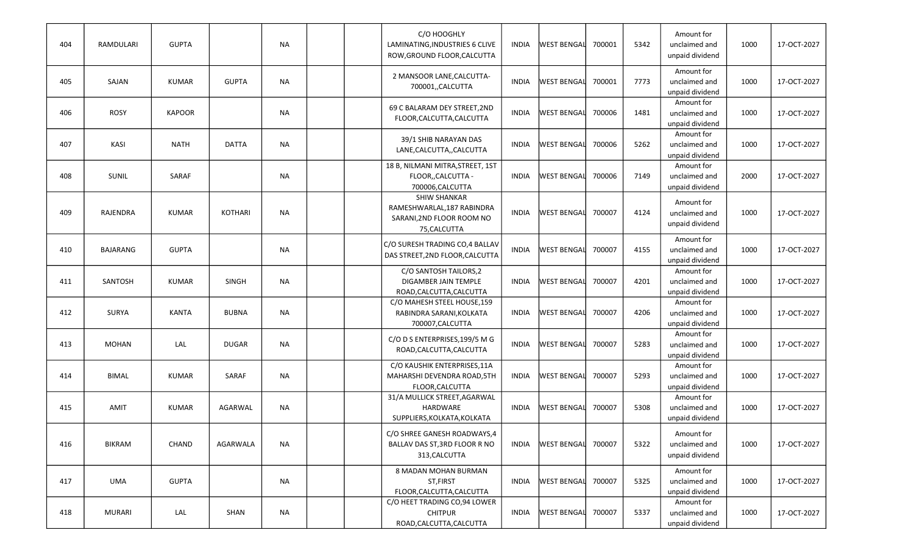| 404 | RAMDULARI | GUPTA | | NA | | | C/O HOOGHLY LAMINATING,INDUSTRIES 6 CLIVE ROW,GROUND FLOOR,CALCUTTA | INDIA | WEST BENGAL | 700001 | 5342 | Amount for unclaimed and unpaid dividend | 1000 | 17-OCT-2027 |
|---|---|---|---|---|---|---|---|---|---|---|---|---|---|---|
| 405 | SAJAN | KUMAR | GUPTA | NA | | | 2 MANSOOR LANE,CALCUTTA-700001,,CALCUTTA | INDIA | WEST BENGAL | 700001 | 7773 | Amount for unclaimed and unpaid dividend | 1000 | 17-OCT-2027 |
| 406 | ROSY | KAPOOR | | NA | | | 69 C BALARAM DEY STREET,2ND FLOOR,CALCUTTA,CALCUTTA | INDIA | WEST BENGAL | 700006 | 1481 | Amount for unclaimed and unpaid dividend | 1000 | 17-OCT-2027 |
| 407 | KASI | NATH | DATTA | NA | | | 39/1 SHIB NARAYAN DAS LANE,CALCUTTA,,CALCUTTA | INDIA | WEST BENGAL | 700006 | 5262 | Amount for unclaimed and unpaid dividend | 1000 | 17-OCT-2027 |
| 408 | SUNIL | SARAF | | NA | | | 18 B, NILMANI MITRA,STREET, 1ST FLOOR,,CALCUTTA - 700006,CALCUTTA | INDIA | WEST BENGAL | 700006 | 7149 | Amount for unclaimed and unpaid dividend | 2000 | 17-OCT-2027 |
| 409 | RAJENDRA | KUMAR | KOTHARI | NA | | | SHIW SHANKAR RAMESHWARLAL,187 RABINDRA SARANI,2ND FLOOR ROOM NO 75,CALCUTTA | INDIA | WEST BENGAL | 700007 | 4124 | Amount for unclaimed and unpaid dividend | 1000 | 17-OCT-2027 |
| 410 | BAJARANG | GUPTA | | NA | | | C/O SURESH TRADING CO,4 BALLAV DAS STREET,2ND FLOOR,CALCUTTA | INDIA | WEST BENGAL | 700007 | 4155 | Amount for unclaimed and unpaid dividend | 1000 | 17-OCT-2027 |
| 411 | SANTOSH | KUMAR | SINGH | NA | | | C/O SANTOSH TAILORS,2 DIGAMBER JAIN TEMPLE ROAD,CALCUTTA,CALCUTTA | INDIA | WEST BENGAL | 700007 | 4201 | Amount for unclaimed and unpaid dividend | 1000 | 17-OCT-2027 |
| 412 | SURYA | KANTA | BUBNA | NA | | | C/O MAHESH STEEL HOUSE,159 RABINDRA SARANI,KOLKATA 700007,CALCUTTA | INDIA | WEST BENGAL | 700007 | 4206 | Amount for unclaimed and unpaid dividend | 1000 | 17-OCT-2027 |
| 413 | MOHAN | LAL | DUGAR | NA | | | C/O D S ENTERPRISES,199/5 M G ROAD,CALCUTTA,CALCUTTA | INDIA | WEST BENGAL | 700007 | 5283 | Amount for unclaimed and unpaid dividend | 1000 | 17-OCT-2027 |
| 414 | BIMAL | KUMAR | SARAF | NA | | | C/O KAUSHIK ENTERPRISES,11A MAHARSHI DEVENDRA ROAD,5TH FLOOR,CALCUTTA | INDIA | WEST BENGAL | 700007 | 5293 | Amount for unclaimed and unpaid dividend | 1000 | 17-OCT-2027 |
| 415 | AMIT | KUMAR | AGARWAL | NA | | | 31/A MULLICK STREET,AGARWAL HARDWARE SUPPLIERS,KOLKATA,KOLKATA | INDIA | WEST BENGAL | 700007 | 5308 | Amount for unclaimed and unpaid dividend | 1000 | 17-OCT-2027 |
| 416 | BIKRAM | CHAND | AGARWALA | NA | | | C/O SHREE GANESH ROADWAYS,4 BALLAV DAS ST,3RD FLOOR R NO 313,CALCUTTA | INDIA | WEST BENGAL | 700007 | 5322 | Amount for unclaimed and unpaid dividend | 1000 | 17-OCT-2027 |
| 417 | UMA | GUPTA | | NA | | | 8 MADAN MOHAN BURMAN ST,FIRST FLOOR,CALCUTTA,CALCUTTA | INDIA | WEST BENGAL | 700007 | 5325 | Amount for unclaimed and unpaid dividend | 1000 | 17-OCT-2027 |
| 418 | MURARI | LAL | SHAN | NA | | | C/O HEET TRADING CO,94 LOWER CHITPUR ROAD,CALCUTTA,CALCUTTA | INDIA | WEST BENGAL | 700007 | 5337 | Amount for unclaimed and unpaid dividend | 1000 | 17-OCT-2027 |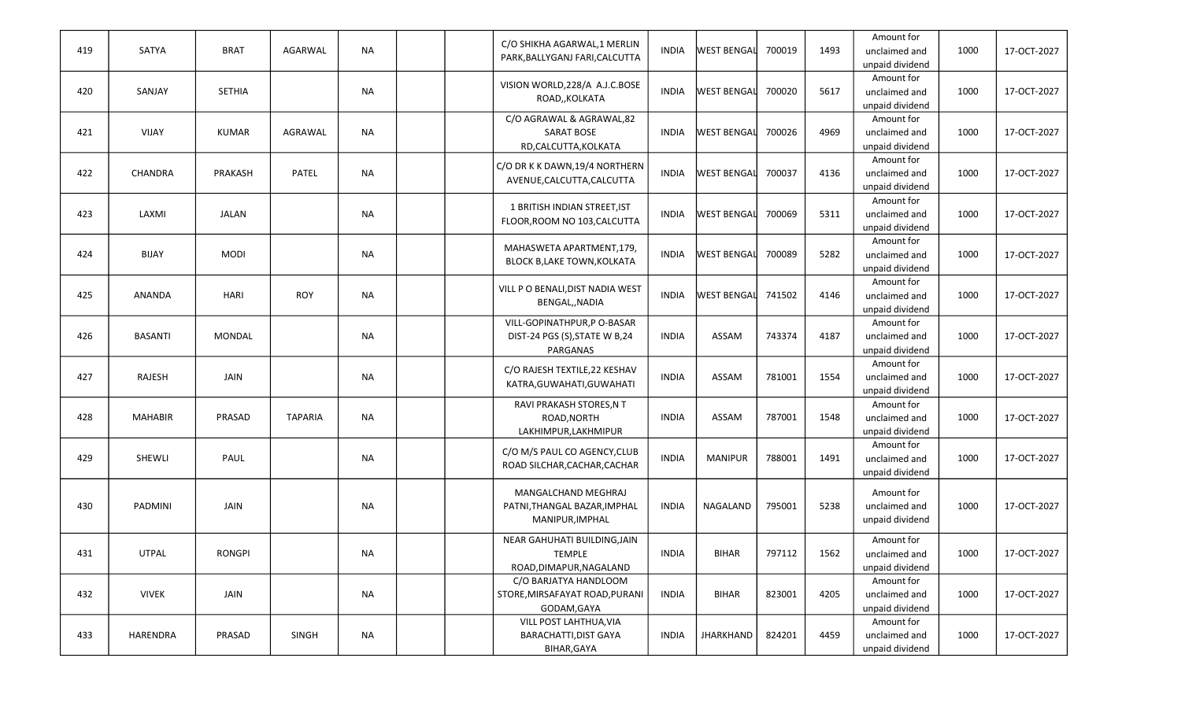| | | | | | | | | | | | | | | |
|---|---|---|---|---|---|---|---|---|---|---|---|---|---|---|
| 419 | SATYA | BRAT | AGARWAL | NA | | | C/O SHIKHA AGARWAL,1 MERLIN PARK,BALLYGANJ FARI,CALCUTTA | INDIA | WEST BENGAL | 700019 | 1493 | Amount for unclaimed and unpaid dividend | 1000 | 17-OCT-2027 |
| 420 | SANJAY | SETHIA | | NA | | | VISION WORLD,228/A A.J.C.BOSE ROAD,,KOLKATA | INDIA | WEST BENGAL | 700020 | 5617 | Amount for unclaimed and unpaid dividend | 1000 | 17-OCT-2027 |
| 421 | VIJAY | KUMAR | AGRAWAL | NA | | | C/O AGRAWAL & AGRAWAL,82 SARAT BOSE RD,CALCUTTA,KOLKATA | INDIA | WEST BENGAL | 700026 | 4969 | Amount for unclaimed and unpaid dividend | 1000 | 17-OCT-2027 |
| 422 | CHANDRA | PRAKASH | PATEL | NA | | | C/O DR K K DAWN,19/4 NORTHERN AVENUE,CALCUTTA,CALCUTTA | INDIA | WEST BENGAL | 700037 | 4136 | Amount for unclaimed and unpaid dividend | 1000 | 17-OCT-2027 |
| 423 | LAXMI | JALAN | | NA | | | 1 BRITISH INDIAN STREET,IST FLOOR,ROOM NO 103,CALCUTTA | INDIA | WEST BENGAL | 700069 | 5311 | Amount for unclaimed and unpaid dividend | 1000 | 17-OCT-2027 |
| 424 | BIJAY | MODI | | NA | | | MAHASWETA APARTMENT,179, BLOCK B,LAKE TOWN,KOLKATA | INDIA | WEST BENGAL | 700089 | 5282 | Amount for unclaimed and unpaid dividend | 1000 | 17-OCT-2027 |
| 425 | ANANDA | HARI | ROY | NA | | | VILL P O BENALI,DIST NADIA WEST BENGAL,,NADIA | INDIA | WEST BENGAL | 741502 | 4146 | Amount for unclaimed and unpaid dividend | 1000 | 17-OCT-2027 |
| 426 | BASANTI | MONDAL | | NA | | | VILL-GOPINATHPUR,P O-BASAR DIST-24 PGS (S),STATE W B,24 PARGANAS | INDIA | ASSAM | 743374 | 4187 | Amount for unclaimed and unpaid dividend | 1000 | 17-OCT-2027 |
| 427 | RAJESH | JAIN | | NA | | | C/O RAJESH TEXTILE,22 KESHAV KATRA,GUWAHATI,GUWAHATI | INDIA | ASSAM | 781001 | 1554 | Amount for unclaimed and unpaid dividend | 1000 | 17-OCT-2027 |
| 428 | MAHABIR | PRASAD | TAPARIA | NA | | | RAVI PRAKASH STORES,N T ROAD,NORTH LAKHIMPUR,LAKHMIPUR | INDIA | ASSAM | 787001 | 1548 | Amount for unclaimed and unpaid dividend | 1000 | 17-OCT-2027 |
| 429 | SHEWLI | PAUL | | NA | | | C/O M/S PAUL CO AGENCY,CLUB ROAD SILCHAR,CACHAR,CACHAR | INDIA | MANIPUR | 788001 | 1491 | Amount for unclaimed and unpaid dividend | 1000 | 17-OCT-2027 |
| 430 | PADMINI | JAIN | | NA | | | MANGALCHAND MEGHRAJ PATNI,THANGAL BAZAR,IMPHAL MANIPUR,IMPHAL | INDIA | NAGALAND | 795001 | 5238 | Amount for unclaimed and unpaid dividend | 1000 | 17-OCT-2027 |
| 431 | UTPAL | RONGPI | | NA | | | NEAR GAHUHATI BUILDING,JAIN TEMPLE ROAD,DIMAPUR,NAGALAND | INDIA | BIHAR | 797112 | 1562 | Amount for unclaimed and unpaid dividend | 1000 | 17-OCT-2027 |
| 432 | VIVEK | JAIN | | NA | | | C/O BARJATYA HANDLOOM STORE,MIRSAFAYAT ROAD,PURANI GODAM,GAYA | INDIA | BIHAR | 823001 | 4205 | Amount for unclaimed and unpaid dividend | 1000 | 17-OCT-2027 |
| 433 | HARENDRA | PRASAD | SINGH | NA | | | VILL POST LAHTHUA,VIA BARACHATTI,DIST GAYA BIHAR,GAYA | INDIA | JHARKHAND | 824201 | 4459 | Amount for unclaimed and unpaid dividend | 1000 | 17-OCT-2027 |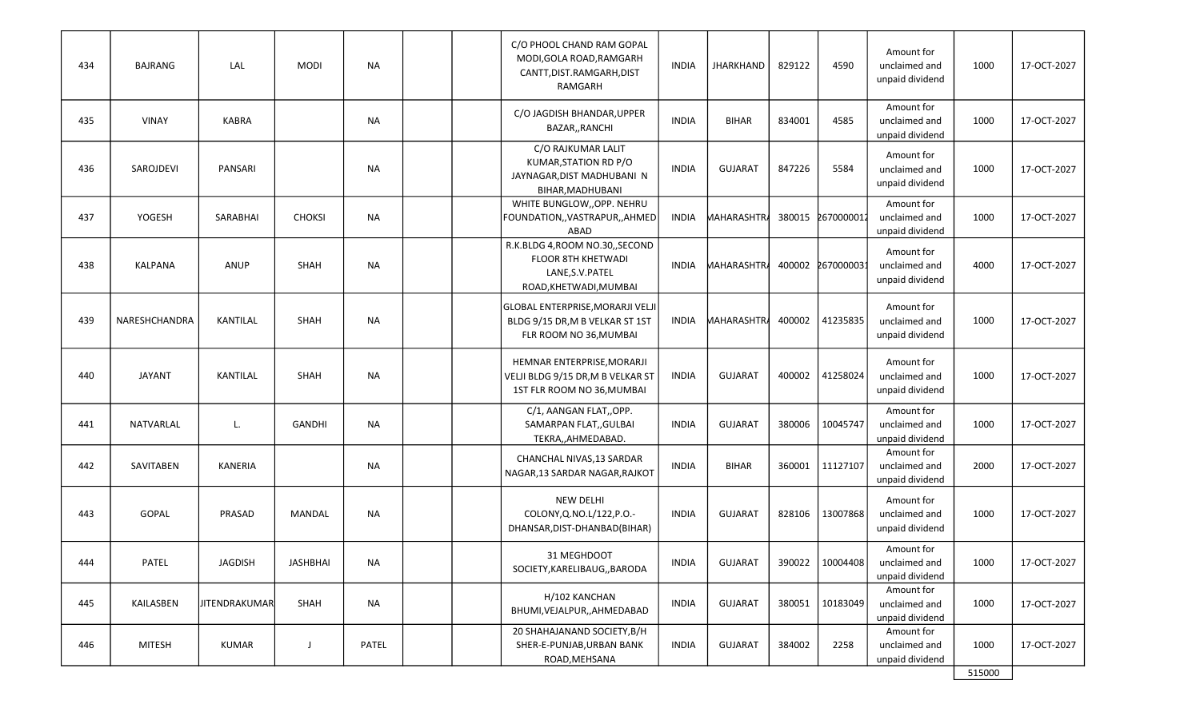| | | | | | | | | | | | | | | |
|---|---|---|---|---|---|---|---|---|---|---|---|---|---|---|
| 434 | BAJRANG | LAL | MODI | NA | | | C/O PHOOL CHAND RAM GOPAL MODI,GOLA ROAD,RAMGARH CANTT,DIST.RAMGARH,DIST RAMGARH | INDIA | JHARKHAND | 829122 | 4590 | Amount for unclaimed and unpaid dividend | 1000 | 17-OCT-2027 |
| 435 | VINAY | KABRA | | NA | | | C/O JAGDISH BHANDAR,UPPER BAZAR,,RANCHI | INDIA | BIHAR | 834001 | 4585 | Amount for unclaimed and unpaid dividend | 1000 | 17-OCT-2027 |
| 436 | SAROJDEVI | PANSARI | | NA | | | C/O RAJKUMAR LALIT KUMAR,STATION RD P/O JAYNAGAR,DIST MADHUBANI N BIHAR,MADHUBANI | INDIA | GUJARAT | 847226 | 5584 | Amount for unclaimed and unpaid dividend | 1000 | 17-OCT-2027 |
| 437 | YOGESH | SARABHAI | CHOKSI | NA | | | WHITE BUNGLOW,,OPP. NEHRU FOUNDATION,,VASTRAPUR,,AHMEDABAD | INDIA | MAHARASHTRA | 380015 | 2670000012 | Amount for unclaimed and unpaid dividend | 1000 | 17-OCT-2027 |
| 438 | KALPANA | ANUP | SHAH | NA | | | R.K.BLDG 4,ROOM NO.30,,SECOND FLOOR 8TH KHETWADI LANE,S.V.PATEL ROAD,KHETWADI,MUMBAI | INDIA | MAHARASHTRA | 400002 | 2670000031 | Amount for unclaimed and unpaid dividend | 4000 | 17-OCT-2027 |
| 439 | NARESHCHANDRA | KANTILAL | SHAH | NA | | | GLOBAL ENTERPRISE,MORARJI VELJI BLDG 9/15 DR,M B VELKAR ST 1ST FLR ROOM NO 36,MUMBAI | INDIA | MAHARASHTRA | 400002 | 41235835 | Amount for unclaimed and unpaid dividend | 1000 | 17-OCT-2027 |
| 440 | JAYANT | KANTILAL | SHAH | NA | | | HEMNAR ENTERPRISE,MORARJI VELJI BLDG 9/15 DR,M B VELKAR ST 1ST FLR ROOM NO 36,MUMBAI | INDIA | GUJARAT | 400002 | 41258024 | Amount for unclaimed and unpaid dividend | 1000 | 17-OCT-2027 |
| 441 | NATVARLAL | L. | GANDHI | NA | | | C/1, AANGAN FLAT,,OPP. SAMARPAN FLAT,,GULBAI TEKRA,,AHMEDABAD. | INDIA | GUJARAT | 380006 | 10045747 | Amount for unclaimed and unpaid dividend | 1000 | 17-OCT-2027 |
| 442 | SAVITABEN | KANERIA | | NA | | | CHANCHAL NIVAS,13 SARDAR NAGAR,13 SARDAR NAGAR,RAJKOT | INDIA | BIHAR | 360001 | 11127107 | Amount for unclaimed and unpaid dividend | 2000 | 17-OCT-2027 |
| 443 | GOPAL | PRASAD | MANDAL | NA | | | NEW DELHI COLONY,Q.NO.L/122,P.O.-DHANSAR,DIST-DHANBAD(BIHAR) | INDIA | GUJARAT | 828106 | 13007868 | Amount for unclaimed and unpaid dividend | 1000 | 17-OCT-2027 |
| 444 | PATEL | JAGDISH | JASHBHAI | NA | | | 31 MEGHDOOT SOCIETY,KARELIBAUG,,BARODA | INDIA | GUJARAT | 390022 | 10004408 | Amount for unclaimed and unpaid dividend | 1000 | 17-OCT-2027 |
| 445 | KAILASBEN | JITENDRAKUMAR | SHAH | NA | | | H/102 KANCHAN BHUMI,VEJALPUR,,AHMEDABAD | INDIA | GUJARAT | 380051 | 10183049 | Amount for unclaimed and unpaid dividend | 1000 | 17-OCT-2027 |
| 446 | MITESH | KUMAR | J | PATEL | | | 20 SHAHAJANAND SOCIETY,B/H SHER-E-PUNJAB,URBAN BANK ROAD,MEHSANA | INDIA | GUJARAT | 384002 | 2258 | Amount for unclaimed and unpaid dividend | 1000 | 17-OCT-2027 |
| | | | | | | | | | | | | | 515000 | |